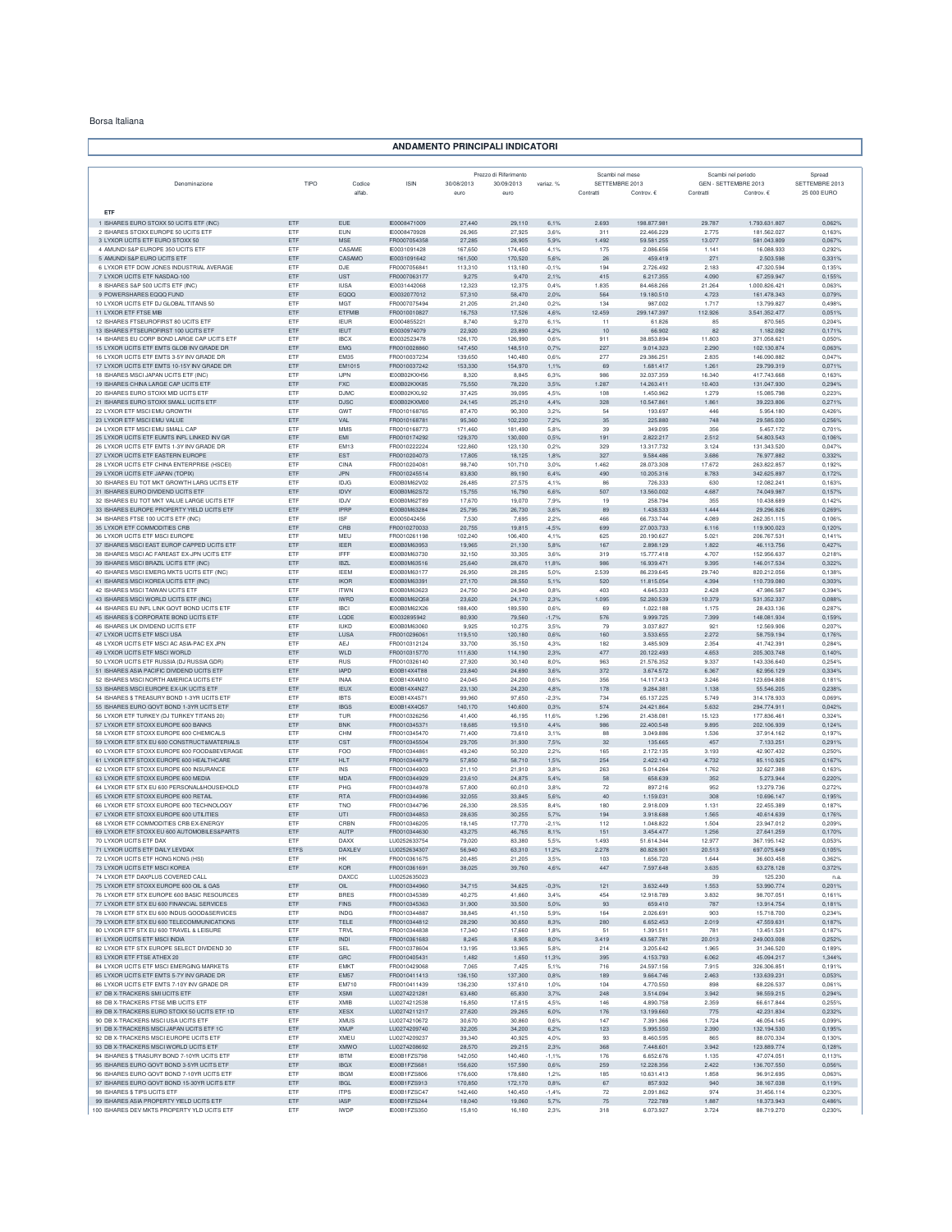Borsa Italiana

## ANDAMENTO PRINCIPALI INDICATORI

| Denominazione | TIPO | Codice alfab. | ISIN | Prezzo di Riferimento 30/08/2013 euro | 30/09/2013 euro | variaz. % | Scambi nel mese SETTEMBRE 2013 Contratti | Controv. € | Scambi nel periodo GEN - SETTEMBRE 2013 Contratti | Controv. € | Spread SETTEMBRE 2013 25 000 EURO |
|---|---|---|---|---|---|---|---|---|---|---|---|
| **ETF** | | | | | | | | | | | |
| 1 ISHARES EURO STOXX 50 UCITS ETF (INC) | ETF | EUE | IE0008471009 | 27,440 | 29,110 | 6,1% | 2.693 | 198.877.981 | 29.787 | 1.793.631.807 | 0,062% |
| 2 ISHARES STOXX EUROPE 50 UCITS ETF | ETF | EUN | IE0008470928 | 26,965 | 27,925 | 3,6% | 311 | 22.466.229 | 2.775 | 181.562.027 | 0,163% |
| 3 LYXOR UCITS ETF EURO STOXX 50 | ETF | MSE | FR0007054358 | 27,285 | 28,905 | 5,9% | 1.492 | 59.581.255 | 13.077 | 581.043.809 | 0,067% |
| 4 AMUNDI S&P EUROPE 350 UCITS ETF | ETF | CASAME | IE0031091428 | 167,650 | 174,450 | 4,1% | 175 | 2.086.656 | 1.141 | 16.088.933 | 0,292% |
| 5 AMUNDI S&P EURO UCITS ETF | ETF | CASAMO | IE0031091642 | 161,500 | 170,520 | 5,6% | 26 | 459.419 | 271 | 2.503.598 | 0,331% |
| 6 LYXOR UCITS ETF DOW JONES INDUSTRIAL AVERAGE | ETF | DJE | FR0007056841 | 113,310 | 113,180 | -0,1% | 194 | 2.726.492 | 2.183 | 47.320.594 | 0,135% |
| 7 LYXOR UCITS ETF NASDAQ-100 | ETF | UST | FR0007063177 | 9,275 | 9,470 | 2,1% | 415 | 6.217.355 | 4.090 | 67.259.947 | 0,155% |
| 8 ISHARES S&P 500 UCITS ETF (INC) | ETF | IUSA | IE0031442068 | 12,323 | 12,375 | 0,4% | 1.835 | 84.468.266 | 21.264 | 1.000.826.421 | 0,063% |
| 9 POWERSHARES EQQQ FUND | ETF | EQQQ | IE0032077012 | 57,310 | 58,470 | 2,0% | 564 | 19.180.510 | 4.723 | 161.478.343 | 0,079% |
| 10 LYXOR UCITS ETF DJ GLOBAL TITANS 50 | ETF | MGT | FR0007075494 | 21,205 | 21,240 | 0,2% | 134 | 987.002 | 1.717 | 13.799.827 | 0,498% |
| 11 LYXOR ETF FTSE MIB | ETF | ETFMIB | FR0010010827 | 16,753 | 17,526 | 4,6% | 12.459 | 299.147.397 | 112.926 | 3.541.352.477 | 0,051% |
| 12 ISHARES FTSEUROFIRST 80 UCITS ETF | ETF | IEUR | IE0004855221 | 8,740 | 9,270 | 6,1% | 11 | 61.826 | 85 | 870.565 | 0,204% |
| 13 ISHARES FTSEUROFIRST 100 UCITS ETF | ETF | IEUT | IE0030974079 | 22,920 | 23,890 | 4,2% | 10 | 66.902 | 82 | 1.182.092 | 0,171% |
| 14 ISHARES EU CORP BOND LARGE CAP UCITS ETF | ETF | IBCX | IE0032523478 | 126,170 | 126,990 | 0,6% | 911 | 38.853.894 | 11.803 | 371.058.621 | 0,050% |
| 15 LYXOR UCITS ETF EMTS GLOB INV GRADE DR | ETF | EMG | FR0010028860 | 147,450 | 148,510 | 0,7% | 227 | 9.014.323 | 2.290 | 102.130.874 | 0,063% |
| 16 LYXOR UCITS ETF EMTS 3-5Y INV GRADE DR | ETF | EM35 | FR0010037234 | 139,650 | 140,480 | 0,6% | 277 | 29.386.251 | 2.835 | 146.090.882 | 0,047% |
| 17 LYXOR UCITS ETF EMTS 10-15Y INV GRADE DR | ETF | EM1015 | FR0010037242 | 153,330 | 154,970 | 1,1% | 69 | 1.681.417 | 1.261 | 29.799.319 | 0,071% |
| 18 ISHARES MSCI JAPAN UCITS ETF (INC) | ETF | IJPN | IE00B02KXH56 | 8,320 | 8,845 | 6,3% | 986 | 32.037.359 | 16.340 | 417.743.668 | 0,163% |
| 19 ISHARES CHINA LARGE CAP UCITS ETF | ETF | FXC | IE00B02KXK85 | 75,550 | 78,220 | 3,5% | 1.287 | 14.263.411 | 10.403 | 131.047.930 | 0,294% |
| 20 ISHARES EURO STOXX MID UCITS ETF | ETF | DJMC | IE00B02KXL92 | 37,425 | 39,095 | 4,5% | 108 | 1.450.962 | 1.279 | 15.085.798 | 0,223% |
| 21 ISHARES EURO STOXX SMALL UCITS ETF | ETF | DJSC | IE00B02KXM00 | 24,145 | 25,210 | 4,4% | 328 | 10.547.861 | 1.861 | 39.223.806 | 0,271% |
| 22 LYXOR ETF MSCI EMU GROWTH | ETF | GWT | FR0010168765 | 87,470 | 90,300 | 3,2% | 54 | 193.697 | 446 | 5.954.180 | 0,426% |
| 23 LYXOR ETF MSCI EMU VALUE | ETF | VAL | FR0010168781 | 95,350 | 102,230 | 7,2% | 35 | 225.880 | 748 | 29.585.030 | 0,256% |
| 24 LYXOR ETF MSCI EMU SMALL CAP | ETF | MMS | FR0010168773 | 171,460 | 181,490 | 5,8% | 39 | 349.095 | 356 | 5.457.172 | 0,701% |
| 25 LYXOR UCITS ETF EUMTS INFL LINKED INV GR | ETF | EMI | FR0010174292 | 129,370 | 130,000 | 0,5% | 191 | 2.822.217 | 2.512 | 54.803.543 | 0,106% |
| 26 LYXOR UCITS ETF EMTS 1-3Y INV GRADE DR | ETF | EM13 | FR0010222224 | 122,860 | 123,130 | 0,2% | 329 | 13.317.732 | 3.124 | 131.343.520 | 0,047% |
| 27 LYXOR UCITS ETF EASTERN EUROPE | ETF | EST | FR0010204073 | 17,805 | 18,125 | 1,8% | 327 | 9.584.486 | 3.686 | 76.977.882 | 0,332% |
| 28 LYXOR UCITS ETF CHINA ENTERPRISE (HSCEI) | ETF | CINA | FR0010204081 | 98,740 | 101,710 | 3,0% | 1.462 | 28.073.308 | 17.672 | 263.822.857 | 0,192% |
| 29 LYXOR UCITS ETF JAPAN (TOPIX) | ETF | JPN | FR0010245514 | 83,830 | 89,190 | 6,4% | 490 | 10.205.316 | 8.783 | 342.625.897 | 0,172% |
| 30 ISHARES EU TOT MKT GROWTH LARG UCITS ETF | ETF | IDJG | IE00B0M62V02 | 26,485 | 27,575 | 4,1% | 86 | 726.333 | 630 | 12.062.241 | 0,163% |
| 31 ISHARES EURO DIVIDEND UCITS ETF | ETF | IDVY | IE00B0M62S72 | 15,755 | 16,790 | 6,6% | 507 | 13.560.002 | 4.687 | 74.049.987 | 0,157% |
| 32 ISHARES EU TOT MKT VALUE LARGE UCITS ETF | ETF | IDJV | IE00B0M62T89 | 17,670 | 19,070 | 7,9% | 19 | 258.794 | 355 | 10.438.689 | 0,142% |
| 33 ISHARES EUROPE PROPERTY YIELD UCITS ETF | ETF | IPRP | IE00B0M63284 | 25,795 | 26,730 | 3,6% | 89 | 1.438.533 | 1.444 | 29.296.826 | 0,269% |
| 34 ISHARES FTSE 100 UCITS ETF (INC) | ETF | ISF | IE0005042456 | 7,530 | 7,695 | 2,2% | 466 | 66.733.744 | 4.089 | 262.351.115 | 0,106% |
| 35 LYXOR ETF COMMODITIES CRB | ETF | CRB | FR0010270033 | 20,755 | 19,815 | -4,5% | 699 | 27.003.733 | 6.116 | 119.900.023 | 0,120% |
| 36 LYXOR UCITS ETF MSCI EUROPE | ETF | MEU | FR0010261198 | 102,240 | 106,400 | 4,1% | 625 | 20.190.627 | 5.021 | 206.767.531 | 0,141% |
| 37 ISHARES MSCI EAST EUROP CAPPED UCITS ETF | ETF | IEER | IE00B0M63953 | 19,965 | 21,130 | 5,8% | 167 | 2.898.129 | 1.822 | 46.113.756 | 0,427% |
| 38 ISHARES MSCI AC FAREAST EX-JPN UCITS ETF | ETF | IFFF | IE00B0M63730 | 32,150 | 33,305 | 3,6% | 319 | 15.777.418 | 4.707 | 152.956.637 | 0,218% |
| 39 ISHARES MSCI BRAZIL UCITS ETF (INC) | ETF | IBZL | IE00B0M63516 | 25,640 | 28,670 | 11,8% | 986 | 16.939.471 | 9.395 | 146.017.534 | 0,322% |
| 40 ISHARES MSCI EMERG MKTS UCITS ETF (INC) | ETF | IEEM | IE00B0M63177 | 26,950 | 28,285 | 5,0% | 2.539 | 86.239.645 | 29.740 | 820.212.056 | 0,138% |
| 41 ISHARES MSCI KOREA UCITS ETF (INC) | ETF | IKOR | IE00B0M63391 | 27,170 | 28,550 | 5,1% | 520 | 11.815.054 | 4.394 | 110.739.080 | 0,303% |
| 42 ISHARES MSCI TAIWAN UCITS ETF | ETF | ITWN | IE00B0M63623 | 24,750 | 24,940 | 0,8% | 403 | 4.645.333 | 2.428 | 47.986.587 | 0,394% |
| 43 ISHARES MSCI WORLD UCITS ETF (INC) | ETF | IWRD | IE00B0M62Q58 | 23,620 | 24,170 | 2,3% | 1.095 | 52.280.539 | 10.379 | 531.352.337 | 0,088% |
| 44 ISHARES EU INFL LINK GOVT BOND UCITS ETF | ETF | IBCI | IE00B0M62X26 | 188,400 | 189,590 | 0,6% | 69 | 1.022.188 | 1.175 | 28.433.136 | 0,287% |
| 45 ISHARES $ CORPORATE BOND UCITS ETF | ETF | LQDE | IE0032895942 | 80,930 | 79,560 | -1,7% | 576 | 9.999.725 | 7.399 | 148.081.934 | 0,159% |
| 46 ISHARES UK DIVIDEND UCITS ETF | ETF | IUKD | IE00B0M63060 | 9,925 | 10,275 | 3,5% | 79 | 3.037.827 | 921 | 12.569.906 | 0,207% |
| 47 LYXOR UCITS ETF MSCI USA | ETF | LUSA | FR0010296061 | 119,510 | 120,160 | 0,6% | 160 | 3.533.655 | 2.272 | 58.759.194 | 0,176% |
| 48 LYXOR UCITS ETF MSCI AC ASIA-PAC EX JPN | ETF | AEJ | FR0010312124 | 33,700 | 35,150 | 4,3% | 182 | 3.485.909 | 2.354 | 41.742.391 | 0,284% |
| 49 LYXOR UCITS ETF MSCI WORLD | ETF | WLD | FR0010315770 | 111,630 | 114,190 | 2,3% | 477 | 20.122.493 | 4.653 | 205.303.748 | 0,140% |
| 50 LYXOR UCITS ETF RUSSIA (DJ RUSSIA GDR) | ETF | RUS | FR0010326140 | 27,920 | 30,140 | 8,0% | 963 | 21.576.352 | 9.337 | 143.336.640 | 0,254% |
| 51 ISHARES ASIA PACIFIC DIVIDEND UCITS ETF | ETF | IAPD | IE00B14X4T88 | 23,840 | 24,690 | 3,6% | 372 | 3.674.572 | 6.367 | 62.956.129 | 0,334% |
| 52 ISHARES MSCI NORTH AMERICA UCITS ETF | ETF | INAA | IE00B14X4M10 | 24,045 | 24,200 | 0,6% | 356 | 14.117.413 | 3.246 | 123.694.808 | 0,181% |
| 53 ISHARES MSCI EUROPE EX-UK UCITS ETF | ETF | IEUX | IE00B14X4N27 | 23,130 | 24,230 | 4,8% | 178 | 9.284.381 | 1.138 | 55.546.205 | 0,238% |
| 54 ISHARES $ TREASURY BOND 1-3YR UCITS ETF | ETF | IBTS | IE00B14X4S71 | 99,960 | 97,650 | -2,3% | 734 | 65.137.225 | 5.749 | 314.178.933 | 0,069% |
| 55 ISHARES EURO GOVT BOND 1-3YR UCITS ETF | ETF | IBGS | IE00B14X4Q57 | 140,170 | 140,600 | 0,3% | 574 | 24.421.864 | 5.632 | 294.774.911 | 0,042% |
| 56 LYXOR ETF TURKEY (DJ TURKEY TITANS 20) | ETF | TUR | FR0010326256 | 41,400 | 46,195 | 11,6% | 1.296 | 21.438.081 | 15.123 | 177.836.461 | 0,324% |
| 57 LYXOR ETF STOXX EUROPE 600 BANKS | ETF | BNK | FR0010345371 | 18,685 | 19,510 | 4,4% | 986 | 22.400.548 | 9.695 | 202.106.939 | 0,124% |
| 58 LYXOR ETF STOXX EUROPE 600 CHEMICALS | ETF | CHM | FR0010345470 | 71,400 | 73,610 | 3,1% | 88 | 3.049.886 | 1.536 | 37.914.162 | 0,197% |
| 59 LYXOR ETF STX EU 600 CONSTRUCT&MATERIALS | ETF | CST | FR0010345504 | 29,705 | 31,930 | 7,5% | 32 | 135.665 | 457 | 7.133.251 | 0,291% |
| 60 LYXOR ETF STOXX EUROPE 600 FOOD&BEVERAGE | ETF | FOO | FR0010344861 | 49,240 | 50,320 | 2,2% | 165 | 2.172.135 | 3.193 | 42.907.432 | 0,250% |
| 61 LYXOR ETF STOXX EUROPE 600 HEALTHCARE | ETF | HLT | FR0010344879 | 57,850 | 58,710 | 1,5% | 254 | 2.422.143 | 4.732 | 85.110.925 | 0,167% |
| 62 LYXOR ETF STOXX EUROPE 600 INSURANCE | ETF | INS | FR0010344903 | 21,110 | 21,910 | 3,8% | 263 | 5.014.264 | 1.762 | 32.627.388 | 0,163% |
| 63 LYXOR ETF STOXX EUROPE 600 MEDIA | ETF | MDA | FR0010344929 | 23,610 | 24,875 | 5,4% | 58 | 658.639 | 352 | 5.273.944 | 0,220% |
| 64 LYXOR ETF STX EU 600 PERSONAL&HOUSEHOLD | ETF | PHG | FR0010344978 | 57,800 | 60,010 | 3,8% | 72 | 897.216 | 952 | 13.279.736 | 0,272% |
| 65 LYXOR ETF STOXX EUROPE 600 RETAIL | ETF | RTA | FR0010344986 | 32,055 | 33,845 | 5,6% | 40 | 1.159.031 | 308 | 10.696.147 | 0,195% |
| 66 LYXOR ETF STOXX EUROPE 600 TECHNOLOGY | ETF | TNO | FR0010344796 | 26,330 | 28,535 | 8,4% | 180 | 2.918.009 | 1.131 | 22.455.389 | 0,187% |
| 67 LYXOR ETF STOXX EUROPE 600 UTILITIES | ETF | UTI | FR0010344853 | 28,635 | 30,255 | 5,7% | 194 | 3.918.688 | 1.565 | 40.614.639 | 0,176% |
| 68 LYXOR ETF COMMODITIES CRB EX-ENERGY | ETF | CRBN | FR0010346205 | 18,145 | 17,770 | -2,1% | 112 | 1.048.822 | 1.504 | 23.947.012 | 0,209% |
| 69 LYXOR ETF STOXX EU 600 AUTOMOBILES&PARTS | ETF | AUTP | FR0010344630 | 43,275 | 46,765 | 8,1% | 151 | 3.454.477 | 1.256 | 27.641.259 | 0,170% |
| 70 LYXOR UCITS ETF DAX | ETF | DAXX | LU0252633754 | 79,020 | 83,380 | 5,5% | 1.493 | 51.614.344 | 12.977 | 367.195.142 | 0,053% |
| 71 LYXOR UCITS ETF DAILY LEVDAX | ETFS | DAXLEV | LU0252634307 | 56,940 | 63,310 | 11,2% | 2.278 | 80.828.901 | 20.513 | 697.075.649 | 0,105% |
| 72 LYXOR UCITS ETF HONG KONG (HSI) | ETF | HK | FR0010361675 | 20,485 | 21,205 | 3,5% | 103 | 1.656.720 | 1.644 | 36.603.458 | 0,362% |
| 73 LYXOR UCITS ETF MSCI KOREA | ETF | KOR | FR0010361691 | 38,025 | 39,760 | 4,6% | 447 | 7.597.648 | 3.635 | 63.278.128 | 0,372% |
| 74 LYXOR ETF DAXPLUS COVERED CALL | | DAXCC | LU0252635023 | | | | | | 39 | 125.230 | n.a. |
| 75 LYXOR ETF STOXX EUROPE 600 OIL & GAS | ETF | OIL | FR0010344960 | 34,715 | 34,625 | -0,3% | 121 | 3.632.449 | 1.553 | 53.990.774 | 0,201% |
| 76 LYXOR ETF STX EUROPE 600 BASIC RESOURCES | ETF | BRES | FR0010345389 | 40,275 | 41,660 | 3,4% | 454 | 12.918.789 | 3.832 | 98.707.051 | 0,161% |
| 77 LYXOR ETF STX EU 600 FINANCIAL SERVICES | ETF | FINS | FR0010345363 | 31,900 | 33,500 | 5,0% | 93 | 659.410 | 787 | 13.914.754 | 0,181% |
| 78 LYXOR ETF STX EU 600 INDUS GOODS&SERVICES | ETF | INDG | FR0010344887 | 38,845 | 41,150 | 5,9% | 164 | 2.026.691 | 903 | 15.718.700 | 0,234% |
| 79 LYXOR ETF STX EU 600 TELECOMMUNICATIONS | ETF | TELE | FR0010344812 | 28,290 | 30,650 | 8,3% | 280 | 6.652.453 | 2.019 | 47.559.631 | 0,187% |
| 80 LYXOR ETF STX EU 600 TRAVEL & LEISURE | ETF | TRVL | FR0010344838 | 17,340 | 17,660 | 1,8% | 51 | 1.391.511 | 781 | 13.451.531 | 0,187% |
| 81 LYXOR UCITS ETF MSCI INDIA | ETF | INDI | FR0010361683 | 8,245 | 8,905 | 8,0% | 3.419 | 43.587.781 | 20.013 | 249.003.008 | 0,252% |
| 82 LYXOR ETF STX EUROPE SELECT DIVIDEND 30 | ETF | SEL | FR0010378604 | 13,195 | 13,965 | 5,8% | 214 | 3.205.642 | 1.965 | 31.346.520 | 0,189% |
| 83 LYXOR ETF FTSE ATHEX 20 | ETF | GRC | FR0010405431 | 1,482 | 1,650 | 11,3% | 395 | 4.153.793 | 6.062 | 45.094.217 | 1,344% |
| 84 LYXOR UCITS ETF MSCI EMERGING MARKETS | ETF | EMKT | FR0010429068 | 7,065 | 7,425 | 5,1% | 716 | 24.597.156 | 7.915 | 326.306.851 | 0,191% |
| 85 LYXOR UCITS ETF EMTS 5-7Y INV GRADE DR | ETF | EM57 | FR0010411413 | 136,150 | 137,300 | 0,8% | 189 | 9.664.746 | 2.463 | 133.639.231 | 0,053% |
| 86 LYXOR UCITS ETF EMTS 7-10Y INV GRADE DR | ETF | EM710 | FR0010411439 | 136,230 | 137,610 | 1,0% | 104 | 4.770.550 | 898 | 68.226.537 | 0,061% |
| 87 DB X-TRACKERS SMI UCITS ETF | ETF | XSMI | LU0274221281 | 63,480 | 65,830 | 3,7% | 248 | 3.514.094 | 3.942 | 98.559.215 | 0,294% |
| 88 DB X-TRACKERS FTSE MIB UCITS ETF | ETF | XMIB | LU0274212538 | 16,850 | 17,615 | 4,5% | 146 | 4.890.758 | 2.359 | 66.617.844 | 0,255% |
| 89 DB X-TRACKERS EURO STOXX 50 UCITS ETF 1D | ETF | XESX | LU0274211217 | 27,620 | 29,265 | 6,0% | 176 | 13.199.660 | 775 | 42.231.834 | 0,232% |
| 90 DB X-TRACKERS MSCI USA UCITS ETF | ETF | XMUS | LU0274210672 | 30,670 | 30,860 | 0,6% | 147 | 7.391.366 | 1.724 | 46.054.145 | 0,099% |
| 91 DB X-TRACKERS MSCI JAPAN UCITS ETF 1C | ETF | XMJP | LU0274209740 | 32,205 | 34,200 | 6,2% | 123 | 5.995.550 | 2.390 | 132.194.530 | 0,195% |
| 92 DB X-TRACKERS MSCI EUROPE UCITS ETF | ETF | XMEU | LU0274209237 | 39,340 | 40,925 | 4,0% | 93 | 8.460.595 | 865 | 88.070.334 | 0,130% |
| 93 DB X-TRACKERS MSCI WORLD UCITS ETF | ETF | XMWO | LU0274208692 | 28,570 | 29,215 | 2,3% | 368 | 7.448.601 | 3.942 | 123.889.774 | 0,128% |
| 94 ISHARES $ TRASURY BOND 7-10YR UCITS ETF | ETF | IBTM | IE00B1FZS798 | 142,050 | 140,460 | -1,1% | 176 | 6.652.676 | 1.135 | 47.074.051 | 0,113% |
| 95 ISHARES EURO GOVT BOND 3-5YR UCITS ETF | ETF | IBGX | IE00B1FZS681 | 156,620 | 157,590 | 0,6% | 259 | 12.228.356 | 2.422 | 136.707.550 | 0,056% |
| 96 ISHARES EURO GOVT BOND 7-10YR UCITS ETF | ETF | IBGM | IE00B1FZS806 | 176,600 | 178,680 | 1,2% | 185 | 10.631.413 | 1.858 | 96.912.695 | 0,063% |
| 97 ISHARES EURO GOVT BOND 15-30YR UCITS ETF | ETF | IBGL | IE00B1FZS913 | 170,850 | 172,170 | 0,8% | 67 | 857.932 | 940 | 38.167.038 | 0,119% |
| 98 ISHARES $ TIPS UCITS ETF | ETF | ITPS | IE00B1FZSC47 | 142,460 | 140,450 | -1,4% | 72 | 2.091.862 | 974 | 31.456.114 | 0,230% |
| 99 ISHARES ASIA PROPERTY YIELD UCITS ETF | ETF | IASP | IE00B1FZS244 | 18,040 | 19,060 | 5,7% | 75 | 722.789 | 1.887 | 18.373.943 | 0,486% |
| 100 ISHARES DEV MKTS PROPERTY YLD UCITS ETF | ETF | IWDP | IE00B1FZS350 | 15,810 | 16,180 | 2,3% | 318 | 6.073.927 | 3.724 | 88.719.270 | 0,230% |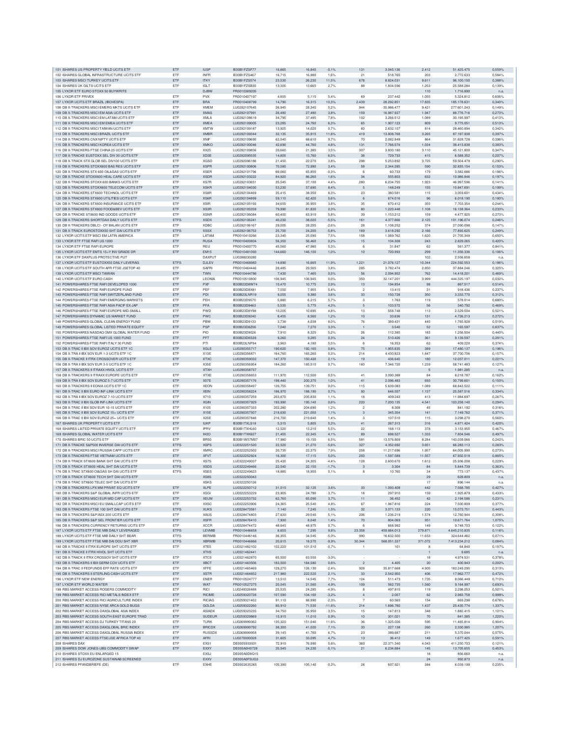| 101 ISHARES US PROPERTY YIELD UCITS ETF | ETF | IUSP | IE00B1FZSF77 | 16,865 | 16,840 | -0,1% | 131 | 3.045.136 | 2.412 | 51.425.475 | 0,559% |
|---|---|---|---|---|---|---|---|---|---|---|---|
| 102 ISHARES GLOBAL INFRASTRUCTURE UCITS ETF | ETF | INFR | IE00B1FZS467 | 16,715 | 16,980 | 1,6% | 21 | 518.765 | 203 | 2.772.633 | 0,584% |
| 103 ISHARES MSCI TURKEY UCITS ETF | ETF | ITKY | IE00B1FZS574 | 23,530 | 26,230 | 11,5% | 678 | 8.824.031 | 9.611 | 96.100.150 | 0,388% |
| 104 ISHARES UK GILTS UCITS ETF | ETF | IGLT | IE00B1FZSB30 | 13,305 | 13,665 | 2,7% | 88 | 1.834.596 | 1.253 | 25.588.284 | 0,139% |
| 105 LYXOR ETF EURO STOXX 50 BUYWRITE | | DJBW | FR0010389205 | | | | | | 110 | 1.716.890 | n.a. |
| 106 LYXOR ETF PRIVEX | ETF | PVX | FR0010407197 | 4,855 | 5,115 | 5,4% | 69 | 237.442 | 1.055 | 5.324.812 | 0,606% |
| 107 LYXOR UCITS ETF BRAZIL (IBOVESPA) | ETF | BRA | FR0010408799 | 14,790 | 16,315 | 10,3% | 2.439 | 28.292.851 | 17.835 | 185.178.631 | 0,340% |
| 108 DB X-TRACKERS MSCI EMERG MKTS UCITS ETF | ETF | XMEM | LU0292107645 | 26,945 | 28,345 | 5,2% | 944 | 35.986.477 | 9.421 | 277.601.243 | 0,149% |
| 109 DB X-TRACKERS MSCI EM ASIA UCITS ETF | ETF | XMAS | LU0292107991 | 26,480 | 27,490 | 3,8% | 159 | 16.987.927 | 1.947 | 88.776.716 | 0,273% |
| 110 DB X-TRACKERS MSCI EM LATAM UCITS ETF | ETF | XMLA | LU0292108619 | 34,795 | 37,495 | 7,8% | 102 | 3.266.512 | 1.089 | 30.195.997 | 0,413% |
| 111 DB X-TRACKERS MSCI EM EMEA UCITS ETF | ETF | XMEA | LU0292109005 | 23,285 | 24,760 | 6,3% | 65 | 1.907.123 | 809 | 9.775.051 | 0,513% |
| 112 DB X-TRACKERS MSCI TAIWAN UCITS ETF | ETF | XMTW | LU0292109187 | 13,925 | 14,020 | 0,7% | 60 | 2.632.107 | 814 | 28.460.894 | 0,342% |
| 113 DB X-TRACKERS MSCI BRAZIL UCITS ETF | ETF | XMBR | LU0292109344 | 32,135 | 35,915 | 11,8% | 419 | 13.808.768 | 3.265 | 87.197.938 | 0,397% |
| 114 DB X-TRACKERS CNX NIFTY UCITS ETF | ETF | XNIF | LU0292109690 | 62,540 | 68,610 | 9,7% | 70 | 2.082.949 | 864 | 31.628.728 | 0,396% |
| 115 DB X-TRACKERS MSCI KOREA UCITS ETF | ETF | XMKO | LU0292100046 | 42,690 | 44,760 | 4,8% | 131 | 7.766.574 | 1.034 | 38.413.838 | 0,383% |
| 116 DB X-TRACKERS FTSE CHINA 25 UCITS ETF | ETF | XX25 | LU0292109856 | 20,660 | 21,385 | 3,5% | 307 | 3.830.180 | 3.110 | 45.121.800 | 0,347% |
| 117 DB X-TRACKE EUSTOXX SEL DIV 30 UCITS ETF | ETF | XD3E | LU0292095535 | 14,805 | 15,760 | 6,5% | 38 | 729.733 | 415 | 6.588.352 | 0,207% |
| 118 DB X-TRACK STX GLOB SEL DIV100 UCITS ETF | ETF | XGSD | LU0292096186 | 21,450 | 22,270 | 3,8% | 298 | 5.253.892 | 3.725 | 59.504.479 | 0,290% |
| 119 DB X-TRACKERS STOXX600 BAS RES UCITS ETF | ETF | XSPR | LU0292100806 | 70,580 | 72,990 | 3,4% | 58 | 2.344.285 | 590 | 32.835.154 | 0,153% |
| 120 DB X-TRACKERS STX 600 OIL&GAS UCITS ETF | ETF | XSER | LU0292101796 | 66,060 | 65,850 | -0,3% | 6 | 60.733 | 179 | 3.582.686 | 0,186% |
| 121 DB X-TRACKE STOXX600 HEAL CARE UCITS ETF | ETF | XSDR | LU0292103222 | 84,920 | 86,260 | 1,6% | 34 | 555.803 | 632 | 10.986.846 | 0,197% |
| 122 DB X-TRACKERS STOXX 600 BANKS UCITS ETF | ETF | XS7R | LU0292103651 | 35,545 | 37,100 | 4,4% | 280 | 6.234.755 | 1.923 | 46.997.596 | 0,141% |
| 123 DB X-TRACKERS STOXX600 TELECOM UCITS ETF | ETF | XSKR | LU0292104030 | 53,230 | 57,690 | 8,4% | 5 | 148.249 | 155 | 10.847.691 | 0,199% |
| 124 DB X-TRACKERS STX600 TECHNOL UCITS ETF | ETF | XS8R | LU0292104469 | 35,415 | 38,350 | 8,3% | 23 | 380.581 | 115 | 3.059.601 | 0,434% |
| 125 DB X-TRACKERS STX600 UTILITIES UCITS ETF | ETF | XS6R | LU0292104899 | 59,110 | 62,420 | 5,6% | 6 | 674.016 | 96 | 6.016.190 | 0,180% |
| 126 DB X-TRACKERS STX600 INSURANCE UCITS ETF | ETF | XSIR | LU0292105193 | 34,655 | 35,955 | 3,8% | 35 | 670.412 | 355 | 7.703.354 | 0,244% |
| 127 DB X-TRACKERS STX600 FOOD&BEV UCITS ETF | ETF | XS3R | LU0292105359 | 79,990 | 81,830 | 2,3% | 80 | 1.220.448 | 1.108 | 16.138.364 | 0,233% |
| 128 DB X-TRACKE STX600 IND GOODS UCITS ETF | ETF | XSNR | LU0292106084 | 60,400 | 63,910 | 5,8% | 39 | 1.153.212 | 159 | 4.477.925 | 0,273% |
| 129 DB X-TRACKERS SHORTDAX DAILY UCITS ETF | ETFS | XSDX | LU0292106241 | 40,230 | 38,020 | -5,5% | 161 | 4.377.866 | 2.125 | 101.196.074 | 0,246% |
| 130 DB X-TRACKERS DBLCI - OY BALAN UCITS ETF | ETF | XDBC | LU0292106167 | 29,005 | 28,255 | -2,6% | 28 | 1.108.252 | 374 | 27.090.098 | 0,147% |
| 131 DB X-TRACKE EUROSTOXX50 SHT DAI UCITS ETF | ETFS | XSSX | LU0292106753 | 25,700 | 24,200 | -5,8% | 169 | 3.618.292 | 2.166 | 77.893.625 | 0,249% |
| 132 LYXOR UCITS ETF MSCI EM LATIN AMERICA | ETF | LATAM | FR0010410266 | 23,340 | 25,090 | 7,5% | 158 | 1.089.762 | 1.620 | 21.705.349 | 0,650% |
| 133 LYXOR ETF FTSE RAFI US 1000 | ETF | RUSA | FR0010400804 | 56,350 | 56,460 | 0,2% | 15 | 104.308 | 243 | 2.829.265 | 0,420% |
| 134 LYXOR ETF FTSE RAFI EUROPE | ETF | REU | FR0010400770 | 45,560 | 47,980 | 5,3% | 6 | 31.847 | 62 | 561.377 | 0,841% |
| 135 LYXOR UCITS ETF EMTS 15+Y INV GRADE DR | ETF | EM15 | FR0010481093 | 144,660 | 146,100 | 1,0% | 10 | 720.993 | 299 | 11.356.336 | 0,106% |
| 136 LYXOR ETF DAXPLUS PROTECTIVE PUT | | DAXPUT | LU0288030280 | | | | | | 102 | 2.556.658 | n.a. |
| 137 LYXOR UCITS ETF EUSTOXX50 DAILY LEVERAG | ETFS | DJLEV | FR0010468983 | 14,890 | 16,665 | 11,9% | 1.221 | 21.076.127 | 10.344 | 224.592.553 | 0,186% |
| 138 LYXOR UCITS ETF SOUTH AFR FTSE JSETOP 40 | ETF | SAFRI | FR0010464446 | 28,485 | 29,565 | 3,8% | 285 | 3.782.474 | 2.850 | 37.884.246 | 0,325% |
| 139 LYXOR UCITS ETF MSCI TAIWAN | ETF | TWN | FR0010444786 | 7,430 | 7,465 | 0,5% | 56 | 2.094.952 | 762 | 14.418.201 | 0,469% |
| 140 LYXOR UCITS ETF EURO CASH | ETF | LEONIA | FR0010510800 | 106,945 | 106,945 | 0,0% | 350 | 32.147.201 | 3.999 | 444.325.197 | 0,032% |
| 141 POWERSHARES FTSE RAFI DEVELOPED 1000 | ETF | PXF | IE00B23D8W74 | 10,470 | 10,775 | 2,9% | 13 | 194.854 | 98 | 867.517 | 0,514% |
| 142 POWERSHARES FTSE RAFI EUROPE FUND | ETF | PEF | IE00B23D8X81 | 7,550 | 7,955 | 5,4% | 2 | 13.415 | 31 | 918.436 | 0,237% |
| 143 POWERSHARES FTSE RAFI SWITZERLAND FUND | ETF | PDI | IE00B23LNR19 | 9,055 | 9,380 | 3,6% | 33 | 150.728 | 350 | 3.333.770 | 0,312% |
| 144 POWERSHARES FTSE RAFI EMERGING MARKETS | ETF | PEH | IE00B23D9570 | 5,880 | 6,215 | 5,7% | 3 | 1.763 | 119 | 578.014 | 0,680% |
| 145 POWERSHARES FTSE RAFI ASIA PACIF EX-JAP | ETF | PFA | IE00B23D9463 | 5,535 | 5,775 | 4,3% | 5 | 103.572 | 56 | 340.792 | 0,469% |
| 146 POWERSHARES FTSE RAFI EUROPE MID-SMALL | ETF | PWD | IE00B23D8Y98 | 10,205 | 10,695 | 4,8% | 13 | 558.748 | 113 | 2.529.504 | 0,521% |
| 147 POWERSHARES DYNAMIC US MARKET FUND | ETF | PWC | IE00B23D9240 | 8,455 | 8,560 | 1,2% | 10 | 33.636 | 131 | 4.726.213 | 0,272% |
| 148 POWERSHARES GLOBAL CLEAN ENERGY FUND | ETF | PBW | IE00B23D9133 | 3,738 | 4,038 | 8,0% | 76 | 389.431 | 445 | 1.765.928 | 0,519% |
| 149 POWERSHARES GLOBAL LISTED PRIVATE EQUITY | ETF | PSP | IE00B23D8Z06 | 7,040 | 7,270 | 3,3% | 1 | 3.540 | 52 | 165.597 | 0,637% |
| 150 POWERSHARES NASDAQ OMX GLOBAL WATER FUND | ETF | PIO | IE00B23D9026 | 7,910 | 8,325 | 5,2% | 26 | 112.385 | 183 | 1.256.504 | 0,440% |
| 151 POWERSHARES FTSE RAFI US 1000 FUND | ETF | PFT | IE00B23D8S39 | 9,260 | 9,285 | 0,3% | 24 | 510.426 | 361 | 9.139.597 | 0,291% |
| 152 POWERSHARES FTSE RAFI ITALY 30 FUND | ETF | PTI | IE00B23LNP94 | 3,963 | 4,180 | 5,5% | 6 | 16.353 | 62 | 409.220 | 0,374% |
| 153 DB X-TRAC II IBX SOV EUROZ UCITS ETF 1C | ETF | XGLE | LU0290355717 | 190,620 | 192,160 | 0,8% | 75 | 1.955.835 | 389 | 17.480.137 | 0,196% |
| 154 DB X-TRA II IBX SOV EUR 1-3 UCITS ETF 1C | ETF | X13E | LU0290356871 | 164,760 | 165,260 | 0,3% | 214 | 4.430.823 | 1.847 | 37.700.706 | 0,157% |
| 155 DB X-TRACKE II ITRX CROSSOVER UCITS ETF | ETF | XTXC | LU0290359032 | 147,370 | 150,430 | 2,1% | 19 | 436.645 | 180 | 12.037.011 | 0,221% |
| 156 DB X-TRA II IBX SOV EUR 3-5 UCITS ETF 1C | ETF | X35E | LU0290356954 | 184,260 | 185,510 | 0,7% | 160 | 7.346.720 | 1.239 | 58.741.483 | 0,127% |
| 157 DB X-TRACKERS II ITRAXX HIVOL UCITS ETF | | XTXH | LU0290358737 | | | | | | 5 | 1.981.285 | n.a. |
| 158 DB X-TRACKERS II ITRAXX EUROPE UCITS ETF | ETF | XTXE | LU0290358653 | 111,970 | 112,500 | 0,5% | 41 | 3.090.388 | 84 | 8.218.787 | 0,162% |
| 159 DB X-TRA II IBX SOV EUROZ 5-7 UCITS ETF | ETF | X57E | LU0290357176 | 198,440 | 200,370 | 1,0% | 41 | 2.096.483 | 693 | 30.799.601 | 0,150% |
| 160 DB X-TRACKERS II EONIA UCITS ETF 1C | ETF | XEON | LU0290358497 | 139,755 | 139,751 | 0,0% | 115 | 5.639.083 | 1.089 | 68.843.522 | 0,111% |
| 161 DB X-TRAC II IBX EURO INF-LINK UCITS ETF | ETF | XEIN | LU0290358224 | 186,970 | 188,190 | 0,7% | 93 | 646.557 | 1.137 | 25.587.516 | 0,334% |
| 162 DB X-TRA II IBX SOV EUROZ 7-10 UCITS ETF | ETF | X710 | LU0290357259 | 203,670 | 205,830 | 1,1% | 18 | 409.243 | 413 | 11.984.697 | 0,267% |
| 163 DB X-TRAC II IBX GLOB INF-LINK UCITS ETF | ETF | XGIN | LU0290357929 | 193,990 | 195,140 | 0,6% | 220 | 7.200.135 | 4.541 | 103.258.140 | 0,294% |
| 164 DB X-TRAC II IBX SOV EUR 10-15 UCITS ETF | ETF | X105 | LU0290357333 | 202,280 | 204,690 | 1,2% | 2 | 8.308 | 45 | 841.192 | 0,316% |
| 165 DB X-TRAC II IBX SOV EUROZ 15+ UCITS ETF | ETF | X15E | LU0290357507 | 218,630 | 221,050 | 1,1% | 3 | 345.354 | 141 | 7.149.762 | 0,371% |
| 166 DB X-TRAC II IBX SOV EUROZ 25+ UCITS ETF | ETF | X25E | LU0290357846 | 216,700 | 219,640 | 1,4% | 3 | 107.510 | 115 | 3.298.270 | 0,560% |
| 167 ISHARES UK PROPERTY UCITS ETF | ETF | IUKP | IE00B1TXLS18 | 5,515 | 5,805 | 5,3% | 41 | 267.313 | 316 | 4.871.424 | 0,420% |
| 168 ISHARES LISTED PRIVATE EQUITY UCITS ETF | ETF | IPRV | IE00B1TXHL60 | 12,520 | 13,210 | 5,5% | 22 | 168.113 | 378 | 3.153.955 | 0,467% |
| 169 ISHARES GLOBAL WATER UCITS ETF | ETF | IH2O | IE00B1TXK627 | 21,455 | 22,345 | 4,1% | 89 | 698.527 | 1.333 | 7.804.546 | 0,497% |
| 170 ISHARES BRIC 50 UCITS ETF | ETF | BRIC | IE00B1W57M07 | 17,980 | 19,150 | 6,5% | 581 | 13.576.809 | 8.284 | 143.039.966 | 0,242% |
| 171 DB X-TRACKE S&P500 INVERSE DAI UCITS ETF | ETFS | XSPS | LU0322251520 | 22,520 | 21,270 | -5,6% | 327 | 4.352.692 | 3.651 | 66.283.113 | 0,283% |
| 172 DB X-TRACKERS MSCI RUSSIA CAPP UCITS ETF | ETF | XMRC | LU0322252502 | 20,735 | 22,375 | 7,9% | 258 | 11.217.696 | 1.957 | 64.005.990 | 0,273% |
| 173 DB X-TRACKERS FTSE VIETNAM UCITS ETF | ETF | XFVT | LU0322252924 | 16,300 | 17,115 | 5,0% | 250 | 1.597.589 | 11.557 | 67.932.519 | 0,885% |
| 174 DB X-TRACK STX600 BANK SHT DAI UCITS ETF | ETFS | XS7S | LU0322249037 | 25,430 | 24,305 | -4,4% | 128 | 2.600.670 | 1.612 | 25.936.208 | 0,229% |
| 175 DB X-TRACK STX600 HEAL SHT DAI UCITS ETF | ETFS | XSDS | LU0322249466 | 22,540 | 22,150 | -1,7% | 3 | 3.304 | 84 | 5.844.739 | 0,363% |
| 176 DB X-TRAC STX600 OI&GAS SH DAI UCITS ETF | ETFS | XSES | LU0322249623 | 18,885 | 18,900 | 0,1% | 8 | 10.760 | 34 | 773.137 | 0,437% |
| 177 DB X-TRACK STX600 TECH SHT DAI UCITS ETF | | XS8S | LU0322250043 | | | | | | 29 | 628.809 | n.a. |
| 178 DB X-TRAC STX600 TELEC SHT DAI UCITS ETF | | XSKS | LU0322250126 | | | | | | 17 | 896.144 | n.a. |
| 179 DB X-TRACKERS LPX MM PRIVAT EQ UCITS ETF | ETF | XLPE | LU0322250712 | 31,015 | 32,125 | 3,6% | 33 | 1.093.408 | 442 | 7.568.785 | 0,427% |
| 180 DB X-TRACKERS S&P GLOBAL INFR UCITS ETF | ETF | XSGI | LU0322253229 | 23,905 | 24,780 | 3,7% | 18 | 297.910 | 159 | 1.925.879 | 0,433% |
| 181 DB X-TRACKERS MSCI EUR MID CAP UCITS ETF | ETF | XEUM | LU0322253732 | 62,760 | 65,090 | 3,7% | 11 | 36.452 | 42 | 2.194.586 | 0,231% |
| 182 DB X-TRACKERS MSCI EU SMALLCAP UCITS ETF | ETF | XXSC | LU0322253906 | 24,365 | 25,540 | 4,8% | 67 | 1.947.816 | 224 | 7.500.809 | 0,377% |
| 183 DB X-TRACKERS FTSE 100 SHT DAI UCITS ETF | ETFS | XUKS | LU0328473581 | 7,140 | 7,245 | 1,5% | 32 | 3.071.133 | 220 | 15.073.751 | 0,443% |
| 184 DB X-TRACKERS S&P/ASX 200 UCITS ETF | ETF | XAUS | LU0328474803 | 27,630 | 29,040 | 5,1% | 206 | 1.236.219 | 1.574 | 12.760.944 | 0,308% |
| 185 DB X-TRACKERS S&P SEL FRONTIER UCITS ETF | ETF | XSFR | LU0328476410 | 7,930 | 8,040 | 1,4% | 70 | 804.069 | 951 | 10.671.764 | 1,075% |
| 186 DB X-TRACKERS CURRENCY RETURNS UCITS ETF | ETF | XCCR | LU0328474472 | 48,645 | 48,975 | 0,7% | 6 | 668.992 | 149 | 9.748.703 | 0,122% |
| 187 LYXOR UCITS ETF FTSE MIB DAILY LEVERAGED | ETFS | LEVMIB | FR0010446658 | 6,655 | 7,295 | 9,6% | 23.358 | 459.884.013 | 279.871 | 4.645.210.835 | 0,116% |
| 188 LYXOR UCITS ETF FTSE MIB DAILY SHT BEAR | ETFS | BERMIB | FR0010446146 | 36,355 | 34,545 | -5,0% | 990 | 16.632.500 | 11.653 | 324.644.462 | 0,071% |
| 189 LYXOR UCITS ETF FTSE MIB DAI DOU SHT XBR | ETFS | XBRMIB | FR0010446666 | 20,615 | 18,570 | -9,9% | 30.344 | 568.051.337 | 371.072 | 7.413.234.212 | 0,084% |
| 190 DB X-TRACKE II ITRX EUROPE SHT UCITS ETF | ETF | XTE5 | LU0321462102 | 102,220 | 101,510 | -0,7% | 1 | 101 | 8 | 64.840 | 0,157% |
| 191 DB X-TRACKE II ITRX HIVOL SHT UCITS ETF | | XTH5 | LU0321462441 | | | | | | 1 | 9.685 | n.a. |
| 192 DB X-TRACKE II ITRX CROSSOV SHT UCITS ETF | ETF | XTC5 | LU0321462870 | 65,500 | 63,550 | -3,0% | - | - | 18 | 4.974.531 | 0,378% |
| 193 DB X-TRACKERS II IBX GERM COV UCITS ETF | ETF | XBCT | LU0321463506 | 183,500 | 184,580 | 0,6% | 2 | 4.405 | 20 | 400.943 | 0,202% |
| 194 DB X-TRAC II FEDFUNDS EFF RATE UCITS ETF | ETF | XFFE | LU0321465469 | 129,270 | 126,130 | -2,4% | 928 | 35.817.668 | 4.905 | 182.249.295 | 0,313% |
| 195 DB X-TRACKERS II STERLING CASH UCITS ETF | ETF | XSTR | LU0321464652 | 217,980 | 222,520 | 2,1% | 33 | 2.542.950 | 406 | 17.962.777 | 0,472% |
| 196 LYXOR ETF NEW ENERGY | ETF | ENER | FR0010524777 | 13,510 | 14,545 | 7,7% | 124 | 511.473 | 1.735 | 8.066.449 | 0,712% |
| 197 LYXOR ETF WORLD WATER | ETF | WAT | FR0010527275 | 20,545 | 21,560 | 4,9% | 109 | 562.735 | 1.560 | 9.164.997 | 0,693% |
| 198 RBS MARKET ACCESS ROGERS COMMODITY | ETF | RICI | LU0249326488 | 25,535 | 24,285 | -4,9% | 8 | 497.815 | 119 | 2.298.053 | 0,501% |
| 199 RBS MARKET ACCESS RICI METALS INDEX ETF | ETF | RICIME | LU0259320728 | 107,590 | 104,160 | -3,2% | 4 | 2.007 | 62 | 2.983.758 | 0,998% |
| 200 RBS MARKET ACCESS RICI AGRICULTURE INDEX | ETF | RICIAG | LU0259321452 | 91,110 | 88,990 | -2,3% | 7 | 60.565 | 154 | 669.298 | 0,676% |
| 201 RBS MARKET ACCESS NYSE ARCA GOLD BUGS | ETF | GOLDA | LU0259322260 | 80,910 | 71,530 | -11,6% | 214 | 1.696.780 | 1.437 | 25.435.774 | 1,337% |
| 202 RBS MARKET ACCESS DAXGLOBAL ASIA INDEX | ETF | ASIADX | LU0259323235 | 34,750 | 35,950 | 3,5% | 15 | 147.813 | 348 | 1.882.415 | 1,121% |
| 203 RBS MARKET ACCESS SOUTH-EAST EUROPE TRAD | ETF | SUDEUR | LU0259329869 | 10,915 | 11,010 | 0,9% | 10 | 301.021 | 70 | 841.385 | 1,220% |
| 204 RBS MARKET ACCESS DJ TURKEY TITANS 20 | ETF | TURK | LU0269999362 | 135,320 | 151,040 | 11,6% | 36 | 1.325.026 | 595 | 11.465.814 | 0,904% |
| 205 RBS MARKET ACCESS DAXGLOBAL BRIC INDEX | ETF | BRICDX | LU0269999792 | 38,300 | 41,020 | 7,1% | 33 | 227.138 | 260 | 2.330.985 | 1,207% |
| 206 RBS MARKET ACCESS DAXGLOBAL RUSSIA INDEX | ETF | RUSSDX | LU0269999958 | 39,145 | 41,760 | 6,7% | 23 | 389.687 | 211 | 5.370.044 | 0,575% |
| 207 RBS MARKET ACCESS FTSE/JSE AFRICA TOP 40 | ETF | AFRI | LU0270000028 | 31,605 | 33,095 | 4,7% | 13 | 36.412 | 149 | 1.677.425 | 0,591% |
| 208 ISHARES DAX | ETF | EXS1 | DE0005933931 | 72,910 | 76,990 | 5,6% | 360 | 22.371.340 | 4.043 | 411.250.703 | 0,121% |
| 209 ISHARES DOW JONES-UBS COMMODITY SWAP | ETF | EXXY | DE000A0H0728 | 25,545 | 24,230 | -5,1% | 21 | 6.234.684 | 145 | 13.705.655 | 0,453% |
| 210 ISHARES STOXX EU ENLARGED 15 | | EXSJ | DE000A0D8Q15 | | | | | | 18 | 856.660 | n.a. |
| 211 ISHARES DJ EUROZONE SUSTAINAB SCREENED | | EXXV | DE000A0F5UG3 | | | | | | 24 | 992.873 | n.a. |
| 212 ISHARES PFANDBRIEFE (DE) | ETF | EXHE | DE0002635265 | 105,390 | 105,140 | -0,2% | 26 | 607.921 | 384 | 6.039.199 | 0,235% |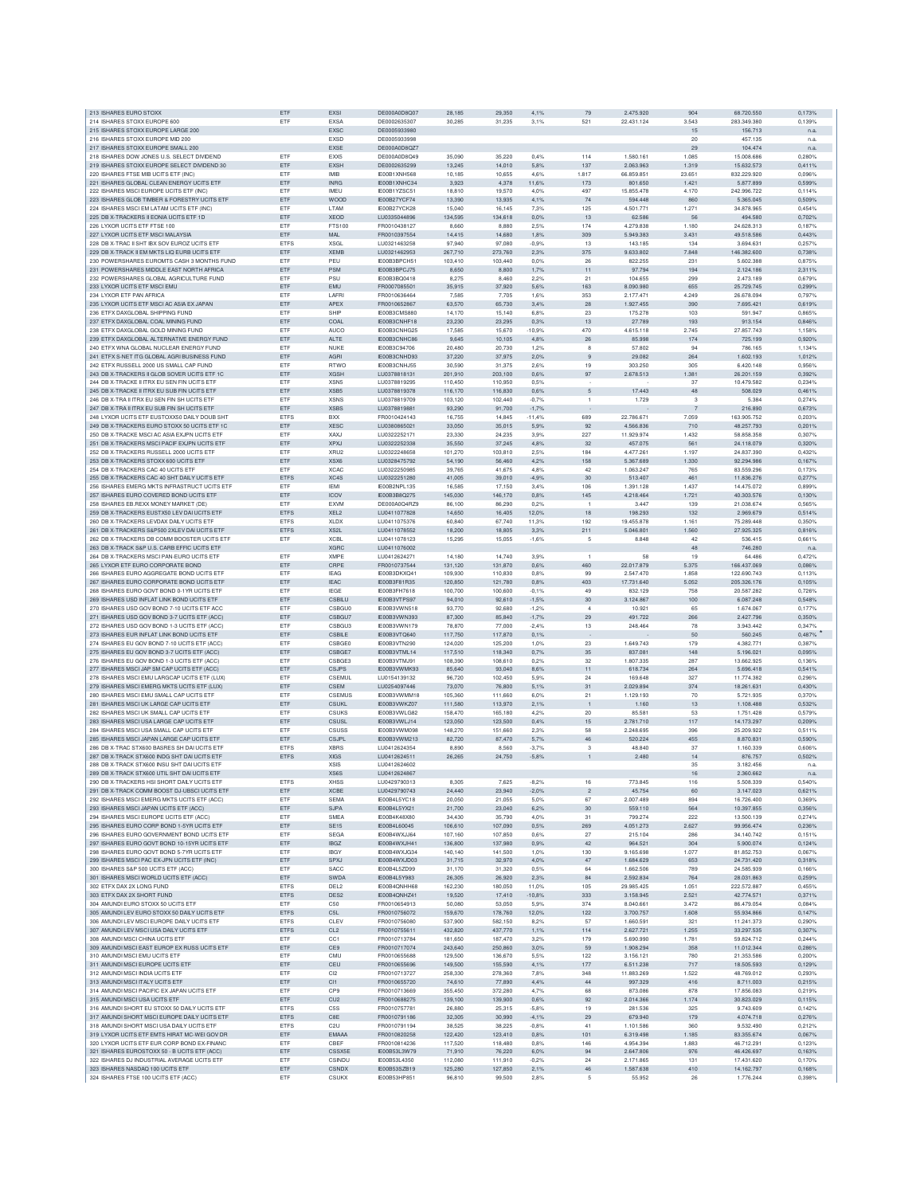| | | | | | | | | | | |
|---|---|---|---|---|---|---|---|---|---|---|
| 213 ISHARES EURO STOXX | ETF | EXSI | DE000A0D8Q07 | 28,185 | 29,350 | 4,1% | 79 | 2.475.920 | 904 | 68.720.550 | 0,173% |
| 214 ISHARES STOXX EUROPE 600 | ETF | EXSA | DE0002635307 | 30,285 | 31,235 | 3,1% | 521 | 22.431.124 | 3.543 | 283.349.380 | 0,139% |
| 215 ISHARES STOXX EUROPE LARGE 200 | | EXSC | DE0005933980 | | | | | | 15 | 156.713 | n.a. |
| 216 ISHARES STOXX EUROPE MID 200 | | EXSD | DE0005933998 | | | | | | 20 | 457.135 | n.a. |
| 217 ISHARES STOXX EUROPE SMALL 200 | | EXSE | DE000A0D8QZ7 | | | | | | 29 | 104.474 | n.a. |
| 218 ISHARES DOW JONES U.S. SELECT DIVIDEND | ETF | EXXS | DE000A0D8Q49 | 35,090 | 35,220 | 0,4% | 114 | 1.580.161 | 1.085 | 15.008.686 | 0,280% |
| 219 ISHARES STOXX EUROPE SELECT DIVIDEND 30 | ETF | EXSH | DE0002635299 | 13,245 | 14,010 | 5,8% | 137 | 2.063.963 | 1.319 | 15.632.573 | 0,411% |
| 220 ISHARES FTSE MIB UCITS ETF (INC) | ETF | IMIB | IE00B1XNH568 | 10,185 | 10,655 | 4,6% | 1.817 | 66.859.851 | 23.651 | 832.229.920 | 0,096% |
| 221 ISHARES GLOBAL CLEAN ENERGY UCITS ETF | ETF | INRG | IE00B1XNHC34 | 3,923 | 4,378 | 11,6% | 173 | 801.650 | 1.421 | 5.877.899 | 0,599% |
| 222 ISHARES MSCI EUROPE UCITS ETF (INC) | ETF | IMEU | IE00B1YZSC51 | 18,810 | 19,570 | 4,0% | 497 | 15.855.478 | 4.170 | 242.996.722 | 0,114% |
| 223 ISHARES GLOB TIMBER & FORESTRY UCITS ETF | ETF | WOOD | IE00B27YCF74 | 13,390 | 13,935 | 4,1% | 74 | 594.448 | 860 | 5.365.045 | 0,509% |
| 224 ISHARES MSCI EM LATAM UCITS ETF (INC) | ETF | LTAM | IE00B27YCK28 | 15,040 | 16,145 | 7,3% | 125 | 4.501.771 | 1.271 | 34.878.965 | 0,454% |
| 225 DB X-TRACKERS II EONIA UCITS ETF 1D | ETF | XEOD | LU0335044896 | 134,595 | 134,618 | 0,0% | 13 | 62.586 | 56 | 494.580 | 0,702% |
| 226 LYXOR UCITS ETF FTSE 100 | ETF | FTS100 | FR0010438127 | 8,660 | 8,880 | 2,5% | 174 | 4.279.838 | 1.180 | 24.628.313 | 0,187% |
| 227 LYXOR UCITS ETF MSCI MALAYSIA | ETF | MAL | FR0010397554 | 14,415 | 14,680 | 1,8% | 309 | 5.949.383 | 3.431 | 49.518.586 | 0,443% |
| 228 DB X-TRAC II SHT IBX SOV EUROZ UCITS ETF | ETFS | XSGL | LU0321463258 | 97,940 | 97,080 | -0,9% | 13 | 143.185 | 134 | 3.694.631 | 0,257% |
| 229 DB X-TRACK II EM MKTS LIQ EURB UCITS ETF | ETF | XEMB | LU0321462953 | 267,710 | 273,760 | 2,3% | 375 | 9.633.802 | 7.848 | 146.382.600 | 0,738% |
| 230 POWERSHARES EUROMTS CASH 3 MONTHS FUND | ETF | PEU | IE00B3BPCH51 | 103,410 | 103,440 | 0,0% | 26 | 822.255 | 231 | 5.602.388 | 0,875% |
| 231 POWERSHARES MIDDLE EAST NORTH AFRICA | ETF | PSM | IE00B3BPCJ75 | 8,650 | 8,800 | 1,7% | 11 | 97.794 | 194 | 2.124.186 | 2,311% |
| 232 POWERSHARES GLOBAL AGRICULTURE FUND | ETF | PSU | IE00B3BQ0418 | 8,275 | 8,460 | 2,2% | 21 | 104.655 | 299 | 2.473.189 | 0,679% |
| 233 LYXOR UCITS ETF MSCI EMU | ETF | EMU | FR0007085501 | 35,915 | 37,920 | 5,6% | 163 | 8.090.980 | 655 | 25.729.745 | 0,299% |
| 234 LYXOR ETF PAN AFRICA | ETF | LAFRI | FR0010636464 | 7,585 | 7,705 | 1,6% | 353 | 2.177.471 | 4.249 | 26.678.094 | 0,797% |
| 235 LYXOR UCITS ETF MSCI AC ASIA EX JAPAN | ETF | APEX | FR0010652867 | 63,570 | 65,730 | 3,4% | 28 | 1.927.455 | 390 | 7.695.421 | 0,619% |
| 236 ETFX DAXGLOBAL SHIPPING FUND | ETF | SHIP | IE00B3CMS880 | 14,170 | 15,140 | 6,8% | 23 | 175.278 | 103 | 591.947 | 0,865% |
| 237 ETFX DAXGLOBAL COAL MINING FUND | ETF | COAL | IE00B3CNHF18 | 23,230 | 23,295 | 0,3% | 13 | 27.789 | 193 | 913.154 | 0,846% |
| 238 ETFX DAXGLOBAL GOLD MINING FUND | ETF | AUCO | IE00B3CNHG25 | 17,585 | 15,670 | -10,9% | 470 | 4.615.118 | 2.745 | 27.857.743 | 1,158% |
| 239 ETFX DAXGLOBAL ALTERNATIVE ENERGY FUND | ETF | ALTE | IE00B3CNHC86 | 9,645 | 10,105 | 4,8% | 26 | 85.998 | 174 | 725.199 | 0,920% |
| 240 ETFX WNA GLOBAL NUCLEAR ENERGY FUND | ETF | NUKE | IE00B3C94706 | 20,480 | 20,730 | 1,2% | 8 | 57.802 | 94 | 786.165 | 1,134% |
| 241 ETFX S-NET ITG GLOBAL AGRI BUSINESS FUND | ETF | AGRI | IE00B3CNHD93 | 37,220 | 37,975 | 2,0% | 9 | 29.082 | 264 | 1.602.193 | 1,012% |
| 242 ETFX RUSSELL 2000 US SMALL CAP FUND | ETF | RTWO | IE00B3CNHJ55 | 30,590 | 31,375 | 2,6% | 19 | 303.250 | 305 | 6.420.148 | 0,956% |
| 243 DB X-TRACKERS II GLOB SOVER UCITS ETF 1C | ETF | XGSH | LU0378818131 | 201,910 | 203,100 | 0,6% | 97 | 2.678.513 | 1.381 | 26.201.159 | 0,392% |
| 244 DB X-TRACKE II ITRX EU SEN FIN UCITS ETF | ETF | XSNS | LU0378819295 | 110,450 | 110,950 | 0,5% | - | - | 37 | 10.479.582 | 0,234% |
| 245 DB X-TRACKE II ITRX EU SUB FIN UCITS ETF | ETF | XSBS | LU0378819378 | 116,170 | 116,830 | 0,6% | 5 | 17.443 | 48 | 508.029 | 0,461% |
| 246 DB X-TRA II ITRX EU SEN FIN SH UCITS ETF | ETF | XSNS | LU0378819709 | 103,120 | 102,440 | -0,7% | 1 | 1.729 | 3 | 5.384 | 0,274% |
| 247 DB X-TRA II ITRX EU SUB FIN SH UCITS ETF | ETF | XSBS | LU0378819881 | 93,290 | 91,700 | -1,7% | - | - | 7 | 216.890 | 0,673% |
| 248 LYXOR UCITS ETF EUSTOXX50 DAILY DOUB SHT | ETFS | BXX | FR0010424143 | 16,755 | 14,845 | -11,4% | 689 | 22.786.671 | 7.059 | 163.905.752 | 0,203% |
| 249 DB X-TRACKERS EURO STOXX 50 UCITS ETF 1C | ETF | XESC | LU0380865021 | 33,050 | 35,015 | 5,9% | 92 | 4.566.836 | 710 | 48.257.793 | 0,201% |
| 250 DB X-TRACKE MSCI AC ASIA EXJPN UCITS ETF | ETF | XAXJ | LU0322252171 | 23,330 | 24,235 | 3,9% | 227 | 11.929.974 | 1.432 | 58.858.358 | 0,307% |
| 251 DB X-TRACKERS MSCI PACIF EXJPN UCITS ETF | ETF | XPXJ | LU0322252338 | 35,550 | 37,245 | 4,8% | 32 | 457.075 | 561 | 24.118.079 | 0,320% |
| 252 DB X-TRACKERS RUSSELL 2000 UCITS ETF | ETF | XRU2 | LU0322248658 | 101,270 | 103,810 | 2,5% | 184 | 4.477.261 | 1.197 | 24.837.390 | 0,432% |
| 253 DB X-TRACKERS STOXX 600 UCITS ETF | ETF | XSX6 | LU0328475792 | 54,190 | 56,460 | 4,2% | 158 | 5.367.689 | 1.330 | 92.294.986 | 0,167% |
| 254 DB X-TRACKERS CAC 40 UCITS ETF | ETF | XCAC | LU0322250985 | 39,765 | 41,675 | 4,8% | 42 | 1.063.247 | 765 | 83.559.296 | 0,173% |
| 255 DB X-TRACKERS CAC 40 SHT DAILY UCITS ETF | ETFS | XC4S | LU0322251280 | 41,005 | 39,010 | -4,9% | 30 | 513.407 | 461 | 11.836.276 | 0,277% |
| 256 ISHARES EMERG MKTS INFRASTRUCT UCITS ETF | ETF | IEMI | IE00B2NPL135 | 16,585 | 17,150 | 3,4% | 106 | 1.391.128 | 1.437 | 14.475.072 | 0,899% |
| 257 ISHARES EURO COVERED BOND UCITS ETF | ETF | ICOV | IE00B3B8Q275 | 145,030 | 146,170 | 0,8% | 145 | 4.218.464 | 1.721 | 40.303.576 | 0,130% |
| 258 ISHARES EB.REXX MONEY MARKET (DE) | ETF | EXVM | DE000A0Q4RZ9 | 86,100 | 86,290 | 0,2% | 1 | 3.447 | 139 | 21.038.674 | 0,565% |
| 259 DB X-TRACKERS EUSTX50 LEV DAI UCITS ETF | ETFS | XEL2 | LU0411077828 | 14,650 | 16,405 | 12,0% | 18 | 198.293 | 132 | 2.969.679 | 0,514% |
| 260 DB X-TRACKERS LEVDAX DAILY UCITS ETF | ETFS | XLDX | LU0411075376 | 60,840 | 67,740 | 11,3% | 192 | 19.455.878 | 1.161 | 75.289.448 | 0,350% |
| 261 DB X-TRACKERS S&P500 2XLEV DAI UCITS ETF | ETFS | XS2L | LU0411078552 | 18,200 | 18,805 | 3,3% | 211 | 5.046.801 | 1.560 | 27.925.325 | 0,816% |
| 262 DB X-TRACKERS DB COMM BOOSTER UCITS ETF | ETF | XCBL | LU0411078123 | 15,295 | 15,055 | -1,6% | 5 | 8.848 | 42 | 536.415 | 0,661% |
| 263 DB X-TRACK S&P U.S. CARB EFFIC UCITS ETF | | XGRC | LU0411076002 | | | | | | 48 | 746.280 | n.a. |
| 264 DB X-TRACKERS MSCI PAN-EURO UCITS ETF | ETF | XMPE | LU0412624271 | 14,180 | 14,740 | 3,9% | 1 | 58 | 19 | 64.486 | 0,472% |
| 265 LYXOR ETF EURO CORPORATE BOND | ETF | CRPE | FR0010737544 | 131,120 | 131,870 | 0,6% | 460 | 22.017.879 | 5.375 | 166.437.069 | 0,086% |
| 266 ISHARES EURO AGGREGATE BOND UCITS ETF | ETF | IEAG | IE00B3DKXQ41 | 109,930 | 110,830 | 0,8% | 99 | 2.547.470 | 1.858 | 122.690.743 | 0,113% |
| 267 ISHARES EURO CORPORATE BOND UCITS ETF | ETF | IEAC | IE00B3F81R35 | 120,850 | 121,780 | 0,8% | 403 | 17.731.640 | 5.052 | 205.326.176 | 0,105% |
| 268 ISHARES EURO GOVT BOND 0-1YR UCITS ETF | ETF | IEGE | IE00B3FH7618 | 100,700 | 100,600 | -0,1% | 49 | 832.129 | 758 | 20.587.282 | 0,726% |
| 269 ISHARES USD INFLAT LINK BOND UCITS ETF | ETF | CSBILU | IE00B3VTPS97 | 94,010 | 92,610 | -1,5% | 30 | 3.124.867 | 100 | 6.087.248 | 0,548% |
| 270 ISHARES USD GOV BOND 7-10 UCITS ETF ACC | ETF | CSBGU0 | IE00B3VWN518 | 93,770 | 92,680 | -1,2% | 4 | 10.921 | 65 | 1.674.067 | 0,177% |
| 271 ISHARES USD GOV BOND 3-7 UCITS ETF (ACC) | ETF | CSBGU7 | IE00B3VWN393 | 87,300 | 85,840 | -1,7% | 29 | 491.722 | 266 | 2.427.796 | 0,350% |
| 272 ISHARES USD GOV BOND 1-3 UCITS ETF (ACC) | ETF | CSBGU3 | IE00B3VWN179 | 78,870 | 77,000 | -2,4% | 13 | 248.464 | 78 | 3.943.442 | 0,347% |
| 273 ISHARES EUR INFLAT LINK BOND UCITS ETF | ETF | CSBILE | IE00B3VTQ640 | 117,750 | 117,870 | 0,1% | - | - | 50 | 560.245 | 0,487% |
| 274 ISHARES EU GOV BOND 7-10 UCITS ETF (ACC) | ETF | CSBGE0 | IE00B3VTN290 | 124,020 | 125,200 | 1,0% | 23 | 1.649.743 | 179 | 4.382.771 | 0,387% |
| 275 ISHARES EU GOV BOND 3-7 UCITS ETF (ACC) | ETF | CSBGE7 | IE00B3VTML14 | 117,510 | 118,340 | 0,7% | 35 | 837.081 | 148 | 5.196.021 | 0,095% |
| 276 ISHARES EU GOV BOND 1-3 UCITS ETF (ACC) | ETF | CSBGE3 | IE00B3VTMJ91 | 108,390 | 108,610 | 0,2% | 32 | 1.807.335 | 287 | 13.662.925 | 0,136% |
| 277 ISHARES MSCI JAP SM CAP UCITS ETF (ACC) | ETF | CSJPS | IE00B3VWMK93 | 85,640 | 93,040 | 8,6% | 11 | 618.734 | 264 | 5.696.418 | 0,541% |
| 278 ISHARES MSCI EMU LARGCAP UCITS ETF (LUX) | ETF | CSEMUL | LU0154139132 | 96,720 | 102,450 | 5,9% | 24 | 169.648 | 327 | 11.774.382 | 0,296% |
| 279 ISHARES MSCI EMERG MKTS UCITS ETF (LUX) | ETF | CSEM | LU0254097446 | 73,070 | 76,800 | 5,1% | 31 | 2.029.894 | 374 | 18.261.631 | 0,430% |
| 280 ISHARES MSCI EMU SMALL CAP UCITS ETF | ETF | CSEMUS | IE00B3VWMM18 | 105,360 | 111,660 | 6,0% | 21 | 1.129.193 | 70 | 5.721.935 | 0,370% |
| 281 ISHARES MSCI UK LARGE CAP UCITS ETF | ETF | CSUKL | IE00B3VWKZ07 | 111,580 | 113,970 | 2,1% | 1 | 1.160 | 13 | 1.108.488 | 0,532% |
| 282 ISHARES MSCI UK SMALL CAP UCITS ETF | ETF | CSUKS | IE00B3VWLG82 | 158,470 | 165,180 | 4,2% | 20 | 85.581 | 53 | 1.751.428 | 0,579% |
| 283 ISHARES MSCI USA LARGE CAP UCITS ETF | ETF | CSUSL | IE00B3VWLJ14 | 123,050 | 123,500 | 0,4% | 15 | 2.781.710 | 117 | 14.173.297 | 0,209% |
| 284 ISHARES MSCI USA SMALL CAP UCITS ETF | ETF | CSUSS | IE00B3VWM098 | 148,270 | 151,660 | 2,3% | 58 | 2.248.695 | 396 | 25.209.922 | 0,511% |
| 285 ISHARES MSCI JAPAN LARGE CAP UCITS ETF | ETF | CSJPL | IE00B3VWM213 | 82,720 | 87,470 | 5,7% | 46 | 520.224 | 455 | 8.870.831 | 0,590% |
| 286 DB X-TRAC STX600 BASRES SH DAI UCITS ETF | ETFS | XBRS | LU0412624354 | 8,890 | 8,560 | -3,7% | 3 | 48.840 | 37 | 1.160.339 | 0,606% |
| 287 DB X-TRACK STX600 INDG SHT DAI UCITS ETF | ETFS | XIGS | LU0412624511 | 26,265 | 24,750 | -5,8% | 1 | 2.480 | 14 | 876.757 | 0,502% |
| 288 DB X-TRACK STX600 INSU SHT DAI UCITS ETF | | XSIS | LU0412624602 | | | | | | 35 | 3.182.456 | n.a. |
| 289 DB X-TRACK STX600 UTIL SHT DAI UCITS ETF | | XS6S | LU0412624867 | | | | | | 16 | 2.360.662 | n.a. |
| 290 DB X-TRACKERS HSI SHORT DAILY UCITS ETF | ETFS | XHSS | LU0429790313 | 8,305 | 7,625 | -8,2% | 16 | 773.845 | 116 | 5.508.339 | 0,540% |
| 291 DB X-TRACK COMM BOOST DJ-UBSCI UCITS ETF | ETF | XCBE | LU0429790743 | 24,440 | 23,940 | -2,0% | 2 | 45.754 | 60 | 3.147.023 | 0,621% |
| 292 ISHARES MSCI EMERG MKTS UCITS ETF (ACC) | ETF | SEMA | IE00B4L5YC18 | 20,050 | 21,055 | 5,0% | 67 | 2.007.489 | 894 | 16.726.400 | 0,369% |
| 293 ISHARES MSCI JAPAN UCITS ETF (ACC) | ETF | SJPA | IE00B4L5YX21 | 21,700 | 23,040 | 6,2% | 30 | 559.110 | 564 | 10.397.855 | 0,356% |
| 294 ISHARES MSCI EUROPE UCITS ETF (ACC) | ETF | SMEA | IE00B4K48X80 | 34,430 | 35,790 | 4,0% | 31 | 799.274 | 222 | 13.500.139 | 0,274% |
| 295 ISHARES EURO CORP BOND 1-5YR UCITS ETF | ETF | SE15 | IE00B4L60045 | 106,610 | 107,090 | 0,5% | 269 | 4.051.273 | 2.627 | 99.956.474 | 0,236% |
| 296 ISHARES EURO GOVERNMENT BOND UCITS ETF | ETF | SEGA | IE00B4WXJJ64 | 107,160 | 107,850 | 0,6% | 27 | 215.104 | 286 | 34.144.742 | 0,151% |
| 297 ISHARES EURO GOVT BOND 10-15YR UCITS ETF | ETF | IBGZ | IE00B4WXJH41 | 136,800 | 137,980 | 0,9% | 42 | 964.521 | 304 | 5.900.074 | 0,124% |
| 298 ISHARES EURO GOVT BOND 5-7YR UCITS ETF | ETF | IBGY | IE00B4WXJG34 | 140,140 | 141,500 | 1,0% | 130 | 9.165.698 | 1.077 | 81.852.753 | 0,067% |
| 299 ISHARES MSCI PAC EX-JPN UCITS ETF (INC) | ETF | SPXJ | IE00B4WXJD03 | 31,715 | 32,970 | 4,0% | 47 | 1.684.629 | 653 | 24.731.420 | 0,318% |
| 300 ISHARES S&P 500 UCITS ETF (ACC) | ETF | SACC | IE00B4L5ZD99 | 31,170 | 31,320 | 0,5% | 64 | 1.662.506 | 789 | 24.565.939 | 0,166% |
| 301 ISHARES MSCI WORLD UCITS ETF (ACC) | ETF | SWDA | IE00B4L5Y983 | 26,305 | 26,920 | 2,3% | 84 | 2.592.834 | 764 | 28.031.863 | 0,259% |
| 302 ETFX DAX 2X LONG FUND | ETFS | DEL2 | IE00B4QNHH68 | 162,230 | 180,050 | 11,0% | 105 | 29.985.425 | 1.051 | 222.572.887 | 0,455% |
| 303 ETFX DAX 2X SHORT FUND | ETFS | DES2 | IE00B4QNHZ41 | 19,520 | 17,410 | -10,8% | 333 | 3.158.945 | 2.521 | 42.774.571 | 0,371% |
| 304 AMUNDI EURO STOXX 50 UCITS ETF | ETF | C50 | FR0010654913 | 50,080 | 53,050 | 5,9% | 374 | 8.040.661 | 3.472 | 86.479.054 | 0,084% |
| 305 AMUNDI LEV EURO STOXX 50 DAILY UCITS ETF | ETFS | CL5 | FR0010756072 | 159,670 | 178,760 | 12,0% | 122 | 3.700.757 | 1.608 | 55.934.866 | 0,147% |
| 306 AMUNDI LEV MSCI EUROPE DAILY UCITS ETF | ETFS | CLEV | FR0010756080 | 537,900 | 582,150 | 8,2% | 57 | 1.660.591 | 321 | 11.241.373 | 0,290% |
| 307 AMUNDI LEV MSCI USA DAILY UCITS ETF | ETFS | CL2 | FR0010755611 | 432,820 | 437,770 | 1,1% | 114 | 2.627.721 | 1.255 | 33.297.535 | 0,307% |
| 308 AMUNDI MSCI CHINA UCITS ETF | ETF | CC1 | FR0010713784 | 181,650 | 187,470 | 3,2% | 179 | 5.690.990 | 1.781 | 59.824.712 | 0,244% |
| 309 AMUNDI MSCI EAST EUROP EX RUSS UCITS ETF | ETF | CE9 | FR0010717074 | 243,640 | 250,860 | 3,0% | 59 | 1.908.294 | 358 | 11.012.344 | 0,286% |
| 310 AMUNDI MSCI EMU UCITS ETF | ETF | CMU | FR0010655688 | 129,500 | 136,670 | 5,5% | 122 | 3.156.121 | 780 | 21.353.586 | 0,200% |
| 311 AMUNDI MSCI EUROPE UCITS ETF | ETF | CEU | FR0010655696 | 149,500 | 155,590 | 4,1% | 177 | 6.511.238 | 717 | 18.505.593 | 0,129% |
| 312 AMUNDI MSCI INDIA UCITS ETF | ETF | CI2 | FR0010713727 | 258,330 | 278,360 | 7,8% | 348 | 11.883.269 | 1.522 | 48.769.012 | 0,293% |
| 313 AMUNDI MSCI ITALY UCITS ETF | ETF | CI1 | FR0010655720 | 74,610 | 77,890 | 4,4% | 44 | 997.329 | 416 | 8.711.003 | 0,215% |
| 314 AMUNDI MSCI PACIFIC EX JAPAN UCITS ETF | ETF | CP9 | FR0010713669 | 355,450 | 372,280 | 4,7% | 68 | 873.086 | 878 | 17.856.083 | 0,219% |
| 315 AMUNDI MSCI USA UCITS ETF | ETF | CU2 | FR0010688275 | 139,100 | 139,900 | 0,6% | 92 | 2.014.366 | 1.174 | 30.823.029 | 0,115% |
| 316 AMUNDI SHORT EU STOXX 50 DAILY UCITS ETF | ETFS | C5S | FR0010757781 | 26,880 | 25,315 | -5,8% | 19 | 281.536 | 325 | 9.743.609 | 0,142% |
| 317 AMUNDI SHORT MSCI EUROPE DAILY UCITS ETF | ETFS | C8E | FR0010791186 | 32,305 | 30,990 | -4,1% | 29 | 679.940 | 179 | 4.074.718 | 0,276% |
| 318 AMUNDI SHORT MSCI USA DAILY UCITS ETF | ETFS | C2U | FR0010791194 | 38,525 | 38,225 | -0,8% | 41 | 1.101.586 | 360 | 9.532.490 | 0,212% |
| 319 LYXOR UCITS ETF EMTS HIRAT MC-WEI GOV DR | ETF | EMAAA | FR0010820258 | 122,420 | 123,410 | 0,8% | 101 | 6.319.498 | 1.185 | 83.355.674 | 0,067% |
| 320 LYXOR UCITS ETF EUR CORP BOND EX-FINANC | ETF | CBEF | FR0010814236 | 117,520 | 118,480 | 0,8% | 146 | 4.954.394 | 1.883 | 46.712.291 | 0,123% |
| 321 ISHARES EUROSTOXX 50 - B UCITS ETF (ACC) | ETF | CSSX5E | IE00B53L3W79 | 71,910 | 76,220 | 6,0% | 94 | 2.647.806 | 976 | 46.426.697 | 0,163% |
| 322 ISHARES DJ INDUSTRIAL AVERAGE UCITS ETF | ETF | CSINDU | IE00B53L4350 | 112,080 | 111,910 | -0,2% | 24 | 2.171.865 | 131 | 17.431.620 | 0,170% |
| 323 ISHARES NASDAQ 100 UCITS ETF | ETF | CSNDX | IE00B53SZB19 | 125,280 | 127,850 | 2,1% | 46 | 1.587.638 | 410 | 14.162.797 | 0,168% |
| 324 ISHARES FTSE 100 UCITS ETF (ACC) | ETF | CSUKX | IE00B53HP851 | 96,810 | 99,500 | 2,8% | 5 | 55.952 | 26 | 1.776.244 | 0,398% |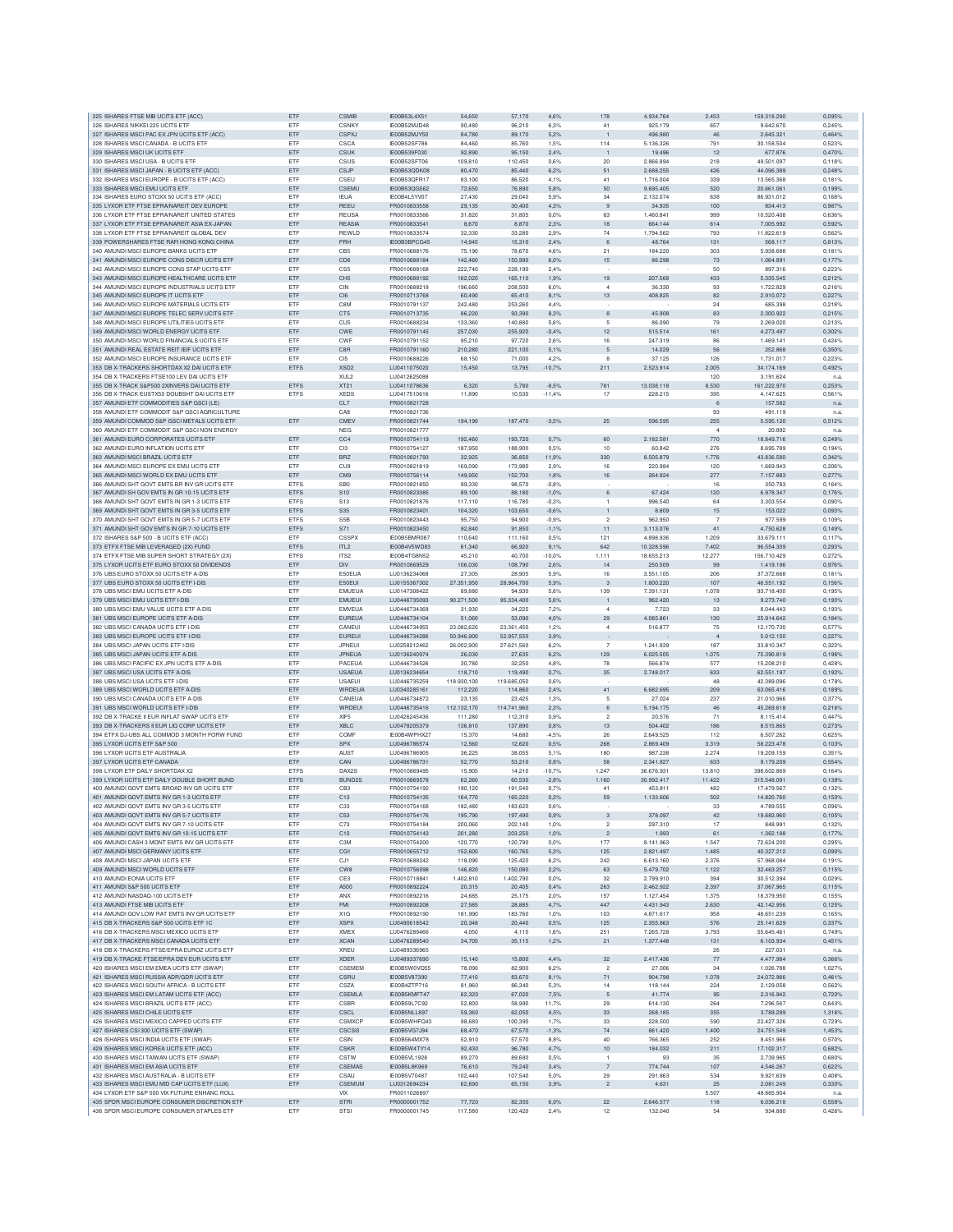| | | | | | | | | | | |
|---|---|---|---|---|---|---|---|---|---|---|
| 325 ISHARES FTSE MIB UCITS ETF (ACC) | ETF | CSMIB | IE00B53L4X51 | 54,650 | 57,170 | 4,6% | 178 | 4.934.764 | 2.453 | 159.318.290 | 0,095% |
| 326 ISHARES NIKKEI 225 UCITS ETF | ETF | CSNKY | IE00B52MJD48 | 90,480 | 96,210 | 6,3% | 41 | 925.179 | 657 | 9.642.670 | 0,245% |
| 327 ISHARES MSCI PAC EX JPN UCITS ETF (ACC) | ETF | CSPXJ | IE00B52MJY50 | 84,780 | 89,170 | 5,2% | 1 | 496.980 | 46 | 2.645.321 | 0,464% |
| 328 ISHARES MSCI CANADA - B UCITS ETF | ETF | CSCA | IE00B52SF786 | 84,460 | 85,760 | 1,5% | 114 | 5.136.326 | 791 | 30.158.504 | 0,523% |
| 329 ISHARES MSCI UK UCITS ETF | ETF | CSUK | IE00B539F030 | 92,890 | 95,150 | 2,4% | 1 | 19.496 | 12 | 677.876 | 0,470% |
| 330 ISHARES MSCI USA - B UCITS ETF | ETF | CSUS | IE00B52SFT06 | 109,810 | 110,450 | 0,6% | 20 | 2.866.894 | 218 | 49.501.097 | 0,118% |
| 331 ISHARES MSCI JAPAN - B UCITS ETF (ACC) | ETF | CSJP | IE00B53QDK08 | 80,470 | 85,440 | 6,2% | 51 | 2.688.255 | 426 | 44.096.389 | 0,248% |
| 332 ISHARES MSCI EUROPE - B UCITS ETF (ACC) | ETF | CSEU | IE00B53QFR17 | 83,100 | 86,520 | 4,1% | 41 | 1.716.004 | 339 | 13.565.368 | 0,181% |
| 333 ISHARES MSCI EMU UCITS ETF | ETF | CSEMU | IE00B53QG562 | 72,650 | 76,890 | 5,8% | 50 | 9.695.405 | 520 | 20.661.061 | 0,199% |
| 334 ISHARES EURO STOXX 50 UCITS ETF (ACC) | ETF | IEUA | IE00B4L5YV07 | 27,430 | 29,040 | 5,9% | 34 | 2.132.074 | 638 | 86.931.012 | 0,168% |
| 335 LYXOR ETF FTSE EPRA/NAREIT DEV EUROPE | ETF | REEU | FR0010833558 | 29,135 | 30,400 | 4,3% | 9 | 34.935 | 100 | 834.413 | 0,987% |
| 336 LYXOR ETF FTSE EPRA/NAREIT UNITED STATES | ETF | REUSA | FR0010833566 | 31,820 | 31,805 | 0,0% | 63 | 1.460.841 | 999 | 10.520.408 | 0,636% |
| 337 LYXOR ETF FTSE EPRA/NAREIT ASIA EX-JAPAN | ETF | REASIA | FR0010833541 | 8,670 | 8,870 | 2,3% | 18 | 664.144 | 614 | 7.005.992 | 0,592% |
| 338 LYXOR ETF FTSE EPRA/NAREIT GLOBAL DEV | ETF | REWLD | FR0010833574 | 32,330 | 33,280 | 2,9% | 74 | 1.794.562 | 793 | 11.822.619 | 0,562% |
| 339 POWERSHARES FTSE RAFI HONG KONG CHINA | ETF | PRH | IE00B3BPCG45 | 14,945 | 15,310 | 2,4% | 6 | 48.764 | 131 | 568.117 | 0,813% |
| 340 AMUNDI MSCI EUROPE BANKS UCITS ETF | ETF | CB5 | FR0010688176 | 75,190 | 78,670 | 4,6% | 21 | 184.220 | 303 | 5.938.688 | 0,181% |
| 341 AMUNDI MSCI EUROPE CONS DISCR UCITS ETF | ETF | CD6 | FR0010688184 | 142,460 | 150,990 | 6,0% | 15 | 86.298 | 73 | 1.064.891 | 0,177% |
| 342 AMUNDI MSCI EUROPE CONS STAP UCITS ETF | ETF | CS5 | FR0010688168 | 222,740 | 228,190 | 2,4% | - | - | 50 | 897.316 | 0,223% |
| 343 AMUNDI MSCI EUROPE HEALTHCARE UCITS ETF | ETF | CH5 | FR0010688192 | 162,020 | 165,110 | 1,9% | 19 | 207.568 | 433 | 5.335.545 | 0,212% |
| 344 AMUNDI MSCI EUROPE INDUSTRIALS UCITS ETF | ETF | CIN | FR0010688218 | 196,660 | 208,500 | 6,0% | 4 | 36.330 | 93 | 1.722.829 | 0,216% |
| 345 AMUNDI MSCI EUROPE IT UCITS ETF | ETF | CI6 | FR0010713768 | 60,490 | 65,410 | 8,1% | 13 | 408.825 | 82 | 2.910.072 | 0,227% |
| 346 AMUNDI MSCI EUROPE MATERIALS UCITS ETF | ETF | C8M | FR0010791137 | 242,480 | 253,260 | 4,4% | - | - | 24 | 685.398 | 0,218% |
| 347 AMUNDI MSCI EUROPE TELEC SERV UCITS ETF | ETF | CT5 | FR0010713735 | 86,220 | 93,390 | 8,3% | 8 | 45.908 | 83 | 2.300.922 | 0,215% |
| 348 AMUNDI MSCI EUROPE UTILITIES UCITS ETF | ETF | CU5 | FR0010688234 | 133,360 | 140,880 | 5,6% | 5 | 86.090 | 79 | 2.269.020 | 0,213% |
| 349 AMUNDI MSCI WORLD ENERGY UCITS ETF | ETF | CWE | FR0010791145 | 257,030 | 255,920 | -0,4% | 12 | 515.514 | 161 | 4.273.497 | 0,302% |
| 350 AMUNDI MSCI WORLD FINANCIALS UCITS ETF | ETF | CWF | FR0010791152 | 95,210 | 97,720 | 2,6% | 16 | 247.319 | 86 | 1.469.141 | 0,424% |
| 351 AMUNDI REAL ESTATE REIT IEIF UCITS ETF | ETF | C8R | FR0010791160 | 210,280 | 221,100 | 5,1% | 5 | 14.029 | 56 | 252.868 | 0,350% |
| 352 AMUNDI MSCI EUROPE INSURANCE UCITS ETF | ETF | CI5 | FR0010688226 | 68,150 | 71,000 | 4,2% | 8 | 37.125 | 126 | 1.731.017 | 0,223% |
| 353 DB X-TRACKERS SHORTDAX X2 DAI UCITS ETF | ETFS | XSD2 | LU0411075020 | 15,450 | 13,795 | -10,7% | 211 | 2.523.914 | 2.005 | 34.174.169 | 0,492% |
| 354 DB X-TRACKERS FTSE100 LEV DAI UCITS ETF | | XUL2 | LU0412625088 | | | | | | 120 | 3.191.624 | n.a. |
| 355 DB X-TRACK S&P500 2XINVERS DAI UCITS ETF | ETFS | XT21 | LU0411078636 | 6,320 | 5,780 | -8,5% | 781 | 13.038.118 | 8.530 | 161.222.970 | 0,253% |
| 356 DB X-TRACK EUSTX50 DOUBSHT DAI UCITS ETF | ETFS | XEDS | LU0417510616 | 11,890 | 10,530 | -11,4% | 17 | 228.215 | 395 | 4.147.625 | 0,561% |
| 357 AMUNDI ETF COMMODITIES S&P GSCI (LE) | | CL7 | FR0010821728 | | | | | | 6 | 157.582 | n.a. |
| 358 AMUNDI ETF COMMODIT S&P GSCI AGRICULTURE | | CA8 | FR0010821736 | | | | | | 93 | 491.119 | n.a. |
| 359 AMUNDI COMMOD S&P GSCI METALS UCITS ETF | ETF | CMEV | FR0010821744 | 194,190 | 187,470 | -3,5% | 25 | 596.595 | 255 | 5.595.120 | 0,512% |
| 360 AMUNDI ETF COMMODIT S&P GSCI NON ENERGY | | NEG | FR0010821777 | | | | | | 4 | 20.892 | n.a. |
| 361 AMUNDI EURO CORPORATES UCITS ETF | ETF | CC4 | FR0010754119 | 192,460 | 193,720 | 0,7% | 60 | 2.182.581 | 770 | 18.849.716 | 0,249% |
| 362 AMUNDI EURO INFLATION UCITS ETF | ETF | CI3 | FR0010754127 | 187,950 | 188,900 | 0,5% | 10 | 60.842 | 276 | 9.695.789 | 0,194% |
| 363 AMUNDI MSCI BRAZIL UCITS ETF | ETF | BRZ | FR0010821793 | 32,925 | 36,850 | 11,9% | 330 | 8.505.879 | 1.776 | 43.836.580 | 0,342% |
| 364 AMUNDI MSCI EUROPE EX EMU UCITS ETF | ETF | CU9 | FR0010821819 | 169,090 | 173,980 | 2,9% | 16 | 220.984 | 120 | 1.669.943 | 0,206% |
| 365 AMUNDI MSCI WORLD EX EMU UCITS ETF | ETF | CM9 | FR0010756114 | 149,950 | 152,700 | 1,8% | 16 | 264.924 | 277 | 7.157.883 | 0,277% |
| 366 AMUNDI SHT GOVT EMTS BR INV GR UCITS ETF | ETFS | SB0 | FR0010821850 | 99,330 | 98,570 | -0,8% | - | - | 16 | 350.783 | 0,164% |
| 367 AMUNDI SH GOV EMTS IN GR 10-15 UCITS ETF | ETFS | S10 | FR0010823385 | 89,100 | 88,180 | -1,0% | 6 | 67.424 | 120 | 6.978.347 | 0,176% |
| 368 AMUNDI SHT GOVT EMTS IN GR 1-3 UCITS ETF | ETFS | S13 | FR0010821876 | 117,110 | 116,780 | -0,3% | 1 | 996.540 | 64 | 3.303.554 | 0,090% |
| 369 AMUNDI SHT GOVT EMTS IN GR 3-5 UCITS ETF | ETFS | S35 | FR0010823401 | 104,320 | 103,650 | -0,6% | 1 | 8.809 | 15 | 153.022 | 0,093% |
| 370 AMUNDI SHT GOVT EMTS IN GR 5-7 UCITS ETF | ETFS | S5B | FR0010823443 | 95,750 | 94,900 | -0,9% | 2 | 962.950 | 7 | 977.599 | 0,109% |
| 371 AMUNDI SHT GOV EMTS IN GR 7-10 UCITS ETF | ETFS | S71 | FR0010823450 | 92,840 | 91,850 | -1,1% | 11 | 3.113.076 | 41 | 4.750.628 | 0,149% |
| 372 ISHARES S&P 500 - B UCITS ETF (ACC) | ETF | CSSPX | IE00B5BMR087 | 110,640 | 111,160 | 0,5% | 121 | 4.898.936 | 1.209 | 33.679.111 | 0,117% |
| 373 ETFX FTSE MIB LEVERAGED (2X) FUND | ETFS | ITL2 | IE00B4V5WD83 | 61,340 | 66,920 | 9,1% | 642 | 10.328.596 | 7.402 | 96.554.309 | 0,293% |
| 374 ETFX FTSE MIB SUPER SHORT STRATEGY (2X) | ETFS | ITS2 | IE00B4TG8N52 | 45,210 | 40,700 | -10,0% | 1.111 | 18.655.213 | 12.277 | 156.710.429 | 0,272% |
| 375 LYXOR UCITS ETF EURO STOXX 50 DIVIDENDS | ETF | DIV | FR0010869529 | 106,030 | 108,790 | 2,6% | 14 | 250.509 | 99 | 1.419.196 | 0,976% |
| 376 UBS EURO STOXX 50 UCITS ETF A-DIS | ETF | E50EUA | LU0136234068 | 27,305 | 28,905 | 5,9% | 16 | 3.551.105 | 206 | 37.372.668 | 0,181% |
| 377 UBS EURO STOXX 50 UCITS ETF I-DIS | ETF | E50EUI | LU0155367302 | 27.351,950 | 28.964,700 | 5,9% | 3 | 1.800.220 | 107 | 46.551.192 | 0,156% |
| 378 UBS MSCI EMU UCITS ETF A-DIS | ETF | EMUEUA | LU0147308422 | 89,880 | 94,930 | 5,6% | 139 | 7.391.131 | 1.078 | 93.718.400 | 0,195% |
| 379 UBS MSCI EMU UCITS ETF I-DIS | ETF | EMUEUI | LU0446735093 | 90.271,500 | 95.334,400 | 5,6% | 1 | 962.420 | 13 | 9.273.740 | 0,193% |
| 380 UBS MSCI EMU VALUE UCITS ETF A-DIS | ETF | EMVEUA | LU0446734369 | 31,930 | 34,225 | 7,2% | 4 | 7.723 | 33 | 8.044.443 | 0,193% |
| 381 UBS MSCI EUROPE UCITS ETF A-DIS | ETF | EUREUA | LU0446734104 | 51,060 | 53,090 | 4,0% | 29 | 4.085.861 | 130 | 25.914.642 | 0,184% |
| 382 UBS MSCI CANADA UCITS ETF I-DIS | ETF | CANEUI | LU0446734955 | 23.082,620 | 23.361,450 | 1,2% | 4 | 516.877 | 75 | 12.170.730 | 0,577% |
| 383 UBS MSCI EUROPE UCITS ETF I-DIS | ETF | EUREUI | LU0446734286 | 50.946,900 | 52.957,550 | 3,9% | - | - | 4 | 5.012.150 | 0,227% |
| 384 UBS MSCI JAPAN UCITS ETF I-DIS | ETF | JPNEUI | LU0258212462 | 26.002,900 | 27.621,560 | 6,2% | 7 | 1.241.939 | 187 | 33.810.347 | 0,323% |
| 385 UBS MSCI JAPAN UCITS ETF A-DIS | ETF | JPNEUA | LU0136240974 | 26,030 | 27,635 | 6,2% | 129 | 6.025.505 | 1.075 | 75.390.819 | 0,196% |
| 386 UBS MSCI PACIFIC EX JPN UCITS ETF A-DIS | ETF | PACEUA | LU0446734526 | 30,780 | 32,250 | 4,8% | 78 | 566.874 | 577 | 15.208.210 | 0,428% |
| 387 UBS MSCI USA UCITS ETF A-DIS | ETF | USAEUA | LU0136234654 | 118,710 | 119,490 | 0,7% | 35 | 2.748.017 | 633 | 62.551.197 | 0,192% |
| 388 UBS MSCI USA UCITS ETF I-DIS | ETF | USAEUI | LU0446735259 | 118.930,100 | 119.685,050 | 0,6% | - | - | 48 | 42.389.096 | 0,178% |
| 389 UBS MSCI WORLD UCITS ETF A-DIS | ETF | WRDEUA | LU0340285161 | 112,220 | 114,860 | 2,4% | 41 | 6.682.695 | 209 | 63.065.416 | 0,189% |
| 390 UBS MSCI CANADA UCITS ETF A-DIS | ETF | CANEUA | LU0446734872 | 23,135 | 23,425 | 1,3% | 5 | 27.024 | 237 | 21.010.966 | 0,377% |
| 391 UBS MSCI WORLD UCITS ETF I-DIS | ETF | WRDEUI | LU0446735416 | 112.132,170 | 114.741,960 | 2,3% | 6 | 5.194.175 | 46 | 45.269.618 | 0,216% |
| 392 DB X-TRACKE II EUR INFLAT SWAP UCITS ETF | ETF | XIF5 | LU0426245436 | 111,280 | 112,310 | 0,9% | 2 | 20.576 | 71 | 8.115.414 | 0,447% |
| 393 DB X-TRACKERS II EUR LIQ CORP UCITS ETF | ETF | XBLC | LU0478205379 | 136,810 | 137,890 | 0,8% | 13 | 504.402 | 186 | 8.515.865 | 0,273% |
| 394 ETFX DJ-UBS ALL COMMOD 3 MONTH FORW FUND | ETF | COMF | IE00B4WPHX27 | 15,370 | 14,680 | -4,5% | 26 | 2.649.525 | 112 | 6.507.262 | 0,625% |
| 395 LYXOR UCITS ETF S&P 500 | ETF | SPX | LU0496786574 | 12,560 | 12,620 | 0,5% | 268 | 2.869.409 | 3.319 | 58.223.478 | 0,103% |
| 396 LYXOR UCITS ETF AUSTRALIA | ETF | AUST | LU0496786905 | 36,225 | 38,055 | 5,1% | 180 | 987.238 | 2.274 | 19.209.159 | 0,351% |
| 397 LYXOR UCITS ETF CANADA | ETF | CAN | LU0496786731 | 52,770 | 53,210 | 0,8% | 58 | 2.341.827 | 633 | 9.179.209 | 0,554% |
| 398 LYXOR ETF DAILY SHORTDAX X2 | ETFS | DAX2S | FR0010869495 | 15,905 | 14,210 | -10,7% | 1.247 | 36.676.931 | 13.810 | 398.602.869 | 0,164% |
| 399 LYXOR UCITS ETF DAILY DOUBLE SHORT BUND | ETFS | BUND2S | FR0010869578 | 62,260 | 60,530 | -2,8% | 1.160 | 30.992.417 | 11.422 | 315.548.091 | 0,138% |
| 400 AMUNDI GOVT EMTS BROAD INV GR UCITS ETF | ETF | CB3 | FR0010754192 | 190,120 | 191,540 | 0,7% | 41 | 453.811 | 482 | 17.479.567 | 0,132% |
| 401 AMUNDI GOVT EMTS INV GR 1-3 UCITS ETF | ETF | C13 | FR0010754135 | 164,770 | 165,220 | 0,3% | 59 | 1.133.606 | 502 | 14.820.760 | 0,150% |
| 402 AMUNDI GOVT EMTS INV GR 3-5 UCITS ETF | ETF | C33 | FR0010754168 | 182,480 | 183,620 | 0,6% | - | - | 33 | 4.789.555 | 0,096% |
| 403 AMUNDI GOVT EMTS INV GR 5-7 UCITS ETF | ETF | C53 | FR0010754176 | 195,790 | 197,490 | 0,9% | 3 | 378.097 | 42 | 19.683.960 | 0,105% |
| 404 AMUNDI GOVT EMTS INV GR 7-10 UCITS ETF | ETF | C73 | FR0010754184 | 200,060 | 202,140 | 1,0% | 2 | 297.310 | 17 | 848.991 | 0,132% |
| 405 AMUNDI GOVT EMTS INV GR 10-15 UCITS ETF | ETF | C10 | FR0010754143 | 201,280 | 203,250 | 1,0% | 2 | 1.993 | 61 | 1.362.188 | 0,177% |
| 406 AMUNDI CASH 3 MONT EMTS INV GR UCITS ETF | ETF | C3M | FR0010754200 | 120,770 | 120,790 | 0,0% | 177 | 8.141.963 | 1.547 | 72.624.200 | 0,295% |
| 407 AMUNDI MSCI GERMANY UCITS ETF | ETF | CG1 | FR0010655712 | 152,600 | 160,760 | 5,3% | 125 | 2.821.497 | 1.485 | 40.327.212 | 0,090% |
| 408 AMUNDI MSCI JAPAN UCITS ETF | ETF | CJ1 | FR0010688242 | 118,090 | 125,420 | 6,2% | 242 | 6.613.160 | 2.376 | 57.968.084 | 0,191% |
| 409 AMUNDI MSCI WORLD UCITS ETF | ETF | CW8 | FR0010756098 | 146,820 | 150,080 | 2,2% | 63 | 5.479.702 | 1.122 | 32.463.257 | 0,115% |
| 410 AMUNDI EONIA UCITS ETF | ETF | CE3 | FR0010718841 | 1.402,810 | 1.402,790 | 0,0% | 32 | 2.799.910 | 394 | 30.512.394 | 0,029% |
| 411 AMUNDI S&P 500 UCITS ETF | ETF | A500 | FR0010892224 | 20,315 | 20,405 | 0,4% | 263 | 2.462.922 | 2.397 | 37.067.965 | 0,115% |
| 412 AMUNDI NASDAQ-100 UCITS ETF | ETF | ANX | FR0010892216 | 24,685 | 25,175 | 2,0% | 157 | 1.127.454 | 1.375 | 18.379.950 | 0,155% |
| 413 AMUNDI FTSE MIB UCITS ETF | ETF | FMI | FR0010892208 | 27,585 | 28,885 | 4,7% | 447 | 4.431.943 | 2.630 | 42.142.956 | 0,125% |
| 414 AMUNDI GOV LOW RAT EMTS INV GR UCITS ETF | ETF | X1G | FR0010892190 | 181,990 | 183,760 | 1,0% | 103 | 4.871.617 | 958 | 48.651.239 | 0,165% |
| 415 DB X-TRACKERS S&P 500 UCITS ETF 1C | ETF | XSPX | LU0490618542 | 20,348 | 20,440 | 0,5% | 125 | 2.355.863 | 576 | 25.141.629 | 0,337% |
| 416 DB X-TRACKERS MSCI MEXICO UCITS ETF | ETF | XMEX | LU0476289466 | 4,050 | 4,115 | 1,6% | 251 | 7.265.728 | 3.793 | 55.645.461 | 0,749% |
| 417 DB X-TRACKERS MSCI CANADA UCITS ETF | ETF | XCAN | LU0476289540 | 34,705 | 35,115 | 1,2% | 21 | 1.377.448 | 131 | 6.103.934 | 0,451% |
| 418 DB X-TRACKERS FTSE/EPRA EUROZ UCITS ETF | | XREU | LU0489336965 | | | | | | 26 | 227.031 | n.a. |
| 419 DB X-TRACKERS FTSE/EPRA DEV EUR UCITS ETF | ETF | XDER | LU0489337690 | 15,140 | 15,800 | 4,4% | 32 | 2.417.436 | 77 | 4.477.984 | 0,366% |
| 420 ISHARES MSCI EM EMEA UCITS ETF (SWAP) | ETF | CSEMEM | IE00B5W0VQ55 | 78,090 | 82,900 | 6,2% | 2 | 27.006 | 34 | 1.026.788 | 1,027% |
| 421 ISHARES MSCI RUSSIA ADR/GDR UCITS ETF | ETF | CSRU | IE00B5V87390 | 77,410 | 83,670 | 8,1% | 71 | 904.798 | 1.078 | 24.072.966 | 0,461% |
| 422 ISHARES MSCI SOUTH AFRICA - B UCITS ETF | ETF | CSZA | IE00B4ZTP716 | 81,960 | 86,340 | 5,3% | 14 | 118.144 | 224 | 2.129.058 | 0,562% |
| 423 ISHARES MSCI EM LATAM UCITS ETF (ACC) | ETF | CSEMLA | IE00B5KMFT47 | 62,320 | 67,020 | 7,5% | 5 | 41.774 | 95 | 2.316.942 | 0,720% |
| 424 ISHARES MSCI BRAZIL UCITS ETF (ACC) | ETF | CSBR | IE00B59L7C92 | 52,800 | 58,990 | 11,7% | 29 | 614.130 | 264 | 7.296.567 | 0,643% |
| 425 ISHARES MSCI CHILE UCITS ETF | ETF | CSCL | IE00B5NLL897 | 59,360 | 62,050 | 4,5% | 33 | 268.185 | 355 | 3.789.299 | 1,316% |
| 426 ISHARES MSCI MEXICO CAPPED UCITS ETF | ETF | CSMXCP | IE00B5WHFQ43 | 98,680 | 100,390 | 1,7% | 33 | 228.500 | 590 | 22.427.326 | 0,729% |
| 427 ISHARES CSI 300 UCITS ETF (SWAP) | ETF | CSCSI3 | IE00B5VG7J94 | 68,470 | 67,570 | -1,3% | 74 | 861.420 | 1.400 | 24.751.549 | 1,453% |
| 428 ISHARES MSCI INDIA UCITS ETF (SWAP) | ETF | CSIN | IE00B564MX78 | 52,910 | 57,570 | 8,8% | 40 | 766.365 | 252 | 8.451.966 | 0,570% |
| 429 ISHARES MSCI KOREA UCITS ETF (ACC) | ETF | CSKR | IE00B5W4TY14 | 92,430 | 96,780 | 4,7% | 10 | 184.032 | 211 | 17.102.317 | 0,682% |
| 430 ISHARES MSCI TAIWAN UCITS ETF (SWAP) | ETF | CSTW | IE00B5VL1928 | 89,270 | 89,680 | 0,5% | 1 | 93 | 35 | 2.739.965 | 0,680% |
| 431 ISHARES MSCI EM ASIA UCITS ETF | ETF | CSEMAS | IE00B5L8K969 | 76,610 | 79,240 | 3,4% | 7 | 774.744 | 107 | 4.546.267 | 0,622% |
| 432 ISHARES MSCI AUSTRALIA - B UCITS ETF | ETF | CSAU | IE00B5V70487 | 102,440 | 107,540 | 5,0% | 29 | 291.863 | 534 | 9.921.639 | 0,408% |
| 433 ISHARES MSCI EMU MID CAP UCITS ETF (LUX) | ETF | CSEMUM | LU0312694234 | 62,690 | 65,150 | 3,9% | 2 | 4.631 | 25 | 2.081.249 | 0,330% |
| 434 LYXOR ETF S&P 500 VIX FUTURE ENHANC ROLL | | VIX | FR0011026897 | | | | | | 5.507 | 48.865.904 | n.a. |
| 435 SPDR MSCI EUROPE CONSUMER DISCRETION ETF | ETF | STRI | FR0000001752 | 77,720 | 82,350 | 6,0% | 22 | 2.646.577 | 118 | 6.036.218 | 0,558% |
| 436 SPDR MSCI EUROPE CONSUMER STAPLES ETF | ETF | STSI | FR0000001745 | 117,580 | 120,420 | 2,4% | 12 | 132.040 | 54 | 934.880 | 0,426% |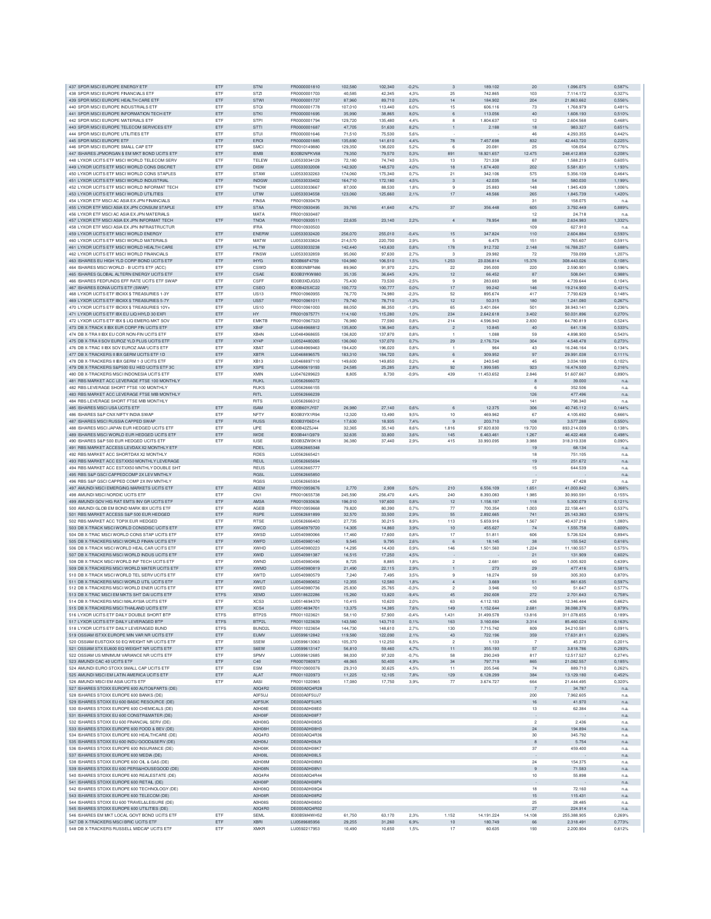| | | | | | | | | | | | |
|---|---|---|---|---|---|---|---|---|---|---|---|
| 437 SPDR MSCI EUROPE ENERGY ETF | ETF | STNI | FR0000001810 | 102,580 | 102,340 | -0,2% | 3 | 189.102 | 20 | 1.096.075 | 0,587% |
| 438 SPDR MSCI EUROPE FINANCIALS ETF | ETF | STZI | FR0000001703 | 40,585 | 42,345 | 4,3% | 25 | 742.865 | 103 | 7.114.172 | 0,327% |
| 439 SPDR MSCI EUROPE HEALTH CARE ETF | ETF | STWI | FR0000001737 | 87,960 | 89,710 | 2,0% | 14 | 184.902 | 204 | 21.863.662 | 0,556% |
| 440 SPDR MSCI EUROPE INDUSTRIALS ETF | ETF | STQI | FR0000001778 | 107,010 | 113,440 | 6,0% | 15 | 606.116 | 73 | 1.768.979 | 0,481% |
| 441 SPDR MSCI EUROPE INFORMATION TECH ETF | ETF | STKI | FR0000001695 | 35,990 | 38,865 | 8,0% | 6 | 113.056 | 40 | 1.608.193 | 0,510% |
| 442 SPDR MSCI EUROPE MATERIALS ETF | ETF | STPI | FR0000001794 | 129,720 | 135,480 | 4,4% | 8 | 1.804.637 | 12 | 2.604.568 | 0,468% |
| 443 SPDR MSCI EUROPE TELECOM SERVICES ETF | ETF | STTI | FR0000001687 | 47,705 | 51,630 | 8,2% | 1 | 2.188 | 18 | 963.327 | 0,651% |
| 444 SPDR MSCI EUROPE UTILITIES ETF | ETF | STUI | FR0000001646 | 71,510 | 75,530 | 5,6% | - | - | 46 | 4.293.355 | 0,442% |
| 445 SPDR MSCI EUROPE ETF | ETF | EROI | FR0000001885 | 135,690 | 141,610 | 4,4% | 78 | 7.457.698 | 832 | 42.443.720 | 0,225% |
| 446 SPDR MSCI EUROPE SMALL CAP ETF | ETF | SMCI | FR0010149880 | 129,350 | 136,020 | 5,2% | 6 | 20.081 | 25 | 108.054 | 0,776% |
| 447 ISHARES JPMORGAN $ EM MKT BOND UCITS ETF | ETF | IEMB | IE00B2NPKV68 | 79,350 | 79,570 | 0,3% | 891 | 18.921.657 | 12.475 | 248.412.859 | 0,208% |
| 448 LYXOR UCITS ETF MSCI WORLD TELECOM SERV | ETF | TELEW | LU0533034129 | 72,180 | 74,740 | 3,5% | 13 | 721.338 | 67 | 1.588.219 | 0,605% |
| 449 LYXOR UCITS ETF MSCI WORLD CONS DISCRET | ETF | DISW | LU0533032008 | 142,920 | 148,570 | 4,0% | 18 | 1.674.400 | 202 | 5.581.831 | 1,193% |
| 450 LYXOR UCITS ETF MSCI WORLD CONS STAPLES | ETF | STAW | LU0533032263 | 174,060 | 175,340 | 0,7% | 21 | 342.106 | 575 | 5.356.109 | 0,464% |
| 451 LYXOR UCITS ETF MSCI WORLD INDUSTRIAL | ETF | INDGW | LU0533033402 | 164,710 | 172,180 | 4,5% | 3 | 42.035 | 54 | 580.030 | 1,199% |
| 452 LYXOR UCITS ETF MSCI WORLD INFORMAT TECH | ETF | TNOW | LU0533033667 | 87,000 | 88,530 | 1,8% | 9 | 25.883 | 148 | 1.945.439 | 1,006% |
| 453 LYXOR UCITS ETF MSCI WORLD UTILITIES | ETF | UTIW | LU0533034558 | 123,060 | 125,660 | 2,1% | 17 | 48.566 | 265 | 1.845.739 | 1,420% |
| 454 LYXOR ETF MSCI AC ASIA EX JPN FINANCIALS | | FINSA | FR0010930479 | | | | | | 31 | 158.075 | n.a. |
| 455 LYXOR ETF MSCI ASIA EX JPN CONSUM STAPLE | ETF | STAA | FR0010930495 | 39,765 | 41,640 | 4,7% | 37 | 356.448 | 605 | 3.792.449 | 0,889% |
| 456 LYXOR ETF MSCI AC ASIA EX JPN MATERIALS | | MATA | FR0010930487 | | | | | | 12 | 24.718 | n.a. |
| 457 LYXOR ETF MSCI ASIA EX JPN INFORMAT TECH | ETF | TNOA | FR0010930511 | 22,635 | 23,140 | 2,2% | 4 | 78.954 | 88 | 2.634.983 | 1,332% |
| 458 LYXOR ETF MSCI ASIA EX JPN INFRASTRUCTUR | | IFRA | FR0010930503 | | | | | | 109 | 627.910 | n.a. |
| 459 LYXOR UCITS ETF MSCI WORLD ENERGY | ETF | ENERW | LU0533032420 | 256,070 | 255,010 | -0,4% | 15 | 347.824 | 110 | 2.604.884 | 0,593% |
| 460 LYXOR UCITS ETF MSCI WORLD MATERIALS | ETF | MATW | LU0533033824 | 214,570 | 220,700 | 2,9% | 5 | 6.475 | 151 | 765.607 | 0,591% |
| 461 LYXOR UCITS ETF MSCI WORLD HEALTH CARE | ETF | HLTW | LU0533033238 | 142,440 | 143,630 | 0,8% | 178 | 912.732 | 2.148 | 16.788.257 | 0,688% |
| 462 LYXOR UCITS ETF MSCI WORLD FINANCIALS | ETF | FINSW | LU0533032859 | 95,060 | 97,630 | 2,7% | 3 | 29.982 | 72 | 759.099 | 1,207% |
| 463 ISHARES EU HIGH YLD CORP BOND UCITS ETF | ETF | IHYG | IE00B66F4759 | 104,980 | 106,510 | 1,5% | 1.253 | 23.036.814 | 15.376 | 308.443.026 | 0,108% |
| 464 ISHARES MSCI WORLD - B UCITS ETF (ACC) | ETF | CSWD | IE00B3NBFN86 | 89,960 | 91,970 | 2,2% | 22 | 295.000 | 220 | 2.590.901 | 0,596% |
| 465 ISHARES GLOBAL ALTERN ENERGY UCITS ETF | ETF | CSAE | IE00B3YKW880 | 35,135 | 36,645 | 4,3% | 12 | 66.452 | 87 | 508.041 | 0,988% |
| 466 ISHARES FEDFUNDS EFF RATE UCITS ETF SWAP | ETF | CSFF | IE00B3XDJG53 | 75,430 | 73,530 | -2,5% | 9 | 283.683 | 98 | 4.739.644 | 0,104% |
| 467 ISHARES EONIA UCITS ETF (SWAP) | ETF | CSEO | IE00B42SXC22 | 100,772 | 100,777 | 0,0% | 17 | 99.242 | 146 | 19.214.900 | 0,431% |
| 468 LYXOR UCITS ETF IBOXX $ TREASURIES 1-3Y | ETF | US13 | FR0010960955 | 76,770 | 74,980 | -2,3% | 52 | 895.674 | 417 | 7.793.629 | 0,148% |
| 469 LYXOR UCITS ETF IBOXX $ TREASURIES 5-7Y | ETF | US57 | FR0010961011 | 79,740 | 78,710 | -1,3% | 12 | 50.315 | 180 | 1.241.080 | 0,267% |
| 470 LYXOR UCITS ETF IBOXX $ TREASURIES 10Y+ | ETF | US10 | FR0010961003 | 88,050 | 86,350 | -1,9% | 65 | 3.401.064 | 501 | 38.342.141 | 0,236% |
| 471 LYXOR UCITS ETF IBX EU LIQ HIYLD 30 EXFI | ETF | HY | FR0010975771 | 114,160 | 115,280 | 1,0% | 234 | 2.642.618 | 3.402 | 50.031.896 | 0,270% |
| 472 LYXOR UCITS ETF IBX $ LIQ EMERG MKT SOV | ETF | EMKTB | FR0010967323 | 76,980 | 77,590 | 0,8% | 214 | 4.596.943 | 2.830 | 64.780.819 | 0,524% |
| 473 DB X-TRACK II IBX EUR CORP FIN UCITS ETF | ETF | XB4F | LU0484968812 | 135,800 | 136,940 | 0,8% | 2 | 10.845 | 40 | 641.136 | 0,533% |
| 474 DB X-TRA II IBX EU COR NON-FIN UCITS ETF | ETF | XB4N | LU0484968655 | 136,820 | 137,870 | 0,8% | 1 | 1.088 | 59 | 4.898.900 | 0,543% |
| 475 DB X-TRA II IBX SOV EUROZ YLD PLUS UCITS ETF | ETF | XY4P | LU0524480265 | 136,060 | 137,070 | 0,7% | 29 | 2.176.724 | 304 | 4.548.478 | 0,273% |
| 476 DB X-TRAC II IBX SOV EUROZ AAA UCITS ETF | ETF | XBAT | LU0484969463 | 194,420 | 196,020 | 0,8% | 1 | 964 | 43 | 16.246.164 | 0,134% |
| 477 DB X-TRACKERS II IBX GERM UCITS ETF 1D | ETF | XBTR | LU0468896575 | 183,310 | 184,720 | 0,8% | 6 | 309.952 | 97 | 29.991.038 | 0,111% |
| 478 DB X-TRACKERS II IBX GERM 1-3 UCITS ETF | ETF | XB13 | LU0468897110 | 149,600 | 149,850 | 0,2% | 4 | 240.540 | 45 | 3.034.189 | 0,102% |
| 479 DB X-TRACKERS S&P500 EU HED UCITS ETF 3C | ETF | XSPE | LU0490619193 | 24,585 | 25,285 | 2,8% | 92 | 1.999.585 | 923 | 16.474.500 | 0,216% |
| 480 DB X-TRACKERS MSCI INDONESIA UCITS ETF | ETF | XMIN | LU0476289623 | 8,805 | 8,730 | -0,9% | 439 | 11.453.652 | 2.846 | 51.607.667 | 0,890% |
| 481 RBS MARKET ACC LEVERAGE FTSE 100 MONTHLY | | RUKL | LU0562666072 | | | | | | 8 | 39.000 | n.a. |
| 482 RBS LEVERAGE SHORT FTSE 100 MONTHLY | | RUKS | LU0562666155 | | | | | | 6 | 352.506 | n.a. |
| 483 RBS MARKET ACC LEVERAGE FTSE MIB MONTHLY | | RITL | LU0562666239 | | | | | | 126 | 477.496 | n.a. |
| 484 RBS LEVERAGE SHORT FTSE MIB MONTHLY | | RITS | LU0562666312 | | | | | | 141 | 798.340 | n.a. |
| 485 ISHARES MSCI USA UCITS ETF | ETF | ISAM | IE00B60YJY07 | 26,980 | 27,140 | 0,6% | 6 | 12.375 | 306 | 40.745.112 | 0,144% |
| 486 ISHARES S&P CNX NIFTY INDIA SWAP | ETF | NFTY | IE00B3YX1R94 | 12,320 | 13,490 | 9,5% | 10 | 469.962 | 67 | 4.105.692 | 0,666% |
| 487 ISHARES MSCI RUSSIA CAPPED SWAP | ETF | RUSS | IE00B3Y06D14 | 17,630 | 18,935 | 7,4% | 9 | 203.710 | 108 | 3.577.288 | 0,550% |
| 488 ISHARES MSCI JAPAN EUR HEDGED UCITS ETF | ETF | IJPE | IE00B42Z5J44 | 32,365 | 35,140 | 8,6% | 1.816 | 97.820.830 | 19.720 | 893.214.009 | 0,138% |
| 489 ISHARES MSCI WORLD EUR HEDGED UCITS ETF | ETF | IWDE | IE00B441G979 | 32,635 | 33,800 | 3,6% | 145 | 6.463.461 | 1.267 | 46.422.468 | 0,498% |
| 490 ISHARES S&P 500 EUR HEDGED UCITS ETF | ETF | IUSE | IE00B3ZW0K18 | 36,380 | 37,440 | 2,9% | 415 | 33.993.095 | 3.988 | 318.319.338 | 0,090% |
| 491 RBS MARKET ACCESS LEVDAX X2 MONTHLY ETF | | RDEL | LU0562665348 | | | | | | 19 | 68.134 | n.a. |
| 492 RBS MARKET ACC SHORTDAX X2 MONTHLY | | RDES | LU0562665421 | | | | | | 18 | 751.105 | n.a. |
| 493 RBS MARKET ACC ESTXX50 MONTHLY LEVERAGE | | REUL | LU0562665694 | | | | | | 19 | 251.672 | n.a. |
| 494 RBS MARKET ACC ESTXX50 MNTHLY DOUBLE SHT | | REUS | LU0562665777 | | | | | | 15 | 644.539 | n.a. |
| 495 RBS S&P GSCI CAPPEDCOMP 2X LEV MNTHLY | | RGSL | LU0562665850 | | | | | | - | - | n.a. |
| 496 RBS S&P GSCI CAPPED COMP 2X INV MNTHLY | | RGSS | LU0562665934 | | | | | | 27 | 47.428 | n.a. |
| 497 AMUNDI MSCI EMERGING MARKETS UCITS ETF | ETF | AEEM | FR0010959676 | 2,770 | 2,908 | 5,0% | 210 | 6.556.109 | 1.651 | 41.003.842 | 0,366% |
| 498 AMUNDI MSCI NORDIC UCITS ETF | ETF | CN1 | FR0010655738 | 245,590 | 256,470 | 4,4% | 240 | 8.393.083 | 1.985 | 30.993.591 | 0,155% |
| 499 AMUNDI GOV HIG RAT EMTS INV GR UCITS ETF | ETF | AM3A | FR0010930636 | 196,010 | 197,600 | 0,8% | 12 | 1.158.197 | 118 | 5.300.079 | 0,121% |
| 500 AMUNDI GLOB EM BOND MARK IBX UCITS ETF | ETF | AGEB | FR0010959668 | 79,820 | 80,390 | 0,7% | 77 | 700.354 | 1.003 | 22.158.441 | 0,537% |
| 501 RBS MARKET ACCESS S&P 500 EUR HEDGED | ETF | RSPE | LU0562681899 | 32,570 | 33,500 | 2,9% | 55 | 2.892.665 | 741 | 25.143.383 | 0,591% |
| 502 RBS MARKET ACC TOPIX EUR HEDGED | ETF | RTSE | LU0562666403 | 27,735 | 30,215 | 8,9% | 113 | 5.659.916 | 1.567 | 40.437.216 | 1,080% |
| 503 DB X-TRACK MSCI WORLD CONSDISC UCITS ETF | ETF | XWCD | LU0540979720 | 14,305 | 14,860 | 3,9% | 10 | 455.627 | 74 | 1.555.758 | 0,600% |
| 504 DB X-TRAC MSCI WORLD CONS STAP UCITS ETF | ETF | XWSD | LU0540980066 | 17,460 | 17,600 | 0,8% | 17 | 51.811 | 606 | 5.726.524 | 0,894% |
| 505 DB X-TRACKERS MSCI WORLD FINAN UCITS ETF | ETF | XWFD | LU0540980140 | 9,545 | 9,795 | 2,6% | 6 | 18.145 | 38 | 155.542 | 0,616% |
| 506 DB X-TRACK MSCI WORLD HEAL CAR UCITS ETF | ETF | XWHD | LU0540980223 | 14,295 | 14,430 | 0,9% | 146 | 1.501.560 | 1.224 | 11.180.557 | 0,575% |
| 507 DB X-TRACKERS MSCI WORLD INDUS UCITS ETF | ETF | XWID | LU0540981387 | 16,515 | 17,250 | 4,5% | - | - | 21 | 131.909 | 0,602% |
| 508 DB X-TRACK MSCI WORLD INF TECH UCITS ETF | ETF | XWND | LU0540980496 | 8,725 | 8,885 | 1,8% | 2 | 2.681 | 60 | 1.005.920 | 0,639% |
| 509 DB X-TRACKERS MSCI WORLD MATER UCITS ETF | ETF | XWMD | LU0540980819 | 21,490 | 22,115 | 2,9% | 1 | 273 | 29 | 477.416 | 0,581% |
| 510 DB X-TRACK MSCI WORLD TEL SERV UCITS ETF | ETF | XWTD | LU0540980579 | 7,240 | 7,495 | 3,5% | 9 | 18.274 | 59 | 305.303 | 0,870% |
| 511 DB X-TRACKERS MSCI WORLD UTIL UCITS ETF | ETF | XWUT | LU0540980652 | 12,355 | 12,580 | 1,8% | 4 | 3.669 | 51 | 861.635 | 0,597% |
| 512 DB X-TRACKERS MSCI WORLD ENER UCITS ETF | ETF | XWED | LU0540980736 | 25,830 | 25,765 | -0,3% | 2 | 3.946 | 10 | 51.647 | 0,577% |
| 513 DB X-TRAC MSCI EM MKTS SHT DAI UCITS ETF | ETFS | XEMD | LU0518622286 | 15,260 | 13,820 | -9,4% | 45 | 292.608 | 272 | 2.701.643 | 0,758% |
| 514 DB X-TRACKERS MSCI MALAYSIA UCITS ETF | ETF | XCS3 | LU0514694370 | 10,415 | 10,620 | 2,0% | 63 | 4.112.183 | 436 | 12.346.444 | 0,662% |
| 515 DB X-TRACKERS MSCI THAILAND UCITS ETF | ETF | XCS4 | LU0514694701 | 13,375 | 14,385 | 7,6% | 149 | 1.152.644 | 2.681 | 38.088.376 | 0,879% |
| 516 LYXOR UCITS ETF DAILY DOUBLE SHORT BTP | ETFS | BTP2S | FR0011023621 | 58,110 | 57,900 | -0,4% | 1.431 | 31.499.578 | 13.816 | 311.078.655 | 0,189% |
| 517 LYXOR UCITS ETF DAILY LEVERAGED BTP | ETFS | BTP2L | FR0011023639 | 143,580 | 143,710 | 0,1% | 163 | 3.160.694 | 3.314 | 85.460.024 | 0,163% |
| 518 LYXOR UCITS ETF DAILY LEVERAGED BUND | ETFS | BUND2L | FR0011023654 | 144,730 | 148,610 | 2,7% | 130 | 7.715.742 | 809 | 34.210.581 | 0,091% |
| 519 OSSIAM ISTXX EUROPE MIN VAR NR UCITS ETF | ETF | EUMV | LU0599612842 | 119,580 | 122,090 | 2,1% | 43 | 722.196 | 359 | 17.631.811 | 0,236% |
| 520 OSSIAM EUSTOXX 50 EQ WEIGHT NR UCITS ETF | ETF | S5EW | LU0599613063 | 105,370 | 112,250 | 6,5% | 2 | 1.133 | 7 | 46.373 | 0,201% |
| 521 OSSIAM STX EU600 EQ WEIGHT NR UCITS ETF | ETF | S6EW | LU0599613147 | 56,810 | 59,460 | 4,7% | 11 | 355.193 | 57 | 3.818.786 | 0,293% |
| 522 OSSIAM US MINIMUM VARIANCE NR UCITS ETF | ETF | SPMV | LU0599612685 | 98,030 | 97,320 | -0,7% | 58 | 290.249 | 817 | 12.517.527 | 0,274% |
| 523 AMUNDI CAC 40 UCITS ETF | ETF | C40 | FR0007080973 | 48,065 | 50,400 | 4,9% | 34 | 797.719 | 865 | 21.082.557 | 0,185% |
| 524 AMUNDI EURO STOXX SMALL CAP UCITS ETF | ETF | ESM | FR0010900076 | 29,310 | 30,625 | 4,5% | 11 | 205.546 | 74 | 889.710 | 0,262% |
| 525 AMUNDI MSCI EM LATIN AMERICA UCITS ETF | ETF | ALAT | FR0011020973 | 11,225 | 12,105 | 7,8% | 129 | 6.128.299 | 384 | 13.129.180 | 0,452% |
| 526 AMUNDI MSCI EM ASIA UCITS ETF | ETF | AASI | FR0011020965 | 17,080 | 17,750 | 3,9% | 77 | 3.674.727 | 664 | 21.444.495 | 0,320% |
| 527 ISHARES STOXX EUROPE 600 AUTO&PARTS (DE) | | A0Q4R2 | DE000A0Q4R28 | | | | | | 7 | 34.787 | n.a. |
| 528 ISHARES STOXX EUROPE 600 BANKS (DE) | | A0F5UJ | DE000A0F5UJ7 | | | | | | 200 | 7.962.605 | n.a. |
| 529 ISHARES STOXX EU 600 BASIC RESOURCE (DE) | | A0F5UK | DE000A0F5UK5 | | | | | | 16 | 41.970 | n.a. |
| 530 ISHARES STOXX EUROPE 600 CHEMICALS (DE) | | A0H08E | DE000A0H08E0 | | | | | | 13 | 62.384 | n.a. |
| 531 ISHARES STOXX EU 600 CONSTR&MATER (DE) | | A0H08F | DE000A0H08F7 | | | | | | - | - | n.a. |
| 532 ISHARES STOXX EU 600 FINANCIAL SERV (DE) | | A0H08G | DE000A0H08G5 | | | | | | 2 | 2.436 | n.a. |
| 533 ISHARES STOXX EUROPE 600 FOOD & BEV (DE) | | A0H08H | DE000A0H08H3 | | | | | | 24 | 134.894 | n.a. |
| 534 ISHARES STOXX EUROPE 600 HEALTHCARE (DE) | | A0Q4R3 | DE000A0Q4R36 | | | | | | 30 | 345.792 | n.a. |
| 535 ISHARES STOXX EU 600 INDU GOOD&SERV (DE) | | A0H08J | DE000A0H08J9 | | | | | | 8 | 5.754 | n.a. |
| 536 ISHARES STOXX EUROPE 600 INSURANCE (DE) | | A0H08K | DE000A0H08K7 | | | | | | 37 | 459.400 | n.a. |
| 537 ISHARES STOXX EUROPE 600 MEDIA (DE) | | A0H08L | DE000A0H08L5 | | | | | | - | - | n.a. |
| 538 ISHARES STOXX EUROPE 600 OIL & GAS (DE) | | A0H08M | DE000A0H08M3 | | | | | | 24 | 154.375 | n.a. |
| 539 ISHARES STOXX EU 600 PERS&HOUSEGOOD (DE) | | A0H08N | DE000A0H08N1 | | | | | | 9 | 71.583 | n.a. |
| 540 ISHARES STOXX EUROPE 600 REALESTATE (DE) | | A0Q4R4 | DE000A0Q4R44 | | | | | | 10 | 55.898 | n.a. |
| 541 ISHARES STOXX EUROPE 600 RETAIL (DE) | | A0H08P | DE000A0H08P6 | | | | | | - | - | n.a. |
| 542 ISHARES STOXX EUROPE 600 TECHNOLOGY (DE) | | A0H08Q | DE000A0H08Q4 | | | | | | 18 | 72.160 | n.a. |
| 543 ISHARES STOXX EUROPE 600 TELECOM (DE) | | A0H08R | DE000A0H08R2 | | | | | | 15 | 115.431 | n.a. |
| 544 ISHARES STOXX EU 600 TRAVEL&LEISURE (DE) | | A0H08S | DE000A0H08S0 | | | | | | 25 | 28.485 | n.a. |
| 545 ISHARES STOXX EUROPE 600 UTILITIES (DE) | | A0Q4R0 | DE000A0Q4R02 | | | | | | 27 | 224.914 | n.a. |
| 546 ISHARES EM MKT LOCAL GOVT BOND UCITS ETF | ETF | SEML | IE00B5M4WH52 | 61,750 | 63,170 | 2,3% | 1.152 | 14.191.224 | 14.108 | 255.388.905 | 0,269% |
| 547 DB X-TRACKERS MSCI BRIC UCITS ETF | ETF | XBRI | LU0589685956 | 29,255 | 31,260 | 6,9% | 10 | 180.749 | 66 | 2.318.491 | 0,773% |
| 548 DB X-TRACKERS RUSSELL MIDCAP UCITS ETF | ETF | XMKR | LU0592217953 | 10,490 | 10,650 | 1,5% | 17 | 60.635 | 193 | 2.200.904 | 0,612% |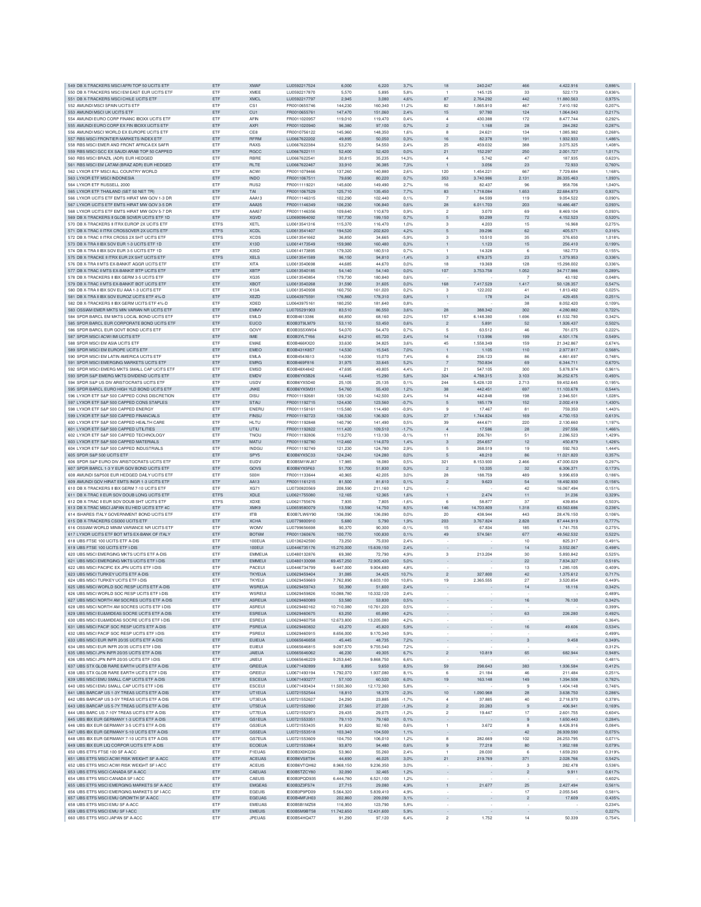| | | | | | | | | | | | |
|---|---|---|---|---|---|---|---|---|---|---|---|
| 549 DB X-TRACKERS MSCI AFRI TOP 50 UCITS ETF | ETF | XMAF | LU0592217524 | 6,000 | 6,220 | 3,7% | 18 | 240.247 | 466 | 4.422.916 | 0,886% |
| 550 DB X-TRACKERS MSCI EM EAST EUR UCITS ETF | ETF | XMEE | LU0592217870 | 5,570 | 5,895 | 5,8% | 1 | 145.125 | 33 | 522.173 | 0,836% |
| 551 DB X-TRACKERS MSCI CHILE UCITS ETF | ETF | XMCL | LU0592217797 | 2,945 | 3,080 | 4,6% | 87 | 2.764.292 | 442 | 11.880.563 | 0,975% |
| 552 AMUNDI MSCI SPAIN UCITS ETF | ETF | CS1 | FR0010655746 | 144,230 | 160,340 | 11,2% | 82 | 1.065.910 | 467 | 7.410.192 | 0,207% |
| 553 AMUNDI MSCI UK UCITS ETF | ETF | CU1 | FR0010655761 | 147,470 | 151,060 | 2,4% | 15 | 97.780 | 124 | 1.064.043 | 0,217% |
| 554 AMUNDI EURO CORP FINANC IBOXX UCITS ETF | ETF | AFIN | FR0011020957 | 119,010 | 119,470 | 0,4% | 4 | 430.388 | 172 | 8.477.744 | 0,292% |
| 555 AMUNDI EURO CORP EX FIN IBOXX UCITS ETF | ETF | AXFI | FR0011020940 | 96,380 | 97,100 | 0,7% | 2 | 1.168 | 28 | 284.282 | 0,287% |
| 556 AMUNDI MSCI WORLD EX EUROPE UCITS ETF | ETF | CE8 | FR0010756122 | 145,960 | 148,350 | 1,6% | 8 | 24.621 | 134 | 1.085.982 | 0,268% |
| 557 RBS MSCI FRONTIER MARKETS INDEX ETF | ETF | RFRM | LU0667622202 | 49,895 | 50,050 | 0,3% | 16 | 82.378 | 191 | 1.932.933 | 1,486% |
| 558 RBS MSCI EMER AND FRONT AFRICA EX SAFR | ETF | RAXS | LU0667622384 | 53,270 | 54,550 | 2,4% | 25 | 459.032 | 388 | 3.075.325 | 1,408% |
| 559 RBS MSCI GCC EX SAUDI ARAB TOP 50 CAPPED | ETF | RGCC | LU0667622111 | 52,400 | 52,420 | 0,0% | 21 | 152.297 | 250 | 2.001.727 | 1,017% |
| 560 RBS MSCI BRAZIL (ADR) EUR HEDGED | ETF | RBRE | LU0667622541 | 30,815 | 35,235 | 14,3% | 4 | 5.742 | 47 | 187.935 | 0,623% |
| 561 RBS MSCI EM LATAM (BRAZ ADR) EUR HEDGED | ETF | RLTE | LU0667622467 | 33,910 | 36,385 | 7,3% | 1 | 3.056 | 23 | 72.933 | 0,760% |
| 562 LYXOR ETF MSCI ALL COUNTRY WORLD | ETF | ACWI | FR0011079466 | 137,260 | 140,880 | 2,6% | 120 | 1.454.221 | 667 | 7.729.684 | 1,168% |
| 563 LYXOR ETF MSCI INDONESIA | ETF | INDO | FR0011067511 | 79,690 | 80,220 | 0,7% | 353 | 3.740.986 | 2.131 | 26.335.463 | 1,093% |
| 564 LYXOR ETF RUSSELL 2000 | ETF | RUS2 | FR0011119221 | 145,600 | 149,490 | 2,7% | 16 | 82.437 | 96 | 958.706 | 1,040% |
| 565 LYXOR ETF THAILAND (SET 50 NET TR) | ETF | TAI | FR0011067529 | 125,710 | 135,450 | 7,7% | 83 | 1.718.084 | 1.653 | 22.684.973 | 0,937% |
| 566 LYXOR UCITS ETF EMTS HIRAT MW GOV 1-3 DR | ETF | AAA13 | FR0011146315 | 102,290 | 102,440 | 0,1% | 7 | 84.599 | 119 | 9.054.522 | 0,090% |
| 567 LYXOR UCITS ETF EMTS HIRAT MW GOV 3-5 DR | ETF | AAA35 | FR0011146349 | 106,230 | 106,840 | 0,6% | 28 | 6.011.703 | 203 | 16.486.487 | 0,093% |
| 568 LYXOR UCITS ETF EMTS HIRAT MW GOV 5-7 DR | ETF | AAA57 | FR0011146356 | 109,640 | 110,670 | 0,9% | 2 | 3.070 | 69 | 8.469.104 | 0,093% |
| 569 DB X-TRACKERS II GLOB SOVER UCITS ETF 1D | ETF | XGVD | LU0690964092 | 197,730 | 199,150 | 0,7% | 5 | 93.299 | 72 | 4.152.523 | 0,520% |
| 570 DB X-TRACKERS II ITRX EUROP 2X UCITS ETF | ETFS | XETL | LU0613541316 | 115,370 | 116,470 | 1,0% | 3 | 4.203 | 15 | 16.968 | 0,275% |
| 571 DB X-TRAC II ITRX CROSSOVER 2X UCITS ETF | ETFS | XCDL | LU0613541407 | 194,520 | 202,620 | 4,2% | 5 | 39.296 | 62 | 405.571 | 0,316% |
| 572 DB X-TRAC II ITRX CROSS 2X SHT UCITS ETF | ETFS | XCDS | LU0613541662 | 36,850 | 34,665 | -5,9% | 3 | 10.510 | 35 | 376.650 | 1,018% |
| 573 DB X-TRA II IBX SOV EUR 1-3 UCITS ETF 1D | ETF | X13D | LU0614173549 | 159,980 | 160,480 | 0,3% | 1 | 1.123 | 15 | 256.410 | 0,199% |
| 574 DB X-TRA II IBX SOV EUR 3-5 UCITS ETF 1D | ETF | X35D | LU0614173895 | 179,320 | 180,510 | 0,7% | 1 | 14.328 | 6 | 182.773 | 0,155% |
| 575 DB X-TRACKE II ITRX EUR 2X SHT UCITS ETF | ETFS | XELS | LU0613541589 | 96,150 | 94,810 | -1,4% | 3 | 678.375 | 23 | 1.379.953 | 0,336% |
| 576 DB X-TRA II MTS EX-BANKIT AGGR UCITS ETF | ETF | XITA | LU0613540698 | 44,685 | 44,670 | 0,0% | 18 | 19.369 | 128 | 15.298.002 | 0,336% |
| 577 DB X-TRAC II MTS EX-BANKIT BTP UCITS ETF | ETF | XBTP | LU0613540185 | 54,140 | 54,140 | 0,0% | 107 | 3.753.758 | 1.052 | 34.717.986 | 0,289% |
| 578 DB X-TRACKERS II IBX GERM 3-5 UCITS ETF | ETF | XG35 | LU0613540854 | 179,730 | 180,840 | 0,6% | - | - | 7 | 43.192 | 0,048% |
| 579 DB X-TRAC II MTS EX-BANKIT BOT UCITS ETF | ETF | XBOT | LU0613540268 | 31,590 | 31,605 | 0,0% | 168 | 7.417.529 | 1.417 | 50.128.357 | 0,547% |
| 580 DB X-TRA II IBX SOV EU AAA 1-3 UCITS ETF | ETF | X13A | LU0613540938 | 160,750 | 161,020 | 0,2% | 3 | 122.202 | 41 | 1.813.492 | 0,025% |
| 581 DB X-TRA II IBX SOV EUROZ UCITS ETF 4%-D | ETF | XEZD | LU0643975591 | 176,860 | 178,310 | 0,8% | 1 | 178 | 24 | 429.455 | 0,251% |
| 582 DB X-TRACKERS II IBX GERM UCITS ETF 4%-D | ETF | XDED | LU0643975161 | 180,250 | 181,640 | 0,8% | - | - | 38 | 8.052.420 | 0,109% |
| 583 OSSIAM EMER MKTS MIN VARIAN NR UCITS ETF | ETF | EMMV | LU0705291903 | 83,510 | 86,550 | 3,6% | 28 | 388.342 | 302 | 4.280.882 | 0,722% |
| 584 SPDR BARCL EM MKTS LOCAL BOND UCITS ETF | ETF | EMLD | IE00B4613386 | 66,850 | 68,160 | 2,0% | 157 | 6.148.380 | 1.696 | 61.532.780 | 0,342% |
| 585 SPDR BARCL EUR CORPORATE BOND UCITS ETF | ETF | EUCO | IE00B3T9LM79 | 53,110 | 53,450 | 0,6% | 2 | 5.891 | 52 | 1.926.437 | 0,502% |
| 586 SPDR BARCL EUR GOVT BOND UCITS ETF | ETF | GOVY | IE00B3S5XW04 | 54,070 | 54,470 | 0,7% | 5 | 63.512 | 46 | 761.075 | 0,222% |
| 587 SPDR MSCI ACWI IMI UCITS ETF | ETF | IMIE | IE00B3YLTY66 | 64,210 | 65,720 | 2,4% | 14 | 113.996 | 199 | 4.501.176 | 0,549% |
| 588 SPDR MSCI EM ASIA UCITS ETF | ETF | EMAE | IE00B466KX20 | 33,630 | 34,825 | 3,6% | 45 | 1.558.349 | 159 | 21.342.867 | 0,674% |
| 589 SPDR MSCI EM EUROPE UCITS ETF | ETF | EMEO | IE00B431K857 | 14,530 | 15,545 | 7,0% | 1 | 1.105 | 110 | 2.977.817 | 0,568% |
| 590 SPDR MSCI EM LATIN AMERICA UCITS ETF | ETF | EMLA | IE00B454X613 | 14,030 | 15,070 | 7,4% | 6 | 236.123 | 86 | 4.861.697 | 0,748% |
| 591 SPDR MSCI EMERGING MARKETS UCITS ETF | ETF | EMRG | IE00B469F816 | 31,975 | 33,645 | 5,2% | 7 | 750.834 | 69 | 6.344.711 | 0,670% |
| 592 SPDR MSCI EMERG MKTS SMALL CAP UCITS ETF | ETF | EMSD | IE00B48X4842 | 47,695 | 49,805 | 4,4% | 21 | 547.105 | 300 | 5.878.974 | 0,961% |
| 593 SPDR S&P EMERG MKTS DIVIDEND UCITS ETF | ETF | EMDV | IE00B6YX5B26 | 14,445 | 15,290 | 5,8% | 324 | 4.788.315 | 3.103 | 36.252.675 | 0,493% |
| 594 SPDR S&P US DIV ARISTOCRATS UCITS ETF | ETF | USDV | IE00B6YX5D40 | 25,105 | 25,135 | 0,1% | 244 | 5.428.120 | 2.713 | 59.452.645 | 0,195% |
| 595 SPDR BARCL EURO HIGH YLD BOND UCITS ETF | ETF | JNKE | IE00B6YX5M31 | 54,760 | 55,430 | 1,2% | 38 | 442.451 | 697 | 11.103.678 | 0,544% |
| 596 LYXOR ETF S&P 500 CAPPED CONS DISCRETION | ETF | DISU | FR0011192822 | 139,120 | 142,500 | 2,4% | 14 | 442.848 | 198 | 2.946.501 | 1,028% |
| 597 LYXOR ETF S&P 500 CAPPED CONS STAPLES | ETF | STAU | FR0011192715 | 124,430 | 123,560 | -0,7% | 5 | 185.179 | 152 | 2.002.419 | 1,430% |
| 598 LYXOR ETF S&P 500 CAPPED ENERGY | ETF | ENERU | FR0011158161 | 115,580 | 114,490 | -0,9% | 9 | 17.467 | 81 | 759.350 | 1,443% |
| 599 LYXOR ETF S&P 500 CAPPED FINANCIALS | ETF | FINSU | FR0011192723 | 136,530 | 136,920 | 0,3% | 27 | 1.744.824 | 169 | 4.750.153 | 0,613% |
| 600 LYXOR ETF S&P 500 CAPPED HEALTH CARE | ETF | HLTU | FR0011192848 | 140,790 | 141,490 | 0,5% | 39 | 444.671 | 220 | 2.130.660 | 1,197% |
| 601 LYXOR ETF S&P 500 CAPPED UTILITIES | ETF | UTIU | FR0011192822 | 111,420 | 109,510 | -1,7% | 4 | 17.586 | 28 | 297.556 | 1,466% |
| 602 LYXOR ETF S&P 500 CAPPED TECHNOLOGY | ETF | TNOU | FR0011192806 | 113,270 | 113,130 | -0,1% | 11 | 206.761 | 51 | 2.286.523 | 1,429% |
| 603 LYXOR ETF S&P 500 CAPPED MATERIALS | ETF | MATU | FR0011192780 | 112,460 | 114,070 | 1,4% | 3 | 254.657 | 12 | 450.879 | 1,426% |
| 604 LYXOR ETF S&P 500 CAPPED INDUSTRIALS | ETF | INDGU | FR0011192749 | 121,230 | 124,780 | 2,9% | 5 | 268.519 | 19 | 592.763 | 1,444% |
| 605 SPDR S&P 500 UCITS ETF | ETF | SPY5 | IE00B6YX5C33 | 124,240 | 124,280 | 0,0% | 5 | 48.210 | 86 | 11.021.820 | 0,357% |
| 606 SPDR S&P EURO DIV ARISTOCRATS UCITS ETF | ETF | EUDV | IE00B5M1WJ87 | 17,985 | 18,080 | 0,5% | 321 | 8.153.930 | 2.466 | 47.000.029 | 0,297% |
| 607 SPDR BARCL 1-3 Y EUR GOV BOND UCITS ETF | ETF | GOVS | IE00B6YX5F63 | 51,700 | 51,830 | 0,3% | 2 | 10.335 | 32 | 6.306.371 | 0,173% |
| 608 AMUNDI S&P500 EUR HEDGED DAILY UCITS ETF | ETF | 500H | FR0011133644 | 40,965 | 42,205 | 3,0% | 28 | 188.759 | 489 | 9.996.659 | 0,186% |
| 609 AMUNDI GOV HIRAT EMTS INGR 1-3 UCITS ETF | ETF | AA13 | FR0011161215 | 81,500 | 81,610 | 0,1% | 2 | 9.623 | 54 | 18.430.930 | 0,156% |
| 610 DB X-TRACKERS II IBX GERM 7-10 UCITS ETF | ETF | XG71 | LU0730820569 | 208,590 | 211,160 | 1,2% | - | - | 42 | 16.067.494 | 0,151% |
| 611 DB X-TRAC II EUR SOV DOUB LONG UCITS ETF | ETFS | XDLE | LU0621755080 | 12,165 | 12,365 | 1,6% | 1 | 2.474 | 11 | 31.236 | 0,329% |
| 612 DB X-TRAC II EUR SOV DOUB SHT UCITS ETF | ETFS | XDXE | LU0621755676 | 7,935 | 7,805 | -1,6% | 6 | 58.877 | 37 | 439.854 | 0,503% |
| 613 DB X-TRAC MSCI JAPAN EU HED UCITS ETF 4C | ETF | XMK9 | LU0659580079 | 13,590 | 14,750 | 8,5% | 146 | 14.703.809 | 1.318 | 63.583.686 | 0,236% |
| 614 ISHARES ITALY GOVERNMENT BOND UCITS ETF | ETF | IITB | IE00B7LW6Y90 | 136,090 | 136,090 | 0,0% | 20 | 438.944 | 443 | 28.476.150 | 0,106% |
| 615 DB X-TRACKERS CSI300 UCITS ETF | ETF | XCHA | LU0779800910 | 5,680 | 5,790 | 1,9% | 203 | 3.767.824 | 2.828 | 87.444.919 | 0,777% |
| 616 OSSIAM WORLD MINIM VARIANCE NR UCITS ETF | ETF | WOMV | LU0799656698 | 90,370 | 90,300 | -0,1% | 15 | 67.834 | 185 | 1.741.755 | 0,275% |
| 617 LYXOR UCITS ETF BOT MTS EX-BANK OF ITALY | ETF | BOT6M | FR0011360676 | 100,770 | 100,830 | 0,1% | 49 | 574.561 | 677 | 49.562.532 | 0,522% |
| 618 UBS FTSE 100 UCITS ETF A-DIS | ETF | 100EUA | LU0136242590 | 73,250 | 75,030 | 2,4% | - | - | 10 | 825.317 | 0,491% |
| 619 UBS FTSE 100 UCITS ETF I-DIS | ETF | 100EUI | LU0446735176 | 15.270,000 | 15.639,150 | 2,4% | - | - | 14 | 3.552.067 | 0,498% |
| 620 UBS MSCI EMERGING MKTS UCITS ETF A-DIS | ETF | EMMEUA | LU0480132876 | 69,380 | 72,790 | 4,9% | 3 | 213.204 | 30 | 5.893.842 | 0,525% |
| 621 UBS MSCI EMERGING MKTS UCITS ETF I-DIS | ETF | EMMEUI | LU0480133098 | 69.457,250 | 72.905,430 | 5,0% | - | - | 22 | 7.834.327 | 0,516% |
| 622 UBS MSCI PACIFIC EX JPN UCITS ETF I-DIS | ETF | PACEUI | LU0446734799 | 9.447,000 | 9.904,680 | 4,8% | - | - | 13 | 1.285.105 | 0,409% |
| 623 UBS MSCI TURKEY UCITS ETF A-DIS | ETF | TKYEUA | LU0629459404 | 31,085 | 34,425 | 10,7% | 2 | 327.800 | 42 | 1.375.612 | 0,717% |
| 624 UBS MSCI TURKEY UCITS ETF I-DIS | ETF | TKYEUI | LU0629459669 | 7.762,890 | 8.603,100 | 10,8% | 19 | 2.365.555 | 27 | 3.520.854 | 0,449% |
| 625 UBS MSCI WORLD SOC RESP UCITS ETF A-DIS | ETF | WSREUA | LU0629459743 | 50,390 | 51,600 | 2,4% | - | - | 14 | 18.116 | 0,342% |
| 626 UBS MSCI WORLD SOC RESP UCITS ETF I-DIS | ETF | WSREUI | LU0629459826 | 10.088,780 | 10.332,120 | 2,4% | - | - | - | - | 0,489% |
| 627 UBS MSCI NORTH AM SOCRES UCITS ETF A-DIS | ETF | ASREUA | LU0629460089 | 53,580 | 53,830 | 0,5% | - | - | 16 | 76.130 | 0,342% |
| 628 UBS MSCI NORTH AM SOCRES UCITS ETF I-DIS | ETF | ASREUI | LU0629460162 | 10.710,080 | 10.761,220 | 0,5% | - | - | - | - | 0,399% |
| 629 UBS MSCI EU&MIDEAS SOCRE UCITS ETF A-DIS | ETF | ESREUA | LU0629460675 | 63,250 | 65,890 | 4,2% | - | - | 63 | 226.280 | 0,492% |
| 630 UBS MSCI EU&MIDEAS SOCRE UCITS ETF I-DIS | ETF | ESREUI | LU0629460758 | 12.673,800 | 13.205,080 | 4,2% | - | - | - | - | 0,364% |
| 631 UBS MSCI PACIF SOC RESP UCITS ETF A-DIS | ETF | PSREUA | LU0629460832 | 43,270 | 45,820 | 5,9% | - | - | 16 | 49.606 | 0,534% |
| 632 UBS MSCI PACIF SOC RESP UCITS ETF I-DIS | ETF | PSREUI | LU0629460915 | 8.656,000 | 9.170,340 | 5,9% | - | - | - | - | 0,499% |
| 633 UBS MSCI EUR INFR 20/35 UCITS ETF A-DIS | ETF | EUIEUA | LU0665646658 | 45,445 | 48,735 | 7,2% | - | - | 3 | 9.458 | 0,349% |
| 634 UBS MSCI EUR INFR 20/35 UCITS ETF I-DIS | ETF | EUIEUI | LU0665646815 | 9.097,570 | 9.755,540 | 7,2% | - | - | - | - | 0,312% |
| 635 UBS MSCI JPN INFR 20/35 UCITS ETF A-DIS | ETF | JAIEUA | LU0665646062 | 46,230 | 49,305 | 6,7% | 2 | 10.819 | 65 | 682.944 | 0,948% |
| 636 UBS MSCI JPN INFR 20/35 UCITS ETF I-DIS | ETF | JAIEUI | LU0665646229 | 9.253,640 | 9.868,750 | 6,6% | - | - | - | - | 0,481% |
| 637 UBS STX GLOB RARE EARTH UCITS ETF A-DIS | ETF | GREEUA | LU0671492899 | 9,850 | 9,850 | 8,5% | 59 | 298.643 | 383 | 1.936.584 | 0,412% |
| 638 UBS STX GLOB RARE EARTH UCITS ETF I-DIS | ETF | GREEUI | LU0671493194 | 1.792,070 | 1.937,080 | 8,1% | 6 | 21.184 | 46 | 211.484 | 0,251% |
| 639 UBS MSCI EMU SMALL CAP UCITS ETF A-DIS | ETF | ESCEUA | LU0671493277 | 57,100 | 60,520 | 6,0% | 19 | 163.148 | 149 | 1.394.508 | 0,782% |
| 640 UBS MSCI EMU SMALL CAP UCITS ETF I-DIS | ETF | ESCEUI | LU0671493434 | 11.500,360 | 12.172,360 | 5,8% | - | - | 9 | 1.404.148 | 0,746% |
| 641 UBS BARCAP US 1-3Y TREAS UCITS ETF A-DIS | ETF | UT1EUA | LU0721552544 | 18,810 | 18,370 | -2,3% | 10 | 1.090.968 | 28 | 3.638.750 | 0,286% |
| 642 UBS BARCAP US 3-5Y TREAS UCITS ETF A-DIS | ETF | UT3EUA | LU0721552627 | 24,290 | 23,885 | -1,7% | 4 | 37.885 | 40 | 2.718.970 | 0,378% |
| 643 UBS BARCAP US 5-7Y TREAS UCITS ETF A-DIS | ETF | UT5EUA | LU0721552890 | 27,565 | 27,220 | -1,3% | 2 | 20.283 | 9 | 406.941 | 0,169% |
| 644 UBS BARC US 7-10Y TREAS UCITS ETF A-DIS | ETF | UT7EUA | LU0721552973 | 29,435 | 29,075 | -1,2% | 2 | 19.447 | 17 | 2.601.755 | 0,604% |
| 645 UBS IBX EUR GERMANY 1-3 UCITS ETF A-DIS | ETF | GS1EUA | LU0721553351 | 79,110 | 79,160 | 0,1% | - | - | 9 | 1.650.443 | 0,284% |
| 646 UBS IBX EUR GERMANY 3-5 UCITS ETF A-DIS | ETF | GS3EUA | LU0721553435 | 91,620 | 92,160 | 0,6% | 1 | 3.672 | 8 | 8.426.916 | 0,084% |
| 647 UBS IBX EUR GERMANY 5-10 UCITS ETF A-DIS | ETF | GS5EUA | LU0721553518 | 103,340 | 104,500 | 1,1% | - | - | 42 | 26.939.590 | 0,075% |
| 648 UBS IBX EUR GERMANY 7-10 UCITS ETF A-DIS | ETF | GS7EUA | LU0721553609 | 104,750 | 106,010 | 1,2% | 8 | 282.669 | 102 | 26.253.795 | 0,071% |
| 649 UBS IBX EUR LIQ CORPOR UCITS ETF A-DIS | ETF | ECOEUA | LU0721553864 | 93,870 | 94,480 | 0,6% | 9 | 77.218 | 80 | 1.952.188 | 0,079% |
| 650 UBS ETFS FTSE 100 SF A-ACC | ETF | F1EUAS | IE00B3X0KQ36 | 53,960 | 55,260 | 2,4% | 1 | 28.030 | 6 | 1.659.293 | 0,319% |
| 651 UBS ETFS MSCI ACWI RISK WEIGHT SF A-ACC | ETF | ACEUAS | IE00B6VS8T94 | 44,690 | 46,025 | 3,0% | 21 | 219.769 | 371 | 2.028.766 | 0,542% |
| 652 UBS ETFS MSCI ACWI RISK WEIGHT SF I-ACC | ETF | ACEUIS | IE00B6VTQH62 | 8.968,150 | 9.236,350 | 3,0% | - | - | 3 | 282.478 | 0,536% |
| 653 UBS ETFS MSCI CANADA SF A-ACC | ETF | CAEUAS | IE00B5TZCY80 | 32,090 | 32,465 | 1,2% | - | - | 2 | 9.911 | 0,617% |
| 654 UBS ETFS MSCI CANADA SF I-ACC | ETF | CAEUIS | IE00B3PQD935 | 6.444,780 | 6.521,100 | 1,2% | - | - | - | - | 0,602% |
| 655 UBS ETFS MSCI EMERGING MARKETS SF A-ACC | ETF | EMGEAS | IE00B3Z3FS74 | 27,715 | 29,080 | 4,9% | 1 | 21.677 | 25 | 2.427.494 | 0,561% |
| 656 UBS ETFS MSCI EMERGING MARKETS SF I-ACC | ETF | EGEUIS | IE00B3P9PD09 | 5.564,320 | 5.839,410 | 4,9% | - | - | 17 | 2.055.545 | 0,581% |
| 657 UBS ETFS MSCI EMU GROWTH SF A-ACC | ETF | EGEUAS | IE00B4MFJH03 | 202,860 | 209,090 | 3,1% | - | - | 2 | 17.609 | 0,435% |
| 658 UBS ETFS MSCI EMU SF A-ACC | ETF | EMEUAS | IE00B5B1MZ58 | 116,950 | 123,790 | 5,8% | - | - | - | - | 0,234% |
| 659 UBS ETFS MSCI EMU SF I-ACC | ETF | EMEUIS | IE00B5M9BT58 | 11.742,650 | 12.431,650 | 5,9% | - | - | - | - | 0,227% |
| 660 UBS ETFS MSCI JAPAN SF A-ACC | ETF | JPEUAS | IE00B54HQ477 | 91,290 | 97,120 | 6,4% | 2 | 1.752 | 14 | 50.339 | 0,754% |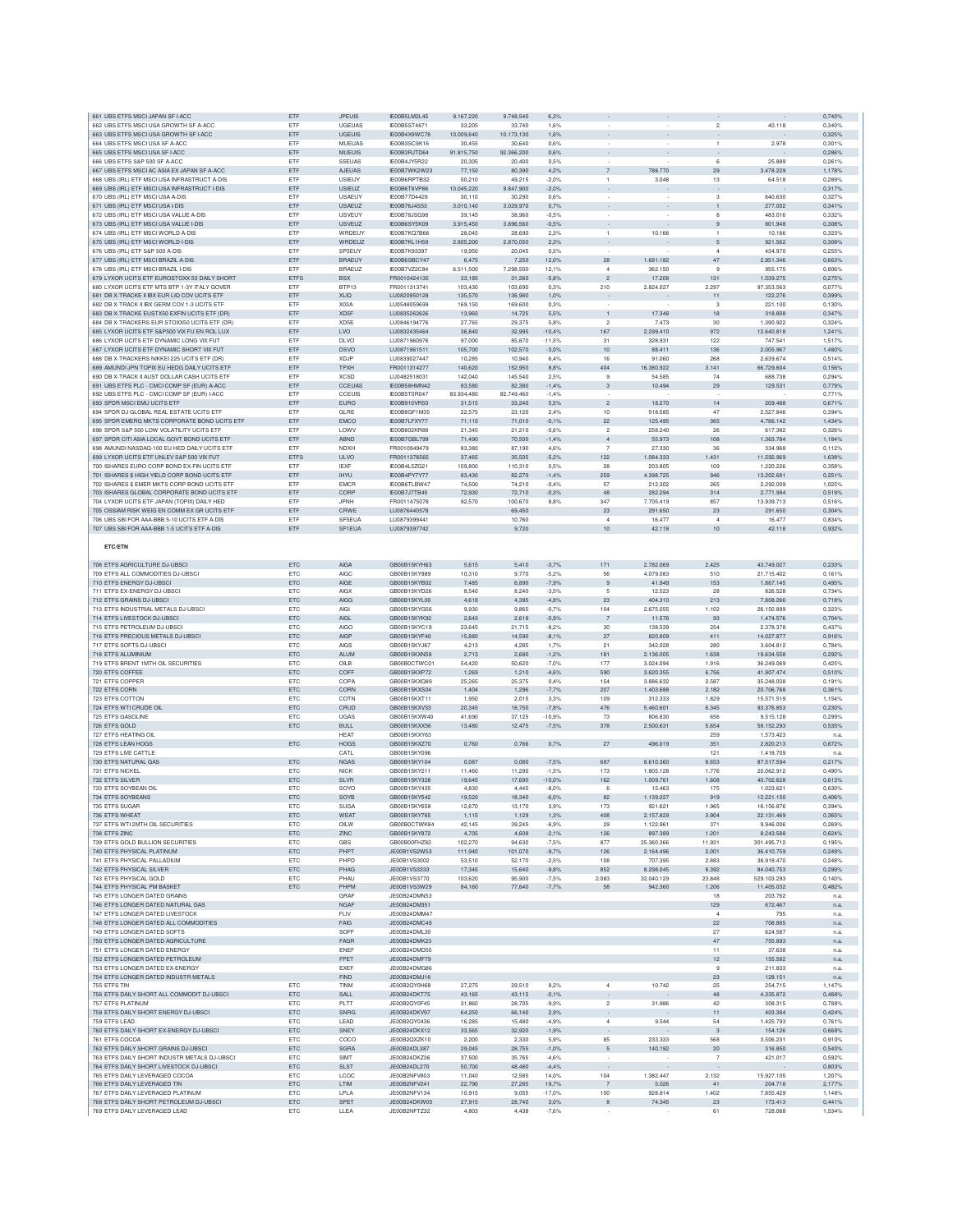| | | | | | | | | | | |
|---|---|---|---|---|---|---|---|---|---|---|
| 661 UBS ETFS MSCI JAPAN SF I-ACC | ETF | JPEUIS | IE00B5LM2L45 | 9.167,220 | 9.748,540 | 6,3% | - | - | - | - | 0,740% |
| 662 UBS ETFS MSCI USA GROWTH SF A-ACC | ETF | UGEUAS | IE00B55T4671 | 33,205 | 33,740 | 1,6% | - | - | 2 | 40.118 | 0,340% |
| 663 UBS ETFS MSCI USA GROWTH SF I-ACC | ETF | UGEUIS | IE00B4X9WC78 | 10.009,640 | 10.173,130 | 1,6% | - | - | - | - | 0,325% |
| 664 UBS ETFS MSCI USA SF A-ACC | ETF | MUEUAS | IE00B3SC9K16 | 30,455 | 30,640 | 0,6% | - | - | 1 | 2.978 | 0,301% |
| 665 UBS ETFS MSCI USA SF I-ACC | ETF | MUEUIS | IE00B3RJTD64 | 91.815,750 | 92.366,200 | 0,6% | - | - | - | - | 0,286% |
| 666 UBS ETFS S&P 500 SF A-ACC | ETF | S5EUAS | IE00B4JY5R22 | 20,305 | 20,400 | 0,5% | - | - | 6 | 25.889 | 0,261% |
| 667 UBS ETFS MSCI AC ASIA EX JAPAN SF A-ACC | ETF | AJEUAS | IE00B7WK2W23 | 77,150 | 80,390 | 4,2% | 7 | 788.770 | 29 | 3.478.229 | 1,178% |
| 668 UBS (IRL) ETF MSCI USA INFRASTRUCT A-DIS | ETF | USIEUY | IE00B6RPTB32 | 50,210 | 49,215 | -2,0% | 1 | 3.048 | 13 | 64.518 | 0,289% |
| 669 UBS (IRL) ETF MSCI USA INFRASTRUCT I-DIS | ETF | USIEUZ | IE00B6T8VP86 | 10.045,220 | 9.847,900 | -2,0% | - | - | - | - | 0,317% |
| 670 UBS (IRL) ETF MSCI USA A-DIS | ETF | USAEUY | IE00B77D4428 | 30,110 | 30,290 | 0,6% | - | - | 3 | 640.630 | 0,327% |
| 671 UBS (IRL) ETF MSCI USA I-DIS | ETF | USAEUZ | IE00B76J4S53 | 3.010,140 | 3.029,970 | 0,7% | - | - | 1 | 277.002 | 0,341% |
| 672 UBS (IRL) ETF MSCI USA VALUE A-DIS | ETF | USVEUY | IE00B78JSG98 | 39,145 | 38,960 | -0,5% | - | - | 8 | 483.016 | 0,332% |
| 673 UBS (IRL) ETF MSCI USA VALUE I-DIS | ETF | USVEUZ | IE00B6SY5K09 | 3.915,450 | 3.896,560 | -0,5% | - | - | 9 | 801.948 | 0,308% |
| 674 UBS (IRL) ETF MSCI WORLD A-DIS | ETF | WRDEUY | IE00B7KQ7B66 | 28,045 | 28,690 | 2,3% | 1 | 10.166 | 1 | 10.166 | 0,323% |
| 675 UBS (IRL) ETF MSCI WORLD I-DIS | ETF | WRDEUZ | IE00B7KL1H59 | 2.805,200 | 2.870,050 | 2,3% | - | - | 5 | 921.562 | 0,308% |
| 676 UBS (IRL) ETF S&P 500 A-DIS | ETF | SP5EUY | IE00B7K93397 | 19,950 | 20,045 | 0,5% | - | - | 4 | 434.970 | 0,255% |
| 677 UBS (IRL) ETF MSCI BRAZIL A-DIS | ETF | BRAEUY | IE00B6SBCY47 | 6,475 | 7,250 | 12,0% | 28 | 1.681.182 | 47 | 2.951.346 | 0,663% |
| 678 UBS (IRL) ETF MSCI BRAZIL I-DIS | ETF | BRAEUZ | IE00B7VZ2C84 | 6.511,500 | 7.298,500 | 12,1% | 4 | 362.150 | 9 | 955.175 | 0,806% |
| 679 LYXOR UCITS ETF EUROSTOXX 50 DAILY SHORT | ETFS | BSX | FR0010424135 | 33,185 | 31,260 | -5,8% | 2 | 17.208 | 131 | 1.539.275 | 0,275% |
| 680 LYXOR UCITS ETF MTS BTP 1-3Y ITALY GOVER | ETF | BTP13 | FR0011313741 | 103,430 | 103,690 | 0,3% | 210 | 2.824.027 | 2.297 | 97.353.563 | 0,077% |
| 681 DB X-TRACKE II IBX EUR LIQ COV UCITS ETF | ETF | XLIQ | LU0820950128 | 135,570 | 136,980 | 1,0% | - | - | 11 | 122.276 | 0,399% |
| 682 DB X-TRACK II IBX GERM COV 1-3 UCITS ETF | ETF | X03A | LU0548059699 | 169,150 | 169,600 | 0,3% | - | - | 3 | 221.100 | 0,130% |
| 683 DB X-TRACKE EUSTX50 EXFIN UCITS ETF (DR) | ETF | XD5F | LU0835262626 | 13,960 | 14,725 | 5,5% | 1 | 17.348 | 18 | 318.808 | 0,347% |
| 684 DB X-TRACKERS EUR STOXX50 UCITS ETF (DR) | ETF | XD5E | LU0846194776 | 27,765 | 29,375 | 5,8% | 2 | 7.473 | 30 | 1.390.922 | 0,324% |
| 685 LYXOR UCITS ETF S&P500 VIX FU EN ROL LUX | ETF | LVO | LU0832435464 | 36,840 | 32,995 | -10,4% | 167 | 2.299.410 | 972 | 12.640.818 | 1,241% |
| 686 LYXOR UCITS ETF DYNAMIC LONG VIX FUT | ETF | DLVO | LU0871960976 | 97,000 | 85,870 | -11,5% | 31 | 328.931 | 122 | 747.541 | 1,517% |
| 687 LYXOR UCITS ETF DYNAMIC SHORT VIX FUT | ETF | DSVO | LU0871961511 | 105,700 | 102,570 | -3,0% | 10 | 88.411 | 136 | 2.005.967 | 1,480% |
| 688 DB X-TRACKERS NIKKEI 225 UCITS ETF (DR) | ETF | XDJP | LU0839027447 | 10,285 | 10,940 | 6,4% | 16 | 91.060 | 268 | 2.639.674 | 0,514% |
| 689 AMUNDI JPN TOPIX EU HEDG DAILY UCITS ETF | ETF | TPXH | FR0011314277 | 140,620 | 152,950 | 8,8% | 404 | 16.380.922 | 3.141 | 66.729.604 | 0,156% |
| 690 DB X-TRACK II AUST DOLLAR CASH UCITS ETF | ETF | XCSD | LU0482518031 | 142,040 | 145,540 | 2,5% | 9 | 54.585 | 74 | 688.738 | 0,294% |
| 691 UBS ETFS PLC - CMCI COMP SF (EUR) A-ACC | ETF | CCEUAS | IE00B58HMN42 | 83,580 | 82,380 | -1,4% | 3 | 10.494 | 29 | 129.531 | 0,779% |
| 692 UBS ETFS PLC - CMCI COMP SF (EUR) I-ACC | ETF | CCEUIS | IE00B5T0R047 | 83.934,480 | 82.749,460 | -1,4% | - | - | - | - | 0,771% |
| 693 SPDR MSCI EMU UCITS ETF | ETF | EURO | IE00B910VR50 | 31,515 | 33,240 | 5,5% | 2 | 18.270 | 14 | 209.488 | 0,671% |
| 694 SPDR DJ GLOBAL REAL ESTATE UCITS ETF | ETF | GLRE | IE00B8GF1M35 | 22,575 | 23,120 | 2,4% | 10 | 518.585 | 47 | 2.527.846 | 0,394% |
| 695 SPDR EMERG MKTS CORPORATE BOND UCITS ETF | ETF | EMCO | IE00B7LFXY77 | 71,110 | 71,010 | -0,1% | 22 | 125.495 | 365 | 4.786.142 | 1,434% |
| 696 SPDR S&P 500 LOW VOLATILITY UCITS ETF | ETF | LOWV | IE00B802KR88 | 21,345 | 21,210 | -0,6% | 2 | 258.240 | 26 | 617.382 | 0,326% |
| 697 SPDR CITI ASIA LOCAL GOVT BOND UCITS ETF | ETF | ABND | IE00B7GBL799 | 71,490 | 70,500 | -1,4% | 4 | 55.973 | 108 | 1.363.784 | 1,184% |
| 698 AMUNDI NASDAQ-100 EU HED DAILY UCITS ETF | ETF | NDXH | FR0010949479 | 83,380 | 87,190 | 4,6% | 7 | 27.330 | 36 | 334.968 | 0,112% |
| 699 LYXOR UCITS ETF UNLEV S&P 500 VIX FUT | ETFS | ULVO | FR0011376565 | 37,465 | 35,505 | -5,2% | 122 | 1.084.333 | 1.431 | 11.592.969 | 1,638% |
| 700 ISHARES EURO CORP BOND EX-FIN UCITS ETF | ETF | IEXF | IE00B4L5ZG21 | 109,800 | 110,310 | 0,5% | 28 | 203.805 | 109 | 1.220.226 | 0,358% |
| 701 ISHARES $ HIGH YIELD CORP BOND UCITS ETF | ETF | IHYU | IE00B4PY7Y77 | 83,430 | 82,270 | -1,4% | 259 | 4.398.725 | 946 | 13.202.681 | 0,251% |
| 702 ISHARES $ EMER MKTS CORP BOND UCITS ETF | ETF | EMCR | IE00B6TLBW47 | 74,500 | 74,210 | -0,4% | 57 | 212.302 | 265 | 2.292.009 | 1,025% |
| 703 ISHARES GLOBAL CORPORATE BOND UCITS ETF | ETF | CORP | IE00B7J7TB45 | 72,930 | 72,710 | -0,3% | 48 | 282.294 | 314 | 2.771.994 | 0,519% |
| 704 LYXOR UCITS ETF JAPAN (TOPIX) DAILY HED | ETF | JPNH | FR0011475078 | 92,570 | 100,670 | 8,8% | 347 | 7.705.419 | 857 | 13.939.713 | 0,516% |
| 705 OSSIAM RISK WEIG EN COMM EX GR UCITS ETF | ETF | CRWE | LU0876440578 | | 69,450 | | 23 | 291.650 | 23 | 291.650 | 0,304% |
| 706 UBS SBI FOR AAA-BBB 5-10 UCITS ETF A-DIS | ETF | SF5EUA | LU0879399441 | | 10,760 | | 4 | 16.477 | 4 | 16.477 | 0,834% |
| 707 UBS SBI FOR AAA-BBB 1-5 UCITS ETF A-DIS | ETF | SF1EUA | LU0879397742 | | 9,720 | | 10 | 42.118 | 10 | 42.118 | 0,932% |

**ETC/ETN**

| | | | | | | | | | | | |
|---|---|---|---|---|---|---|---|---|---|---|---|
| 708 ETFS AGRICULTURE DJ-UBSCI | ETC | AIGA | GB00B15KYH63 | 5,615 | 5,410 | -3,7% | 171 | 2.782.069 | 2.425 | 43.749.027 | 0,233% |
| 709 ETFS ALL COMMODITIES DJ-UBSCI | ETC | AIGC | GB00B15KY989 | 10,310 | 9,770 | -5,2% | 56 | 4.079.083 | 510 | 21.715.402 | 0,161% |
| 710 ETFS ENERGY DJ-UBSCI | ETC | AIGE | GB00B15KYB02 | 7,485 | 6,890 | -7,9% | 9 | 41.949 | 153 | 1.867.145 | 0,495% |
| 711 ETFS EX-ENERGY DJ-UBSCI | ETC | AIGX | GB00B15KYD26 | 8,540 | 8,240 | -3,5% | 5 | 12.523 | 28 | 826.528 | 0,734% |
| 712 ETFS GRAINS DJ-UBSCI | ETC | AIGG | GB00B15KYL00 | 4,618 | 4,395 | -4,8% | 23 | 404.310 | 213 | 7.808.266 | 0,718% |
| 713 ETFS INDUSTRIAL METALS DJ-UBSCI | ETC | AIGI | GB00B15KYG56 | 9,930 | 9,865 | -0,7% | 104 | 2.675.055 | 1.102 | 28.150.899 | 0,323% |
| 714 ETFS LIVESTOCK DJ-UBSCI | ETC | AIGL | GB00B15KYK92 | 2,643 | 2,618 | -0,9% | 7 | 11.576 | 93 | 1.474.576 | 0,704% |
| 715 ETFS PETROLEUM DJ-UBSCI | ETC | AIGO | GB00B15KYC19 | 23,645 | 21,715 | -8,2% | 30 | 138.539 | 254 | 2.378.378 | 0,437% |
| 716 ETFS PRECIOUS METALS DJ-UBSCI | ETC | AIGP | GB00B15KYF40 | 15,880 | 14,590 | -8,1% | 27 | 820.809 | 411 | 14.027.877 | 0,916% |
| 717 ETFS SOFTS DJ-UBSCI | ETC | AIGS | GB00B15KYJ87 | 4,213 | 4,285 | 1,7% | 21 | 342.028 | 280 | 3.604.812 | 0,784% |
| 718 ETFS ALUMINIUM | ETC | ALUM | GB00B15KXN58 | 2,713 | 2,680 | -1,2% | 181 | 2.136.005 | 1.638 | 19.634.558 | 0,292% |
| 719 ETFS BRENT 1MTH OIL SECURITIES | ETC | OILB | GB00B0CTWC01 | 54,420 | 50,620 | -7,0% | 177 | 3.024.094 | 1.916 | 36.249.069 | 0,425% |
| 720 ETFS COFFEE | ETC | COFF | GB00B15KXP72 | 1,269 | 1,210 | -4,6% | 590 | 3.620.355 | 6.756 | 41.907.474 | 0,510% |
| 721 ETFS COPPER | ETC | COPA | GB00B15KXQ89 | 25,265 | 25,375 | 0,4% | 154 | 3.886.632 | 2.587 | 35.248.038 | 0,191% |
| 722 ETFS CORN | ETC | CORN | GB00B15KXS04 | 1,404 | 1,296 | -7,7% | 207 | 1.403.688 | 2.182 | 20.706.768 | 0,361% |
| 723 ETFS COTTON | ETC | COTN | GB00B15KXT11 | 1,950 | 2,015 | 3,3% | 109 | 312.333 | 1.829 | 15.571.519 | 1,154% |
| 724 ETFS WTI CRUDE OIL | ETC | CRUD | GB00B15KXV33 | 20,345 | 18,750 | -7,8% | 476 | 5.460.601 | 6.345 | 93.376.853 | 0,230% |
| 725 ETFS GASOLINE | ETC | UGAS | GB00B15KXW40 | 41,690 | 37,125 | -10,9% | 73 | 806.830 | 656 | 9.515.128 | 0,299% |
| 726 ETFS GOLD | ETC | BULL | GB00B15KXX56 | 13,480 | 12,475 | -7,5% | 378 | 2.500.631 | 5.654 | 58.152.293 | 0,535% |
| 727 ETFS HEATING OIL | | HEAT | GB00B15KXY63 | | | | | | 259 | 1.573.423 | n.a. |
| 728 ETFS LEAN HOGS | ETC | HOGS | GB00B15KXZ70 | 0,760 | 0,766 | 0,7% | 27 | 496.019 | 351 | 2.820.213 | 0,672% |
| 729 ETFS LIVE CATTLE | | CATL | GB00B15KY096 | | | | | | 121 | 1.418.709 | n.a. |
| 730 ETFS NATURAL GAS | ETC | NGAS | GB00B15KY104 | 0,087 | 0,080 | -7,5% | 687 | 8.610.360 | 8.653 | 87.517.594 | 0,217% |
| 731 ETFS NICKEL | ETC | NICK | GB00B15KY211 | 11,460 | 11,290 | -1,5% | 173 | 1.805.128 | 1.776 | 20.062.912 | 0,490% |
| 732 ETFS SILVER | ETC | SLVR | GB00B15KY328 | 19,645 | 17,690 | -10,0% | 162 | 1.009.761 | 1.608 | 40.702.628 | 0,613% |
| 733 ETFS SOYBEAN OIL | ETC | SOYO | GB00B15KY435 | 4,830 | 4,445 | -8,0% | 6 | 15.463 | 175 | 1.023.621 | 0,630% |
| 734 ETFS SOYBEANS | ETC | SOYB | GB00B15KY542 | 19,520 | 18,340 | -6,0% | 82 | 1.139.027 | 919 | 12.221.150 | 0,406% |
| 735 ETFS SUGAR | ETC | SUGA | GB00B15KY658 | 12,670 | 13,170 | 3,9% | 173 | 921.621 | 1.965 | 16.156.876 | 0,394% |
| 736 ETFS WHEAT | ETC | WEAT | GB00B15KY765 | 1,115 | 1,129 | 1,3% | 408 | 2.157.829 | 3.904 | 22.131.469 | 0,365% |
| 737 ETFS WTI 2MTH OIL SECURITIES | ETC | OILW | GB00B0CTWK84 | 42,145 | 39,245 | -6,9% | 29 | 1.122.961 | 371 | 9.946.006 | 0,269% |
| 738 ETFS ZINC | ETC | ZINC | GB00B15KY872 | 4,705 | 4,608 | -2,1% | 126 | 897.389 | 1.201 | 8.243.588 | 0,624% |
| 739 ETFS GOLD BULLION SECURITIES | ETC | GBS | GB00B00FHZ82 | 102,270 | 94,630 | -7,5% | 877 | 25.360.366 | 11.931 | 301.495.712 | 0,195% |
| 740 ETFS PHYSICAL PLATINUM | ETC | PHPT | JE00B1VS2W53 | 111,940 | 101,070 | -9,7% | 126 | 2.164.496 | 2.001 | 36.410.759 | 0,249% |
| 741 ETFS PHYSICAL PALLADIUM | ETC | PHPD | JE00B1VS3002 | 53,510 | 52,170 | -2,5% | 108 | 707.395 | 2.883 | 39.918.470 | 0,248% |
| 742 ETFS PHYSICAL SILVER | ETC | PHAG | JE00B1VS3333 | 17,345 | 15,640 | -9,8% | 852 | 8.298.045 | 8.392 | 84.040.753 | 0,299% |
| 743 ETFS PHYSICAL GOLD | ETC | PHAU | JE00B1VS3770 | 103,620 | 95,900 | -7,5% | 2.083 | 32.040.129 | 23.848 | 529.103.293 | 0,140% |
| 744 ETFS PHYSICAL PM BASKET | ETC | PHPM | JE00B1VS3W29 | 84,160 | 77,640 | -7,7% | 58 | 942.360 | 1.206 | 11.405.032 | 0,482% |
| 745 ETFS LONGER DATED GRAINS | | GRAF | JE00B24DMN53 | | | | | | 18 | 203.762 | n.a. |
| 746 ETFS LONGER DATED NATURAL GAS | | NGAF | JE00B24DM351 | | | | | | 129 | 672.467 | n.a. |
| 747 ETFS LONGER DATED LIVESTOCK | | FLIV | JE00B24DMM47 | | | | | | 4 | 795 | n.a. |
| 748 ETFS LONGER DATED ALL COMMODITIES | | FAIG | JE00B24DMC49 | | | | | | 22 | 708.885 | n.a. |
| 749 ETFS LONGER DATED SOFTS | | SOFF | JE00B24DML30 | | | | | | 27 | 624.587 | n.a. |
| 750 ETFS LONGER DATED AGRICULTURE | | FAGR | JE00B24DMK23 | | | | | | 47 | 755.893 | n.a. |
| 751 ETFS LONGER DATED ENERGY | | ENEF | JE00B24DMD55 | | | | | | 11 | 37.638 | n.a. |
| 752 ETFS LONGER DATED PETROLEUM | | FPET | JE00B24DMF79 | | | | | | 12 | 155.582 | n.a. |
| 753 ETFS LONGER DATED EX-ENERGY | | EXEF | JE00B24DMG86 | | | | | | 9 | 211.833 | n.a. |
| 754 ETFS LONGER DATED INDUSTR METALS | | FIND | JE00B24DMJ18 | | | | | | 23 | 128.151 | n.a. |
| 755 ETFS TIN | ETC | TINM | JE00B2QY0H68 | 27,275 | 29,510 | 8,2% | 4 | 10.742 | 25 | 254.715 | 1,147% |
| 756 ETFS DAILY SHORT ALL COMMODIT DJ-UBSCI | ETC | SALL | JE00B24DKT75 | 43,165 | 43,115 | -0,1% | - | - | 48 | 4.335.872 | 0,488% |
| 757 ETFS PLATINUM | ETC | PLTT | JE00B2QY0F45 | 31,860 | 28,705 | -9,9% | 2 | 31.886 | 42 | 308.315 | 0,788% |
| 758 ETFS DAILY SHORT ENERGY DJ-UBSCI | ETC | SNRG | JE00B24DKV97 | 64,250 | 66,140 | 2,9% | - | - | 11 | 403.384 | 0,424% |
| 759 ETFS LEAD | ETC | LEAD | JE00B2QY0436 | 16,285 | 15,480 | -4,9% | 4 | 9.544 | 54 | 1.425.793 | 0,761% |
| 760 ETFS DAILY SHORT EX-ENERGY DJ-UBSCI | ETC | SNEY | JE00B24DKX12 | 33,565 | 32,920 | -1,9% | - | - | 3 | 154.126 | 0,668% |
| 761 ETFS COCOA | ETC | COCO | JE00B2QXZK10 | 2,200 | 2,330 | 5,9% | 85 | 233.333 | 568 | 3.506.231 | 0,910% |
| 762 ETFS DAILY SHORT GRAINS DJ-UBSCI | ETC | SGRA | JE00B24DL387 | 29,045 | 28,755 | -1,0% | 5 | 140.192 | 20 | 316.850 | 0,540% |
| 763 ETFS DAILY SHORT INDUSTR METALS DJ-UBSCI | ETC | SIMT | JE00B24DKZ36 | 37,500 | 35,765 | -4,6% | - | - | 7 | 421.017 | 0,592% |
| 764 ETFS DAILY SHORT LIVESTOCK DJ-UBSCI | ETC | SLST | JE00B24DL270 | 50,700 | 48,460 | -4,4% | - | - | - | - | 0,803% |
| 765 ETFS DAILY LEVERAGED COCOA | ETC | LCOC | JE00B2NFV803 | 11,040 | 12,585 | 14,0% | 104 | 1.382.447 | 2.132 | 15.927.105 | 1,207% |
| 766 ETFS DAILY LEVERAGED TIN | ETC | LTIM | JE00B2NFV241 | 22,790 | 27,285 | 19,7% | 7 | 5.026 | 41 | 204.718 | 2,177% |
| 767 ETFS DAILY LEVERAGED PLATINUM | ETC | LPLA | JE00B2NFV134 | 10,915 | 9,055 | -17,0% | 150 | 928.814 | 1.402 | 7.855.429 | 1,148% |
| 768 ETFS DAILY SHORT PETROLEUM DJ-UBSCI | ETC | SPET | JE00B24DKW05 | 27,915 | 28,740 | 3,0% | 8 | 74.345 | 23 | 173.413 | 0,441% |
| 769 ETFS DAILY LEVERAGED LEAD | ETC | LLEA | JE00B2NFTZ32 | 4,803 | 4,438 | -7,6% | - | - | 61 | 728.068 | 1,534% |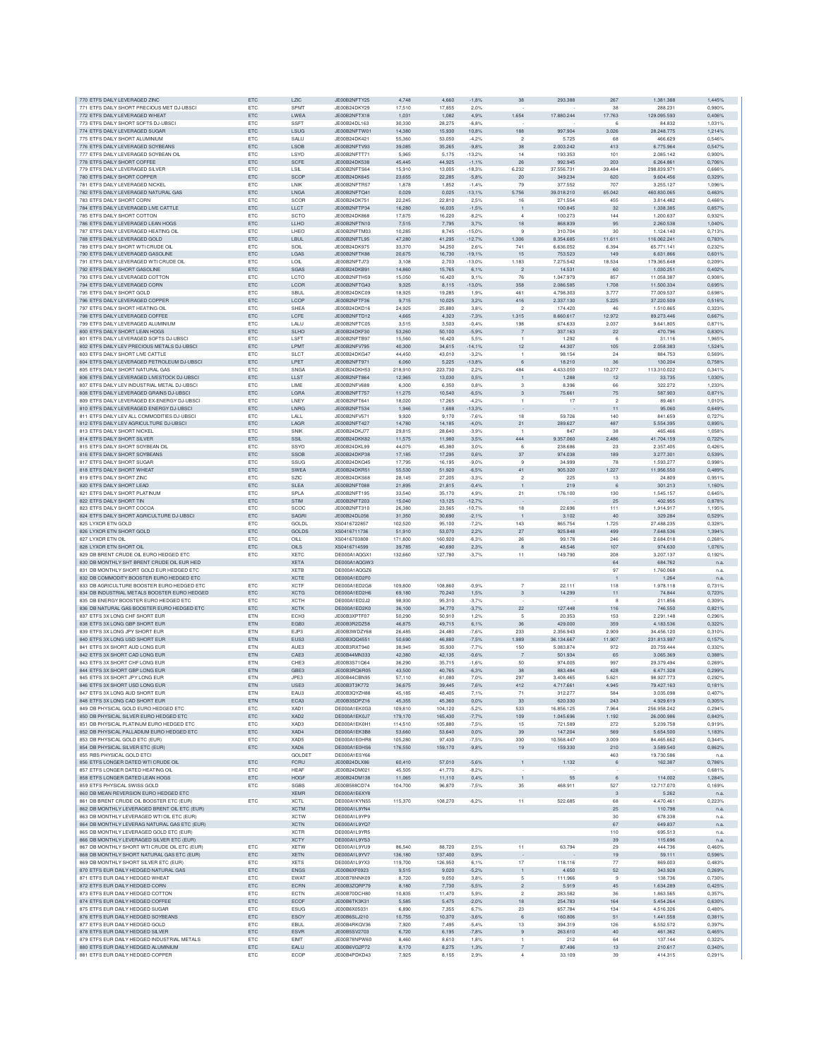| | | | | | | | | | | |
|---|---|---|---|---|---|---|---|---|---|---|
| 770 ETFS DAILY LEVERAGED ZINC | ETC | LZIC | JE00B2NFTY25 | 4,748 | 4,660 | -1,8% | 38 | 293.388 | 267 | 1.381.388 | 1,445% |
| 771 ETFS DAILY SHORT PRECIOUS MET DJ-UBSCI | ETC | SPMT | JE00B24DKY29 | 17,510 | 17,855 | 2,0% | - | - | 38 | 288.231 | 0,980% |
| 772 ETFS DAILY LEVERAGED WHEAT | ETC | LWEA | JE00B2NFTX18 | 1,031 | 1,082 | 4,9% | 1.654 | 17.880.244 | 17.763 | 129.095.593 | 0,406% |
| 773 ETFS DAILY SHORT SOFTS DJ-UBSCI | ETC | SSFT | JE00B24DL163 | 30,330 | 28,275 | -6,8% | - | - | 6 | 84.832 | 1,031% |
| 774 ETFS DAILY LEVERAGED SUGAR | ETC | LSUG | JE00B2NFTW01 | 14,380 | 15,930 | 10,8% | 188 | 997.904 | 3.026 | 28.248.775 | 1,214% |
| 775 ETFS DAILY SHORT ALUMINIUM | ETC | SALU | JE00B24DK421 | 55,360 | 53,050 | -4,2% | 2 | 5.725 | 68 | 466.629 | 0,546% |
| 776 ETFS DAILY LEVERAGED SOYBEANS | ETC | LSOB | JE00B2NFTV93 | 39,085 | 35,265 | -9,8% | 38 | 2.003.242 | 413 | 6.775.964 | 0,547% |
| 777 ETFS DAILY LEVERAGED SOYBEAN OIL | ETC | LSYO | JE00B2NFTT71 | 5,965 | 5,175 | -13,2% | 14 | 193.353 | 101 | 2.085.142 | 0,900% |
| 778 ETFS DAILY SHORT COFFEE | ETC | SCFE | JE00B24DKS38 | 45,445 | 44,925 | -1,1% | 26 | 992.945 | 203 | 6.264.861 | 0,706% |
| 779 ETFS DAILY LEVERAGED SILVER | ETC | LSIL | JE00B2NFTS64 | 15,910 | 13,005 | -18,3% | 6.232 | 37.556.731 | 39.484 | 298.839.971 | 0,666% |
| 780 ETFS DAILY SHORT COPPER | ETC | SCOP | JE00B24DK645 | 23,655 | 22,285 | -5,8% | 20 | 349.234 | 620 | 9.604.456 | 0,329% |
| 781 ETFS DAILY LEVERAGED NICKEL | ETC | LNIK | JE00B2NFTR57 | 1,878 | 1,852 | -1,4% | 79 | 377.552 | 707 | 3.255.127 | 1,096% |
| 782 ETFS DAILY LEVERAGED NATURAL GAS | ETC | LNGA | JE00B2NFTQ41 | 0,029 | 0,025 | -13,1% | 5.756 | 39.018.210 | 65.042 | 460.830.065 | 0,463% |
| 783 ETFS DAILY SHORT CORN | ETC | SCOR | JE00B24DK751 | 22,245 | 22,810 | 2,5% | 16 | 271.554 | 455 | 3.814.482 | 0,466% |
| 784 ETFS DAILY LEVERAGED LIVE CATTLE | ETC | LLCT | JE00B2NFTP34 | 16,280 | 16,035 | -1,5% | 1 | 100.845 | 32 | 1.338.385 | 0,857% |
| 785 ETFS DAILY SHORT COTTON | ETC | SCTO | JE00B24DK868 | 17,675 | 16,220 | -8,2% | 4 | 100.273 | 144 | 1.200.637 | 0,932% |
| 786 ETFS DAILY LEVERAGED LEAN HOGS | ETC | LLHO | JE00B2NFTN10 | 7,515 | 7,795 | 3,7% | 18 | 868.839 | 95 | 2.260.538 | 1,040% |
| 787 ETFS DAILY LEVERAGED HEATING OIL | ETC | LHEO | JE00B2NFTM03 | 10,285 | 8,745 | -15,0% | 9 | 310.704 | 30 | 1.124.140 | 0,713% |
| 788 ETFS DAILY LEVERAGED GOLD | ETC | LBUL | JE00B2NFTL95 | 47,280 | 41,295 | -12,7% | 1.306 | 8.354.685 | 11.611 | 116.062.241 | 0,783% |
| 789 ETFS DAILY SHORT WTI CRUDE OIL | ETC | SOIL | JE00B24DK975 | 33,370 | 34,250 | 2,6% | 741 | 6.636.052 | 6.394 | 65.771.141 | 0,232% |
| 790 ETFS DAILY LEVERAGED GASOLINE | ETC | LGAS | JE00B2NFTK88 | 20,675 | 16,730 | -19,1% | 15 | 753.523 | 149 | 6.631.866 | 0,601% |
| 791 ETFS DAILY LEVERAGED WTI CRUDE OIL | ETC | LOIL | JE00B2NFTJ73 | 3,108 | 2,703 | -13,0% | 1.183 | 7.275.542 | 18.534 | 179.365.648 | 0,209% |
| 792 ETFS DAILY SHORT GASOLINE | ETC | SGAS | JE00B24DKB91 | 14,860 | 15,765 | 6,1% | 2 | 14.531 | 60 | 1.030.251 | 0,402% |
| 793 ETFS DAILY LEVERAGED COTTON | ETC | LCTO | JE00B2NFTH59 | 15,050 | 16,420 | 9,1% | 76 | 1.047.979 | 857 | 11.058.387 | 0,908% |
| 794 ETFS DAILY LEVERAGED CORN | ETC | LCOR | JE00B2NFTG43 | 9,325 | 8,115 | -13,0% | 358 | 2.086.585 | 1.708 | 11.500.334 | 0,695% |
| 795 ETFS DAILY SHORT GOLD | ETC | SBUL | JE00B24DKC09 | 18,925 | 19,285 | 1,9% | 461 | 4.798.303 | 3.777 | 77.009.537 | 0,698% |
| 796 ETFS DAILY LEVERAGED COPPER | ETC | LCOP | JE00B2NFTF36 | 9,715 | 10,025 | 3,2% | 416 | 2.337.130 | 5.225 | 37.220.509 | 0,516% |
| 797 ETFS DAILY SHORT HEATING OIL | ETC | SHEA | JE00B24DKD16 | 24,925 | 25,880 | 3,8% | 2 | 174.420 | 46 | 1.510.865 | 0,323% |
| 798 ETFS DAILY LEVERAGED COFFEE | ETC | LCFE | JE00B2NFTD12 | 4,665 | 4,323 | -7,3% | 1.315 | 8.660.617 | 12.972 | 89.273.446 | 0,667% |
| 799 ETFS DAILY LEVERAGED ALUMINIUM | ETC | LALU | JE00B2NFTC05 | 3,515 | 3,503 | -0,4% | 198 | 674.633 | 2.037 | 9.641.805 | 0,871% |
| 800 ETFS DAILY SHORT LEAN HOGS | ETC | SLHO | JE00B24DKF30 | 53,260 | 50,100 | -5,9% | 7 | 337.163 | 22 | 470.796 | 0,830% |
| 801 ETFS DAILY LEVERAGED SOFTS DJ-UBSCI | ETC | LSFT | JE00B2NFTB97 | 15,560 | 16,420 | 5,5% | 1 | 1.292 | 6 | 31.116 | 1,965% |
| 802 ETFS DAILY LEV PRECIOUS METALS DJ-UBSCI | ETC | LPMT | JE00B2NFV795 | 40,300 | 34,615 | -14,1% | 12 | 44.307 | 105 | 2.058.383 | 1,524% |
| 803 ETFS DAILY SHORT LIVE CATTLE | ETC | SLCT | JE00B24DKG47 | 44,450 | 43,010 | -3,2% | 1 | 98.154 | 24 | 884.753 | 0,569% |
| 804 ETFS DAILY LEVERAGED PETROLEUM DJ-UBSCI | ETC | LPET | JE00B2NFT971 | 6,060 | 5,225 | -13,8% | 6 | 18.210 | 36 | 130.204 | 0,758% |
| 805 ETFS DAILY SHORT NATURAL GAS | ETC | SNGA | JE00B24DKH53 | 218,910 | 223,730 | 2,2% | 484 | 4.433.050 | 10.277 | 113.310.022 | 0,341% |
| 806 ETFS DAILY LEVERAGED LIVESTOCK DJ-UBSCI | ETC | LLST | JE00B2NFT864 | 12,965 | 13,030 | 0,5% | 1 | 1.288 | 12 | 33.735 | 1,030% |
| 807 ETFS DAILY LEV INDUSTRIAL METAL DJ-UBSCI | ETC | LIME | JE00B2NFV688 | 6,300 | 6,350 | 0,8% | 3 | 8.396 | 66 | 322.272 | 1,233% |
| 808 ETFS DAILY LEVERAGED GRAINS DJ-UBSCI | ETC | LGRA | JE00B2NFT757 | 11,275 | 10,540 | -6,5% | 3 | 75.661 | 75 | 587.903 | 0,871% |
| 809 ETFS DAILY LEVERAGED EX-ENERGY DJ-UBSCI | ETC | LNEY | JE00B2NFT641 | 18,020 | 17,265 | -4,2% | 1 | 17 | 2 | 89.461 | 1,010% |
| 810 ETFS DAILY LEVERAGED ENERGY DJ-UBSCI | ETC | LNRG | JE00B2NFT534 | 1,946 | 1,688 | -13,3% | - | - | 11 | 95.060 | 0,649% |
| 811 ETFS DAILY LEV ALL COMMODITIES DJ-UBSCI | ETC | LALL | JE00B2NFV571 | 9,920 | 9,170 | -7,6% | 18 | 59.726 | 140 | 841.659 | 0,727% |
| 812 ETFS DAILY LEV AGRICULTURE DJ-UBSCI | ETC | LAGR | JE00B2NFT427 | 14,780 | 14,185 | -4,0% | 21 | 289.627 | 487 | 5.554.395 | 0,895% |
| 813 ETFS DAILY SHORT NICKEL | ETC | SNIK | JE00B24DKJ77 | 29,815 | 28,640 | -3,9% | 1 | 847 | 38 | 465.466 | 1,058% |
| 814 ETFS DAILY SHORT SILVER | ETC | SSIL | JE00B24DKK82 | 11,575 | 11,980 | 3,5% | 444 | 9.357.060 | 2.486 | 41.704.159 | 0,722% |
| 815 ETFS DAILY SHORT SOYBEAN OIL | ETC | SSYO | JE00B24DKL99 | 44,075 | 45,380 | 3,0% | 6 | 238.686 | 23 | 2.357.405 | 0,426% |
| 816 ETFS DAILY SHORT SOYBEANS | ETC | SSOB | JE00B24DKP38 | 17,185 | 17,295 | 0,6% | 37 | 974.038 | 189 | 3.277.301 | 0,539% |
| 817 ETFS DAILY SHORT SUGAR | ETC | SSUG | JE00B24DKQ45 | 17,795 | 16,195 | -9,0% | 9 | 34.999 | 78 | 1.593.277 | 0,998% |
| 818 ETFS DAILY SHORT WHEAT | ETC | SWEA | JE00B24DKR51 | 55,530 | 51,920 | -6,5% | 41 | 905.320 | 1.227 | 11.956.550 | 0,489% |
| 819 ETFS DAILY SHORT ZINC | ETC | SZIC | JE00B24DKS68 | 28,145 | 27,205 | -3,3% | 2 | 225 | 13 | 24.809 | 0,951% |
| 820 ETFS DAILY SHORT LEAD | ETC | SLEA | JE00B2NFT088 | 21,895 | 21,815 | -0,4% | 1 | 219 | 6 | 301.213 | 1,160% |
| 821 ETFS DAILY SHORT PLATINUM | ETC | SPLA | JE00B2NFT195 | 33,540 | 35,170 | 4,9% | 21 | 176.100 | 130 | 1.545.157 | 0,645% |
| 822 ETFS DAILY SHORT TIN | ETC | STIM | JE00B2NFT203 | 15,040 | 13,125 | -12,7% | - | - | 25 | 402.955 | 0,878% |
| 823 ETFS DAILY SHORT COCOA | ETC | SCOC | JE00B2NFT310 | 26,380 | 23,565 | -10,7% | 18 | 22.696 | 111 | 1.914.917 | 1,195% |
| 824 ETFS DAILY SHORT AGRICULTURE DJ-UBSCI | ETC | SAGRI | JE00B24DL056 | 31,350 | 30,690 | -2,1% | 1 | 3.102 | 40 | 329.284 | 0,529% |
| 825 LYXOR ETN GOLD | ETC | GOLDL | XS0416722857 | 102,520 | 95,100 | -7,2% | 143 | 865.754 | 1.725 | 27.488.235 | 0,328% |
| 826 LYXOR ETN SHORT GOLD | ETC | GOLDS | XS0416711736 | 51,910 | 53,070 | 2,2% | 27 | 925.848 | 499 | 7.648.536 | 1,394% |
| 827 LYXOR ETN OIL | ETC | OILL | XS0416703808 | 171,800 | 160,920 | -6,3% | 26 | 99.178 | 246 | 2.684.018 | 0,268% |
| 828 LYXOR ETN SHORT OIL | ETC | OILS | XS0416714599 | 39,785 | 40,690 | 2,3% | 8 | 48.546 | 107 | 974.630 | 1,076% |
| 829 DB BRENT CRUDE OIL EURO HEDGED ETC | ETC | XETC | DE000A1AQGX1 | 132,660 | 127,780 | -3,7% | 11 | 149.790 | 208 | 3.207.137 | 0,192% |
| 830 DB MONTHLY SHT BRENT CRUDE OIL EUR HED | | XETA | DE000A1AQGW3 | | | | | | 64 | 664.762 | n.a. |
| 831 DB MONTHLY SHORT GOLD EUR HEDGED ETC | | XETB | DE000A1AQGZ6 | | | | | | 97 | 1.760.068 | n.a. |
| 832 DB COMMODITY BOOSTER EURO HEDGED ETC | | XCTE | DE000A1ED2F0 | | | | | | 1 | 1.264 | n.a. |
| 833 DB AGRICULTURE BOOSTER EURO HEDGED ETC | ETC | XCTF | DE000A1ED2G8 | 109,800 | 108,860 | -0,9% | 7 | 22.111 | 118 | 1.978.118 | 0,731% |
| 834 DB INDUSTRIAL METALS BOOSTER EURO HEDGED | ETC | XCTG | DE000A1ED2H6 | 69,180 | 70,240 | 1,5% | 3 | 14.299 | 11 | 74.844 | 0,723% |
| 835 DB ENERGY BOOSTER EURO HEDGED ETC | ETC | XCTH | DE000A1ED2J2 | 98,930 | 95,310 | -3,7% | - | - | 8 | 211.856 | 0,309% |
| 836 DB NATURAL GAS BOOSTER EURO HEDGED ETC | ETC | XCTK | DE000A1ED2K0 | 36,100 | 34,770 | -3,7% | 22 | 127.448 | 116 | 746.550 | 0,821% |
| 837 ETFS 3X LONG CHF SHORT EUR | ETN | ECH3 | JE00B3XPTF07 | 50,290 | 50,910 | 1,2% | 5 | 20.353 | 153 | 2.291.148 | 0,296% |
| 838 ETFS 3X LONG GBP SHORT EUR | ETN | EGB3 | JE00B3R2DZ58 | 46,875 | 49,715 | 6,1% | 36 | 429.000 | 359 | 4.183.536 | 0,322% |
| 839 ETFS 3X LONG JPY SHORT EUR | ETN | EJP3 | JE00B3WDZY68 | 26,485 | 24,480 | -7,6% | 233 | 2.356.943 | 2.909 | 34.456.120 | 0,310% |
| 840 ETFS 3X LONG USD SHORT EUR | ETN | EUS3 | JE00B3QQ4551 | 50,690 | 46,880 | -7,5% | 1.989 | 36.134.667 | 11.907 | 231.813.997 | 0,157% |
| 841 ETFS 3X SHORT AUD LONG EUR | ETN | AUE3 | JE00B3RXT940 | 38,945 | 35,930 | -7,7% | 150 | 5.083.874 | 972 | 20.759.444 | 0,332% |
| 842 ETFS 3X SHORT CAD LONG EUR | ETN | CAE3 | JE00B44MN333 | 42,380 | 42,135 | -0,6% | 7 | 501.934 | 65 | 3.065.369 | 0,388% |
| 843 ETFS 3X SHORT CHF LONG EUR | ETN | CHE3 | JE00B3S71Q64 | 36,290 | 35,715 | -1,6% | 50 | 974.005 | 997 | 29.379.494 | 0,269% |
| 844 ETFS 3X SHORT GBP LONG EUR | ETN | GBE3 | JE00B3RQ6R05 | 43,500 | 40,765 | -6,3% | 38 | 883.484 | 428 | 6.471.328 | 0,299% |
| 845 ETFS 3X SHORT JPY LONG EUR | ETN | JPE3 | JE00B44CBN95 | 57,110 | 61,080 | 7,0% | 297 | 3.408.465 | 5.621 | 98.927.773 | 0,292% |
| 846 ETFS 3X SHORT USD LONG EUR | ETN | USE3 | JE00B3T3K772 | 36,675 | 39,445 | 7,6% | 412 | 4.717.661 | 4.945 | 79.427.163 | 0,181% |
| 847 ETFS 3X LONG AUD SHORT EUR | ETN | EAU3 | JE00B3QYZH88 | 45,185 | 48,405 | 7,1% | 71 | 312.277 | 584 | 3.035.098 | 0,407% |
| 848 ETFS 3X LONG CAD SHORT EUR | ETN | ECA3 | JE00B3SDPZ16 | 45,355 | 45,360 | 0,0% | 33 | 620.330 | 243 | 4.929.619 | 0,305% |
| 849 DB PHYSICAL GOLD EURO HEDGED ETC | ETC | XAD1 | DE000A1EK0G3 | 109,810 | 104,120 | -5,2% | 533 | 16.856.125 | 7.964 | 256.958.242 | 0,294% |
| 850 DB PHYSICAL SILVER EURO HEDGED ETC | ETC | XAD2 | DE000A1EK0J7 | 179,170 | 165,430 | -7,7% | 109 | 1.045.696 | 1.192 | 26.000.986 | 0,843% |
| 851 DB PHYSICAL PLATINUM EURO HEDGED ETC | ETC | XAD3 | DE000A1EK0H1 | 114,510 | 105,880 | -7,5% | 15 | 721.589 | 272 | 5.239.758 | 0,919% |
| 852 DB PHYSICAL PALLADIUM EURO HEDGED ETC | ETC | XAD4 | DE000A1EK3B8 | 53,660 | 53,640 | 0,0% | 39 | 147.204 | 569 | 5.654.500 | 1,183% |
| 853 DB PHYSICAL GOLD ETC (EUR) | ETC | XAD5 | DE000A1E0HR8 | 105,280 | 97,430 | -7,5% | 330 | 10.568.447 | 3.009 | 84.465.662 | 0,344% |
| 854 DB PHYSICAL SILVER ETC (EUR) | ETC | XAD6 | DE000A1E0HS6 | 176,550 | 159,170 | -9,8% | 19 | 159.330 | 210 | 3.589.540 | 0,862% |
| 855 RBS PHYSICAL GOLD ETCI | | GOLDET | DE000A1ESY66 | | | | | | 463 | 19.730.586 | n.a. |
| 856 ETFS LONGER DATED WTI CRUDE OIL | ETC | FCRU | JE00B24DLX86 | 60,410 | 57,010 | -5,6% | 1 | 1.132 | 6 | 162.387 | 0,786% |
| 857 ETFS LONGER DATED HEATING OIL | ETC | HEAF | JE00B24DM021 | 45,505 | 41,770 | -8,2% | - | - | - | - | 0,681% |
| 858 ETFS LONGER DATED LEAN HOGS | ETC | HOGF | JE00B24DM138 | 11,065 | 11,110 | 0,4% | 1 | 55 | 6 | 114.002 | 1,284% |
| 859 ETFS PHYSICAL SWISS GOLD | ETC | SGBS | JE00B588CD74 | 104,700 | 96,870 | -7,5% | 35 | 468.911 | 527 | 12.717.070 | 0,169% |
| 860 DB MEAN REVERSION EURO HEDGED ETC | | XEMR | DE000A1E6XY8 | | | | | | 3 | 5.262 | n.a. |
| 861 DB BRENT CRUDE OIL BOOSTER ETC (EUR) | ETC | XCTL | DE000A1KYN55 | 115,370 | 108,270 | -6,2% | 11 | 522.685 | 68 | 4.470.461 | 0,223% |
| 862 DB MONTHLY LEVERAGED BRENT OIL ETC (EUR) | | XCTM | DE000A1L9YN4 | | | | | | 25 | 110.798 | n.a. |
| 863 DB MONTHLY LEVERAGED WTI OIL ETC (EUR) | | XCTW | DE000A1L9YP9 | | | | | | 30 | 678.338 | n.a. |
| 864 DB MONTHLY LEVERAG NATURAL GAS ETC (EUR) | | XCTN | DE000A1L9YQ7 | | | | | | 67 | 649.837 | n.a. |
| 865 DB MONTHLY LEVERAGED GOLD ETC (EUR) | | XCTR | DE000A1L9YR5 | | | | | | 110 | 695.513 | n.a. |
| 866 DB MONTHLY LEVERAGED SILVER ETC (EUR) | | XCTY | DE000A1L9YS3 | | | | | | 39 | 115.696 | n.a. |
| 867 DB MONTHLY SHORT WTI CRUDE OIL ETC (EUR) | ETC | XETW | DE000A1L9YU9 | 86,540 | 88,720 | 2,5% | 11 | 63.794 | 29 | 444.736 | 0,460% |
| 868 DB MONTHLY SHORT NATURAL GAS ETC (EUR) | ETC | XETN | DE000A1L9YV7 | 136,180 | 137,400 | 0,9% | - | - | 19 | 59.111 | 0,596% |
| 869 DB MONTHLY SHORT SILVER ETC (EUR) | ETC | XETS | DE000A1L9YX3 | 119,700 | 126,950 | 6,1% | 17 | 118.116 | 77 | 869.003 | 0,483% |
| 870 ETFS EUR DAILY HEDGED NATURAL GAS | ETC | ENGS | JE00B6XF0923 | 9,515 | 9,020 | -5,2% | 1 | 4.650 | 52 | 343.928 | 0,269% |
| 871 ETFS EUR DAILY HEDGED WHEAT | ETC | EWAT | JE00B78NNK09 | 8,720 | 9,050 | 3,8% | 5 | 111.966 | 9 | 138.736 | 0,730% |
| 872 ETFS EUR DAILY HEDGED CORN | ETC | ECRN | JE00B3ZQRP79 | 8,180 | 7,730 | -5,5% | 2 | 5.919 | 45 | 1.634.289 | 0,425% |
| 873 ETFS EUR DAILY HEDGED COTTON | ETC | ECTN | JE00B70DCH80 | 10,835 | 11,470 | 5,9% | 2 | 283.582 | 36 | 1.863.565 | 0,357% |
| 874 ETFS EUR DAILY HEDGED COFFEE | ETC | ECOF | JE00B6TK3K31 | 5,585 | 5,475 | -2,0% | 18 | 254.783 | 164 | 5.454.264 | 0,630% |
| 875 ETFS EUR DAILY HEDGED SUGAR | ETC | ESUG | JE00B6X05031 | 6,890 | 7,355 | 6,7% | 23 | 657.784 | 134 | 4.516.326 | 0,480% |
| 876 ETFS EUR DAILY HEDGED SOYBEANS | ETC | ESOY | JE00B6SLJ210 | 10,755 | 10,370 | -3,6% | 6 | 160.806 | 51 | 1.441.558 | 0,381% |
| 877 ETFS EUR DAILY HEDGED GOLD | ETC | EBUL | JE00B4RKQV36 | 7,920 | 7,495 | -5,4% | 13 | 394.319 | 126 | 6.552.572 | 0,397% |
| 878 ETFS EUR DAILY HEDGED SILVER | ETC | ESVR | JE00B5SV2703 | 6,720 | 6,195 | -7,8% | 9 | 263.610 | 40 | 461.362 | 0,465% |
| 879 ETFS EUR DAILY HEDGED INDUSTRIAL METALS | ETC | EIMT | JE00B78NPW60 | 8,460 | 8,610 | 1,8% | 1 | 212 | 64 | 137.144 | 0,322% |
| 880 ETFS EUR DAILY HEDGED ALUMINIUM | ETC | EALU | JE00B6VG2P72 | 8,170 | 8,275 | 1,3% | 7 | 87.496 | 13 | 210.617 | 0,340% |
| 881 ETFS EUR DAILY HEDGED COPPER | ETC | ECOP | JE00B4PDKD43 | 7,925 | 8,155 | 2,9% | 4 | 33.109 | 39 | 414.315 | 0,291% |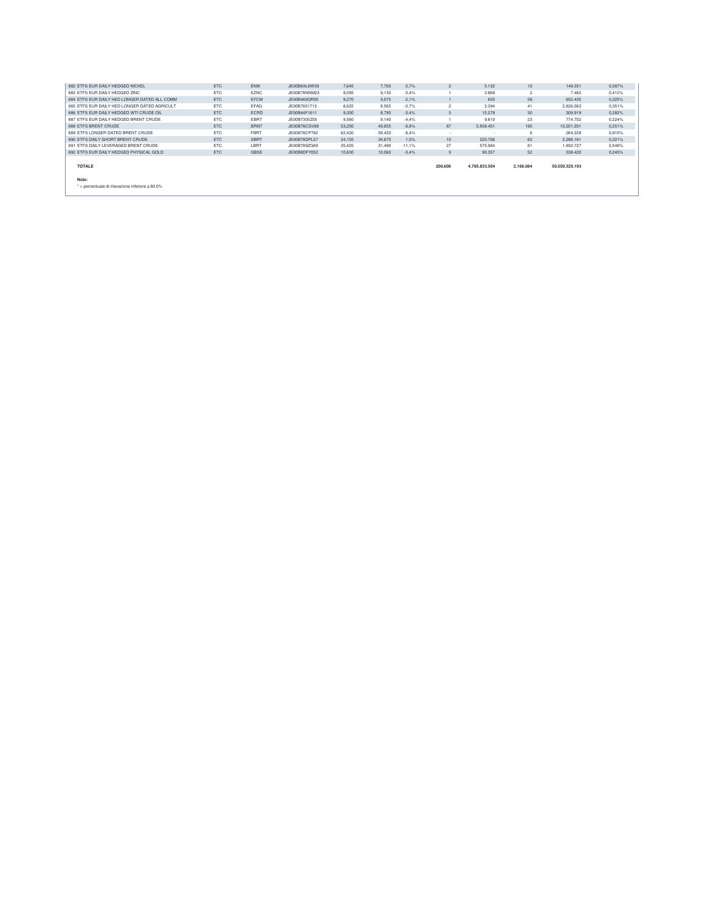| | | | | | | | | | | | |
|---|---|---|---|---|---|---|---|---|---|---|---|
| 882 | ETFS EUR DAILY HEDGED NICKEL | ETC | ENIK | JE00B6XL8W59 | 7,645 | 7,700 | 0,7% | 2 | 5.132 | 10 | 149.351 | 0,587% |
| 883 | ETFS EUR DAILY HEDGED ZINC | ETC | EZNC | JE00B78NNM23 | 9,095 | 9,130 | 0,4% | 1 | 3.869 | 2 | 7.462 | 0,412% |
| 884 | ETFS EUR DAILY HED LONGER DATED ALL COMM | ETC | EFCM | JE00B460QR00 | 9,270 | 9,075 | -2,1% | 1 | 650 | 58 | 652.435 | 0,325% |
| 885 | ETFS EUR DAILY HED LONGER DATED AGRICULT | ETC | EFAG | JE00B7651712 | 8,625 | 8,565 | -0,7% | 2 | 2.394 | 41 | 2.826.063 | 0,351% |
| 886 | ETFS EUR DAILY HEDGED WTI CRUDE OIL | ETC | ECRD | JE00B44F1611 | 9,300 | 8,795 | -5,4% | 3 | 15.278 | 30 | 309.919 | 0,282% |
| 887 | ETFS EUR DAILY HEDGED BRENT CRUDE | ETC | EBRT | JE00B7305Z55 | 9,560 | 9,140 | -4,4% | 1 | 9.610 | 23 | 774.702 | 0,224% |
| 888 | ETFS BRENT CRUDE | ETC | BRNT | JE00B78CGV99 | 53,250 | 49,655 | -6,8% | 87 | 5.838.451 | 190 | 10.201.201 | 0,251% |
| 889 | ETFS LONGER DATED BRENT CRUDE | ETC | FBRT | JE00B78CP782 | 62,420 | 58,420 | -6,4% | - | - | 6 | 264.228 | 0,910% |
| 890 | ETFS DAILY SHORT BRENT CRUDE | ETC | SBRT | JE00B78DPL57 | 34,155 | 34,670 | 1,5% | 10 | 220.706 | 62 | 2.286.161 | 0,321% |
| 891 | ETFS DAILY LEVERAGED BRENT CRUDE | ETC | LBRT | JE00B789ZG89 | 35,425 | 31,490 | -11,1% | 27 | 575.984 | 81 | 1.893.727 | 0,548% |
| 892 | ETFS EUR DAILY HEDGED PHYSICAL GOLD | ETC | GBSE | JE00B8DFY052 | 10,630 | 10,060 | -5,4% | 9 | 90.357 | 52 | 338.420 | 0,245% |
| | **TOTALE** | | | | | | | **200.606** | **4.785.833.504** | **2.166.084** | **50.550.329.193** | |

**Note:**

* = percentuale di rilevazione inferiore a 80.0%